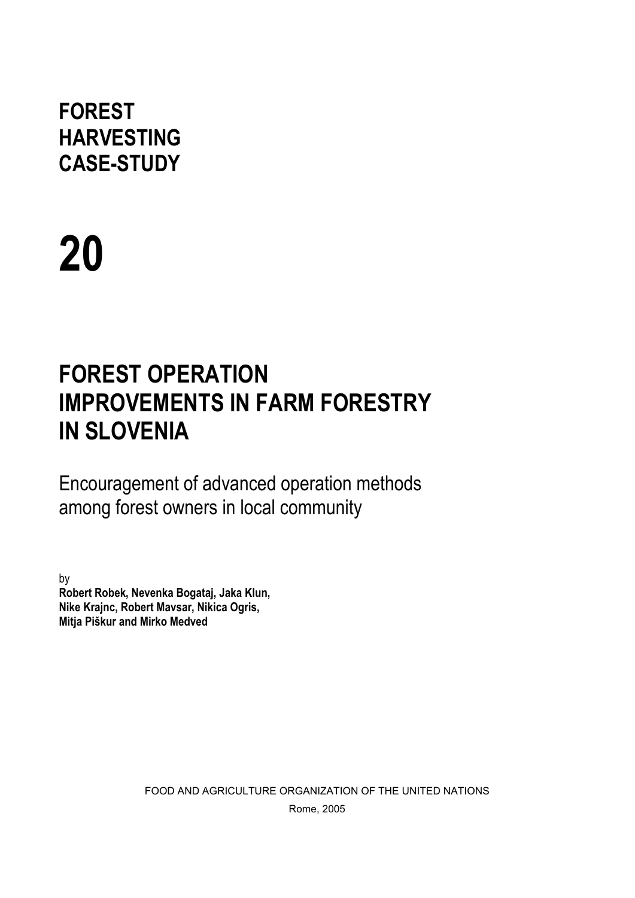# FOREST HARVESTING CASE-STUDY

# 20

# FOREST OPERATION IMPROVEMENTS IN FARM FORESTRY IN SLOVENIA

Encouragement of advanced operation methods among forest owners in local community

by
**Robert Robek, Nevenka Bogataj, Jaka Klun, Nike Krajnc, Robert Mavsar, Nikica Ogris, Mitja Piškur and Mirko Medved**

FOOD AND AGRICULTURE ORGANIZATION OF THE UNITED NATIONS

Rome, 2005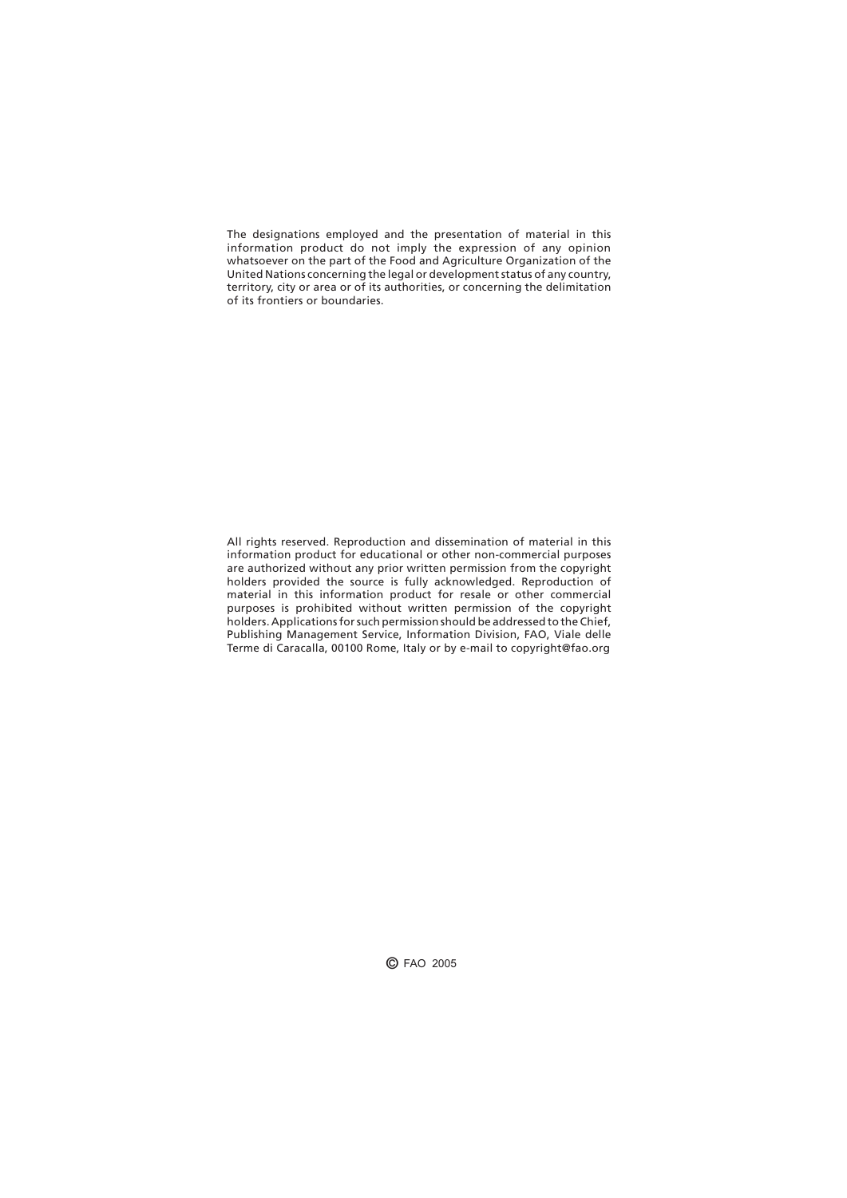The designations employed and the presentation of material in this information product do not imply the expression of any opinion whatsoever on the part of the Food and Agriculture Organization of the United Nations concerning the legal or development status of any country, territory, city or area or of its authorities, or concerning the delimitation of its frontiers or boundaries.

All rights reserved. Reproduction and dissemination of material in this information product for educational or other non-commercial purposes are authorized without any prior written permission from the copyright holders provided the source is fully acknowledged. Reproduction of material in this information product for resale or other commercial purposes is prohibited without written permission of the copyright holders. Applications for such permission should be addressed to the Chief, Publishing Management Service, Information Division, FAO, Viale delle Terme di Caracalla, 00100 Rome, Italy or by e-mail to copyright@fao.org

© FAO 2005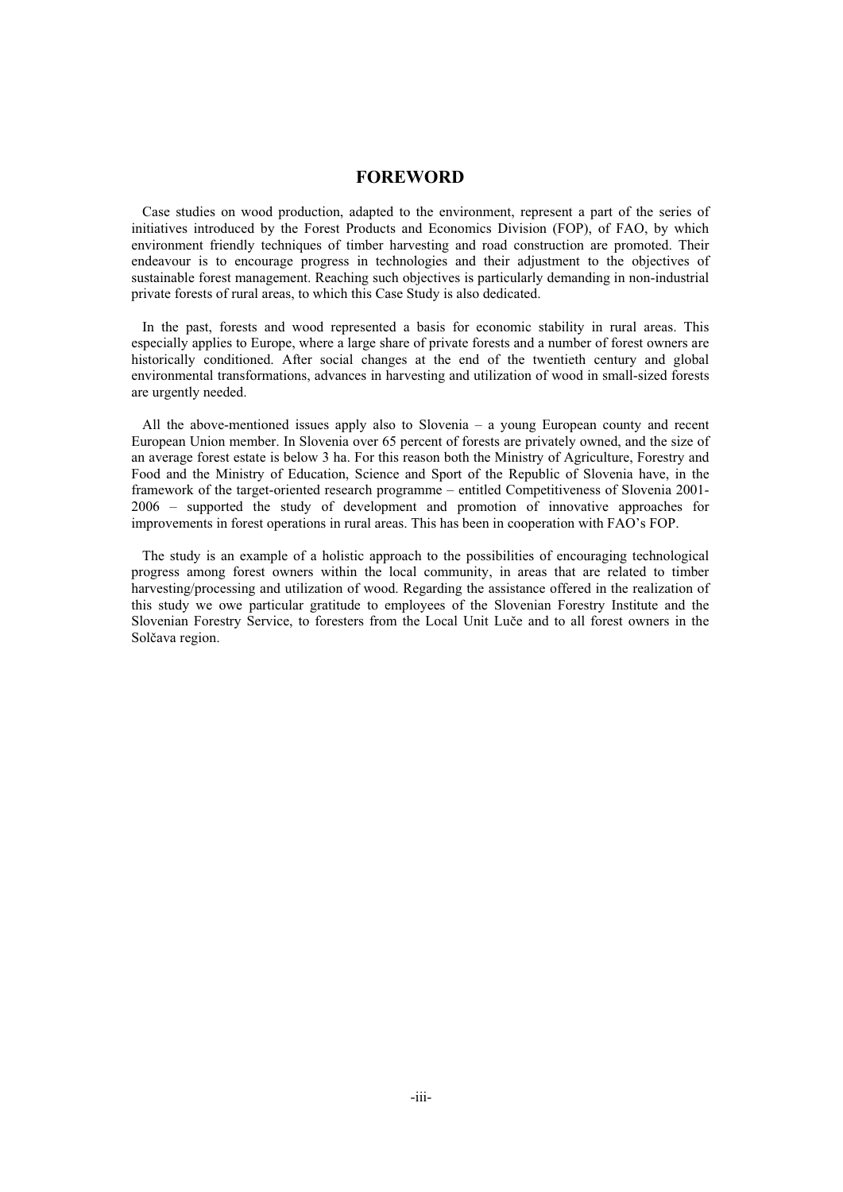# FOREWORD

Case studies on wood production, adapted to the environment, represent a part of the series of initiatives introduced by the Forest Products and Economics Division (FOP), of FAO, by which environment friendly techniques of timber harvesting and road construction are promoted. Their endeavour is to encourage progress in technologies and their adjustment to the objectives of sustainable forest management. Reaching such objectives is particularly demanding in non-industrial private forests of rural areas, to which this Case Study is also dedicated.

In the past, forests and wood represented a basis for economic stability in rural areas. This especially applies to Europe, where a large share of private forests and a number of forest owners are historically conditioned. After social changes at the end of the twentieth century and global environmental transformations, advances in harvesting and utilization of wood in small-sized forests are urgently needed.

All the above-mentioned issues apply also to Slovenia – a young European county and recent European Union member. In Slovenia over 65 percent of forests are privately owned, and the size of an average forest estate is below 3 ha. For this reason both the Ministry of Agriculture, Forestry and Food and the Ministry of Education, Science and Sport of the Republic of Slovenia have, in the framework of the target-oriented research programme – entitled Competitiveness of Slovenia 2001-2006 – supported the study of development and promotion of innovative approaches for improvements in forest operations in rural areas. This has been in cooperation with FAO's FOP.

The study is an example of a holistic approach to the possibilities of encouraging technological progress among forest owners within the local community, in areas that are related to timber harvesting/processing and utilization of wood. Regarding the assistance offered in the realization of this study we owe particular gratitude to employees of the Slovenian Forestry Institute and the Slovenian Forestry Service, to foresters from the Local Unit Luče and to all forest owners in the Solčava region.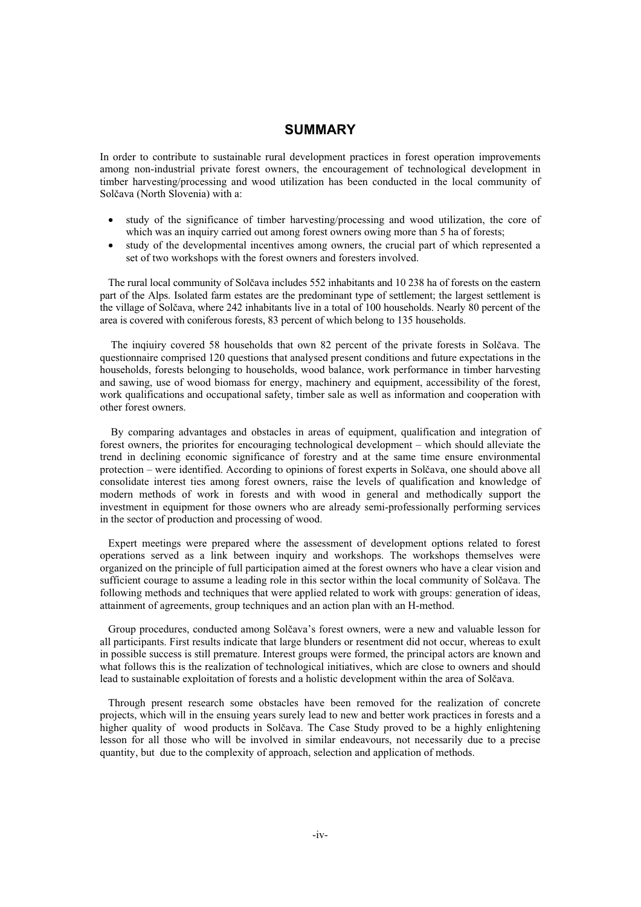## SUMMARY

In order to contribute to sustainable rural development practices in forest operation improvements among non-industrial private forest owners, the encouragement of technological development in timber harvesting/processing and wood utilization has been conducted in the local community of Solčava (North Slovenia) with a:

- study of the significance of timber harvesting/processing and wood utilization, the core of which was an inquiry carried out among forest owners owing more than 5 ha of forests;
- study of the developmental incentives among owners, the crucial part of which represented a set of two workshops with the forest owners and foresters involved.

The rural local community of Solčava includes 552 inhabitants and 10 238 ha of forests on the eastern part of the Alps. Isolated farm estates are the predominant type of settlement; the largest settlement is the village of Solčava, where 242 inhabitants live in a total of 100 households. Nearly 80 percent of the area is covered with coniferous forests, 83 percent of which belong to 135 households.

The inqiuiry covered 58 households that own 82 percent of the private forests in Solčava. The questionnaire comprised 120 questions that analysed present conditions and future expectations in the households, forests belonging to households, wood balance, work performance in timber harvesting and sawing, use of wood biomass for energy, machinery and equipment, accessibility of the forest, work qualifications and occupational safety, timber sale as well as information and cooperation with other forest owners.

By comparing advantages and obstacles in areas of equipment, qualification and integration of forest owners, the priorites for encouraging technological development – which should alleviate the trend in declining economic significance of forestry and at the same time ensure environmental protection – were identified. According to opinions of forest experts in Solčava, one should above all consolidate interest ties among forest owners, raise the levels of qualification and knowledge of modern methods of work in forests and with wood in general and methodically support the investment in equipment for those owners who are already semi-professionally performing services in the sector of production and processing of wood.

Expert meetings were prepared where the assessment of development options related to forest operations served as a link between inquiry and workshops. The workshops themselves were organized on the principle of full participation aimed at the forest owners who have a clear vision and sufficient courage to assume a leading role in this sector within the local community of Solčava. The following methods and techniques that were applied related to work with groups: generation of ideas, attainment of agreements, group techniques and an action plan with an H-method.

Group procedures, conducted among Solčava's forest owners, were a new and valuable lesson for all participants. First results indicate that large blunders or resentment did not occur, whereas to exult in possible success is still premature. Interest groups were formed, the principal actors are known and what follows this is the realization of technological initiatives, which are close to owners and should lead to sustainable exploitation of forests and a holistic development within the area of Solčava.

Through present research some obstacles have been removed for the realization of concrete projects, which will in the ensuing years surely lead to new and better work practices in forests and a higher quality of wood products in Solčava. The Case Study proved to be a highly enlightening lesson for all those who will be involved in similar endeavours, not necessarily due to a precise quantity, but due to the complexity of approach, selection and application of methods.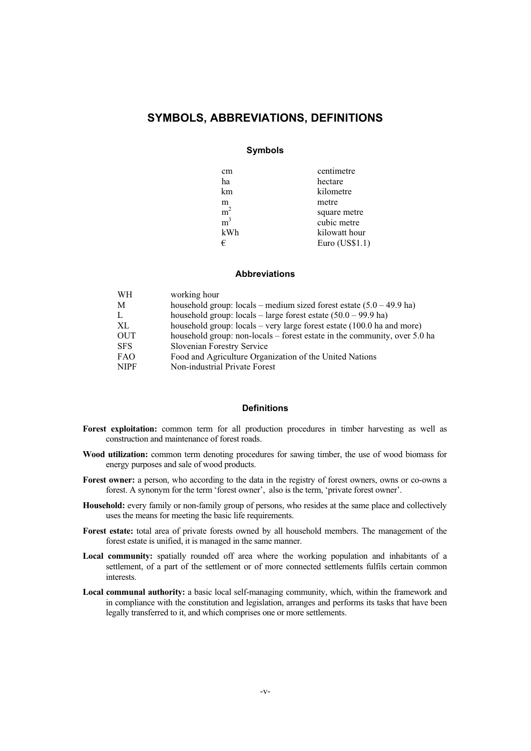# SYMBOLS, ABBREVIATIONS, DEFINITIONS

## Symbols

| | |
|---|---|
| cm | centimetre |
| ha | hectare |
| km | kilometre |
| m | metre |
| $m^2$ | square metre |
| $m^3$ | cubic metre |
| kWh | kilowatt hour |
| € | Euro (US$1.1) |

## Abbreviations

| | |
|---|---|
| WH | working hour |
| M | household group: locals – medium sized forest estate (5.0 – 49.9 ha) |
| L | household group: locals – large forest estate (50.0 – 99.9 ha) |
| XL | household group: locals – very large forest estate (100.0 ha and more) |
| OUT | household group: non-locals – forest estate in the community, over 5.0 ha |
| SFS | Slovenian Forestry Service |
| FAO | Food and Agriculture Organization of the United Nations |
| NIPF | Non-industrial Private Forest |

## Definitions

**Forest exploitation:** common term for all production procedures in timber harvesting as well as construction and maintenance of forest roads.

**Wood utilization:** common term denoting procedures for sawing timber, the use of wood biomass for energy purposes and sale of wood products.

**Forest owner:** a person, who according to the data in the registry of forest owners, owns or co-owns a forest. A synonym for the term 'forest owner', also is the term, 'private forest owner'.

**Household:** every family or non-family group of persons, who resides at the same place and collectively uses the means for meeting the basic life requirements.

**Forest estate:** total area of private forests owned by all household members. The management of the forest estate is unified, it is managed in the same manner.

**Local community:** spatially rounded off area where the working population and inhabitants of a settlement, of a part of the settlement or of more connected settlements fulfils certain common interests.

**Local communal authority:** a basic local self-managing community, which, within the framework and in compliance with the constitution and legislation, arranges and performs its tasks that have been legally transferred to it, and which comprises one or more settlements.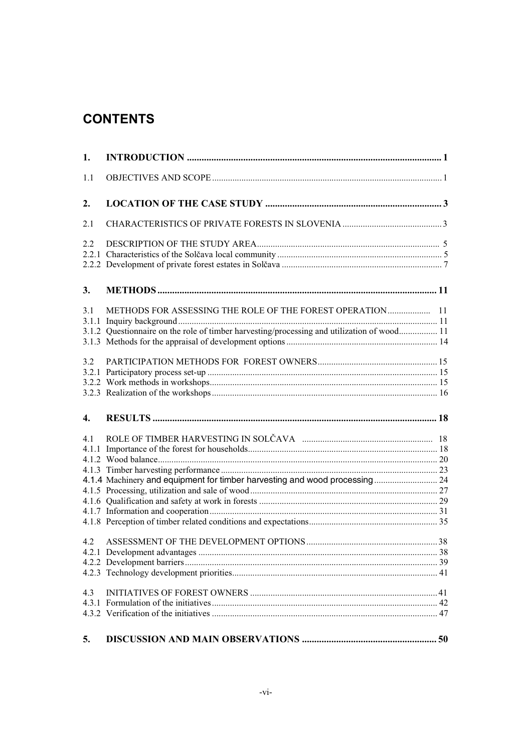# CONTENTS

**1. INTRODUCTION ........................................................................................................ 1**

1.1 OBJECTIVES AND SCOPE ........................................................................................................ 1

**2. LOCATION OF THE CASE STUDY ........................................................................ 3**

2.1 CHARACTERISTICS OF PRIVATE FORESTS IN SLOVENIA ............................................ 3

2.2 DESCRIPTION OF THE STUDY AREA ................................................................................ 5
2.2.1 Characteristics of the Solčava local community ......................................................................... 5
2.2.2 Development of private forest estates in Solčava ....................................................................... 7

**3. METHODS ................................................................................................................. 11**

3.1 METHODS FOR ASSESSING THE ROLE OF THE FOREST OPERATION .................. 11
3.1.1 Inquiry background ................................................................................................................... 11
3.1.2 Questionnaire on the role of timber harvesting/processing and utilization of wood ................. 11
3.1.3 Methods for the appraisal of development options .................................................................. 14

3.2 PARTICIPATION METHODS FOR FOREST OWNERS ..................................................... 15
3.2.1 Participatory process set-up ...................................................................................................... 15
3.2.2 Work methods in workshops ..................................................................................................... 15
3.2.3 Realization of the workshops .................................................................................................... 16

**4. RESULTS ................................................................................................................... 18**

4.1 ROLE OF TIMBER HARVESTING IN SOLČAVA .......................................................... 18
4.1.1 Importance of the forest for households .................................................................................... 18
4.1.2 Wood balance ............................................................................................................................ 20
4.1.3 Timber harvesting performance ................................................................................................ 23
4.1.4 Machinery and equipment for timber harvesting and wood processing ............................ 24
4.1.5 Processing, utilization and sale of wood ................................................................................... 27
4.1.6 Qualification and safety at work in forests ............................................................................... 29
4.1.7 Information and cooperation ..................................................................................................... 31
4.1.8 Perception of timber related conditions and expectations ......................................................... 35

4.2 ASSESSMENT OF THE DEVELOPMENT OPTIONS .......................................................... 38
4.2.1 Development advantages .......................................................................................................... 38
4.2.2 Development barriers ................................................................................................................ 39
4.2.3 Technology development priorities ........................................................................................... 41

4.3 INITIATIVES OF FOREST OWNERS ................................................................................... 41
4.3.1 Formulation of the initiatives .................................................................................................... 42
4.3.2 Verification of the initiatives .................................................................................................... 47

**5. DISCUSSION AND MAIN OBSERVATIONS ....................................................... 50**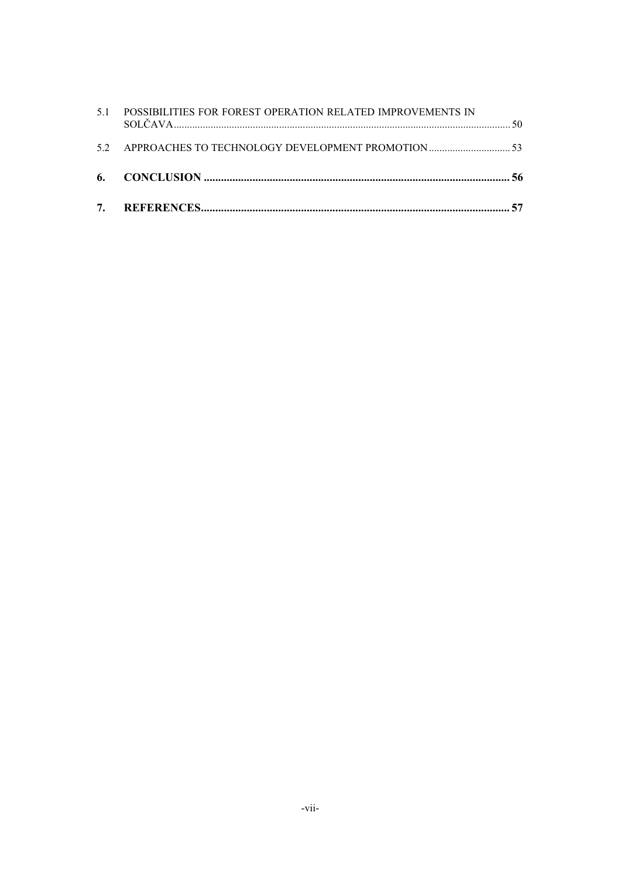5.1 POSSIBILITIES FOR FOREST OPERATION RELATED IMPROVEMENTS IN SOLČAVA ........ 50

5.2 APPROACHES TO TECHNOLOGY DEVELOPMENT PROMOTION ........ 53

**6. CONCLUSION ........ 56**

**7. REFERENCES ........ 57**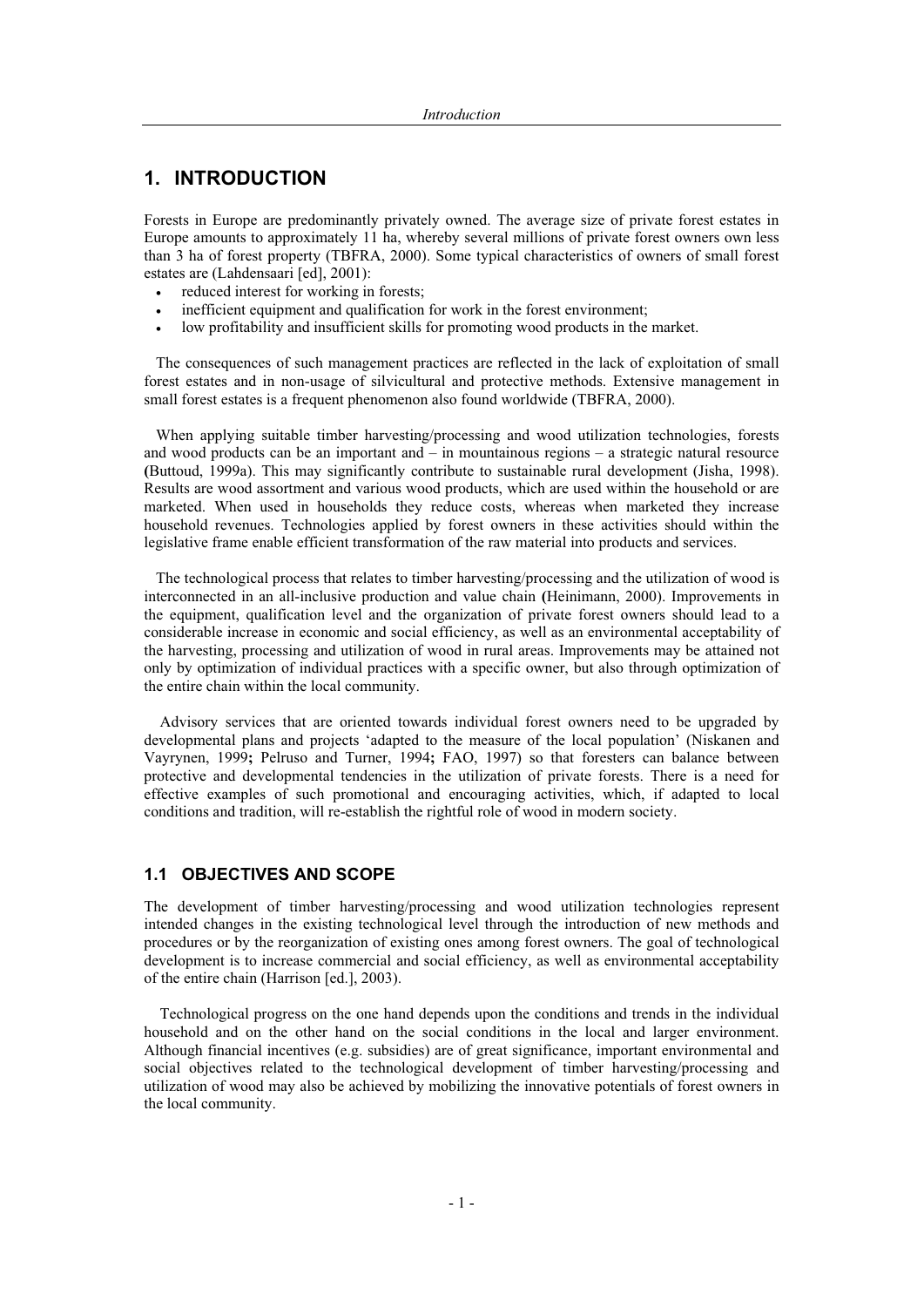# 1. INTRODUCTION

Forests in Europe are predominantly privately owned. The average size of private forest estates in Europe amounts to approximately 11 ha, whereby several millions of private forest owners own less than 3 ha of forest property (TBFRA, 2000). Some typical characteristics of owners of small forest estates are (Lahdensaari [ed], 2001):

- reduced interest for working in forests;
- inefficient equipment and qualification for work in the forest environment;
- low profitability and insufficient skills for promoting wood products in the market.

The consequences of such management practices are reflected in the lack of exploitation of small forest estates and in non-usage of silvicultural and protective methods. Extensive management in small forest estates is a frequent phenomenon also found worldwide (TBFRA, 2000).

When applying suitable timber harvesting/processing and wood utilization technologies, forests and wood products can be an important and – in mountainous regions – a strategic natural resource (Buttoud, 1999a). This may significantly contribute to sustainable rural development (Jisha, 1998). Results are wood assortment and various wood products, which are used within the household or are marketed. When used in households they reduce costs, whereas when marketed they increase household revenues. Technologies applied by forest owners in these activities should within the legislative frame enable efficient transformation of the raw material into products and services.

The technological process that relates to timber harvesting/processing and the utilization of wood is interconnected in an all-inclusive production and value chain (Heinimann, 2000). Improvements in the equipment, qualification level and the organization of private forest owners should lead to a considerable increase in economic and social efficiency, as well as an environmental acceptability of the harvesting, processing and utilization of wood in rural areas. Improvements may be attained not only by optimization of individual practices with a specific owner, but also through optimization of the entire chain within the local community.

Advisory services that are oriented towards individual forest owners need to be upgraded by developmental plans and projects 'adapted to the measure of the local population' (Niskanen and Vayrynen, 1999; Pelruso and Turner, 1994; FAO, 1997) so that foresters can balance between protective and developmental tendencies in the utilization of private forests. There is a need for effective examples of such promotional and encouraging activities, which, if adapted to local conditions and tradition, will re-establish the rightful role of wood in modern society.

## 1.1 OBJECTIVES AND SCOPE

The development of timber harvesting/processing and wood utilization technologies represent intended changes in the existing technological level through the introduction of new methods and procedures or by the reorganization of existing ones among forest owners. The goal of technological development is to increase commercial and social efficiency, as well as environmental acceptability of the entire chain (Harrison [ed.], 2003).

Technological progress on the one hand depends upon the conditions and trends in the individual household and on the other hand on the social conditions in the local and larger environment. Although financial incentives (e.g. subsidies) are of great significance, important environmental and social objectives related to the technological development of timber harvesting/processing and utilization of wood may also be achieved by mobilizing the innovative potentials of forest owners in the local community.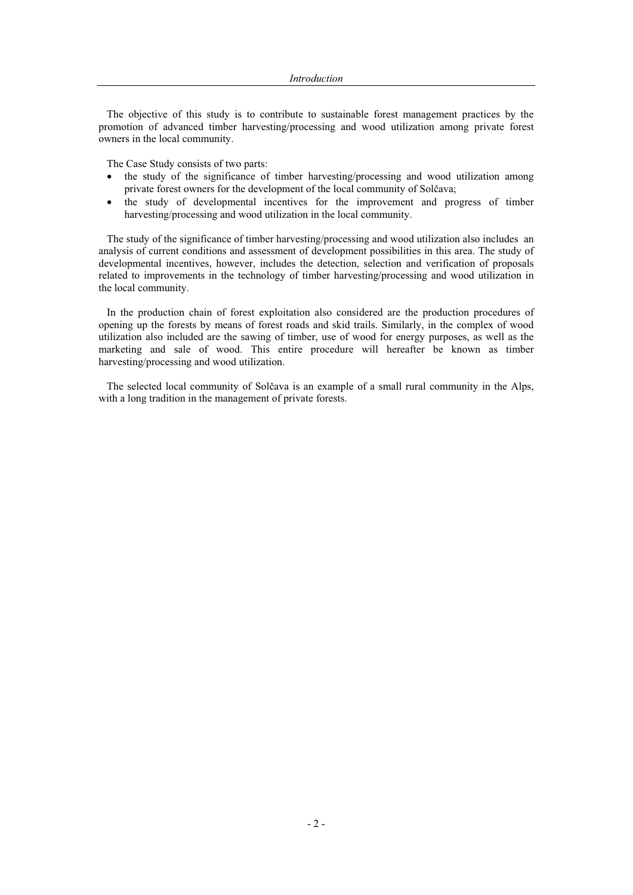The objective of this study is to contribute to sustainable forest management practices by the promotion of advanced timber harvesting/processing and wood utilization among private forest owners in the local community.

The Case Study consists of two parts:

- the study of the significance of timber harvesting/processing and wood utilization among private forest owners for the development of the local community of Solčava;
- the study of developmental incentives for the improvement and progress of timber harvesting/processing and wood utilization in the local community.

The study of the significance of timber harvesting/processing and wood utilization also includes an analysis of current conditions and assessment of development possibilities in this area. The study of developmental incentives, however, includes the detection, selection and verification of proposals related to improvements in the technology of timber harvesting/processing and wood utilization in the local community.

In the production chain of forest exploitation also considered are the production procedures of opening up the forests by means of forest roads and skid trails. Similarly, in the complex of wood utilization also included are the sawing of timber, use of wood for energy purposes, as well as the marketing and sale of wood. This entire procedure will hereafter be known as timber harvesting/processing and wood utilization.

The selected local community of Solčava is an example of a small rural community in the Alps, with a long tradition in the management of private forests.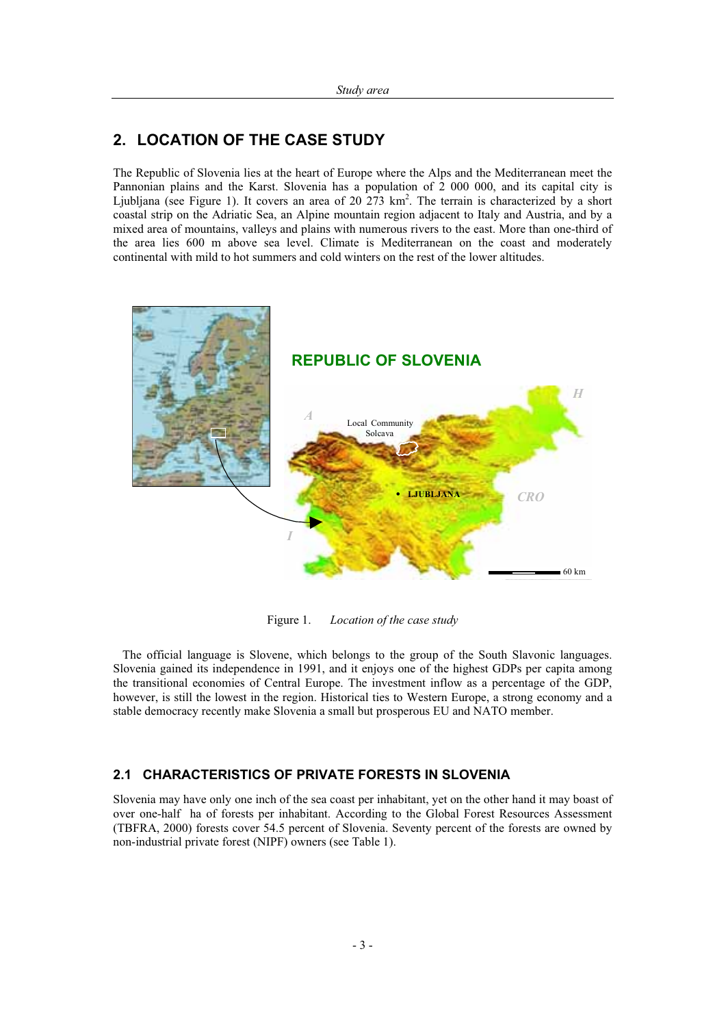## 2. LOCATION OF THE CASE STUDY

The Republic of Slovenia lies at the heart of Europe where the Alps and the Mediterranean meet the Pannonian plains and the Karst. Slovenia has a population of 2 000 000, and its capital city is Ljubljana (see Figure 1). It covers an area of 20 273 km$^2$. The terrain is characterized by a short coastal strip on the Adriatic Sea, an Alpine mountain region adjacent to Italy and Austria, and by a mixed area of mountains, valleys and plains with numerous rivers to the east. More than one-third of the area lies 600 m above sea level. Climate is Mediterranean on the coast and moderately continental with mild to hot summers and cold winters on the rest of the lower altitudes.

Figure 1. *Location of the case study*

The official language is Slovene, which belongs to the group of the South Slavonic languages. Slovenia gained its independence in 1991, and it enjoys one of the highest GDPs per capita among the transitional economies of Central Europe. The investment inflow as a percentage of the GDP, however, is still the lowest in the region. Historical ties to Western Europe, a strong economy and a stable democracy recently make Slovenia a small but prosperous EU and NATO member.

### 2.1 CHARACTERISTICS OF PRIVATE FORESTS IN SLOVENIA

Slovenia may have only one inch of the sea coast per inhabitant, yet on the other hand it may boast of over one-half ha of forests per inhabitant. According to the Global Forest Resources Assessment (TBFRA, 2000) forests cover 54.5 percent of Slovenia. Seventy percent of the forests are owned by non-industrial private forest (NIPF) owners (see Table 1).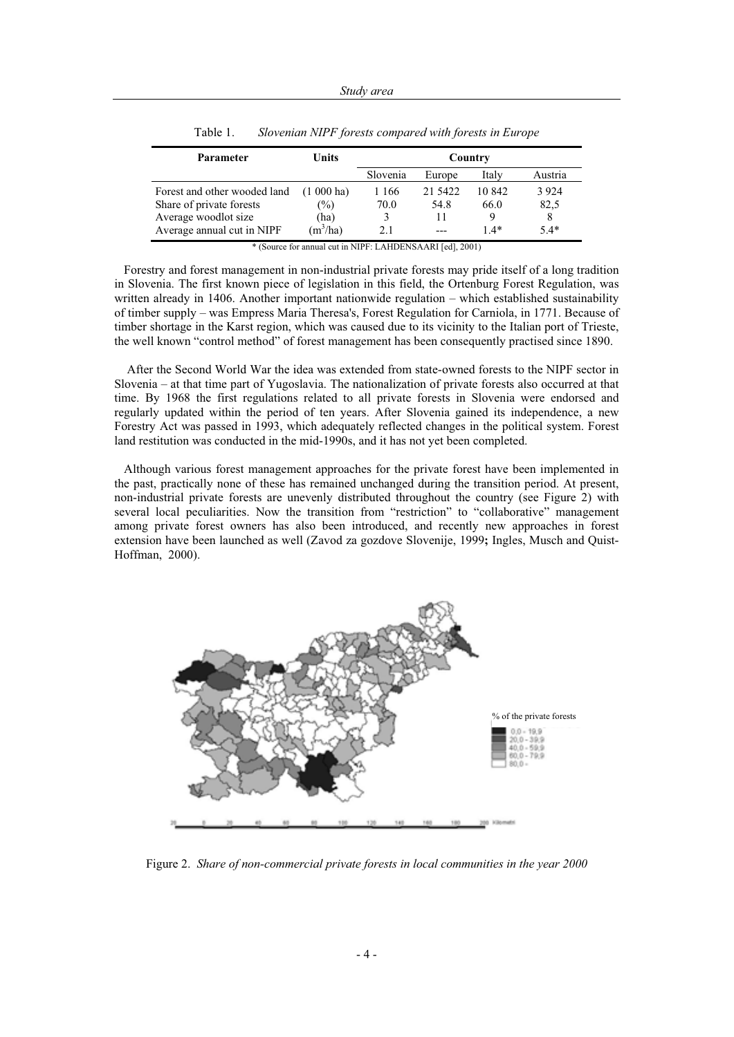Table 1. *Slovenian NIPF forests compared with forests in Europe*

| Parameter | Units | Country | | | |
|---|---|---|---|---|---|
| | | Slovenia | Europe | Italy | Austria |
| Forest and other wooded land | (1 000 ha) | 1 166 | 21 5422 | 10 842 | 3 924 |
| Share of private forests | (%) | 70.0 | 54.8 | 66.0 | 82,5 |
| Average woodlot size | (ha) | 3 | 11 | 9 | 8 |
| Average annual cut in NIPF | ($m^3$/ha) | 2.1 | --- | 1.4* | 5.4* |

\* (Source for annual cut in NIPF: LAHDENSAARI [ed], 2001)

Forestry and forest management in non-industrial private forests may pride itself of a long tradition in Slovenia. The first known piece of legislation in this field, the Ortenburg Forest Regulation, was written already in 1406. Another important nationwide regulation – which established sustainability of timber supply – was Empress Maria Theresa's, Forest Regulation for Carniola, in 1771. Because of timber shortage in the Karst region, which was caused due to its vicinity to the Italian port of Trieste, the well known "control method" of forest management has been consequently practised since 1890.

After the Second World War the idea was extended from state-owned forests to the NIPF sector in Slovenia – at that time part of Yugoslavia. The nationalization of private forests also occurred at that time. By 1968 the first regulations related to all private forests in Slovenia were endorsed and regularly updated within the period of ten years. After Slovenia gained its independence, a new Forestry Act was passed in 1993, which adequately reflected changes in the political system. Forest land restitution was conducted in the mid-1990s, and it has not yet been completed.

Although various forest management approaches for the private forest have been implemented in the past, practically none of these has remained unchanged during the transition period. At present, non-industrial private forests are unevenly distributed throughout the country (see Figure 2) with several local peculiarities. Now the transition from "restriction" to "collaborative" management among private forest owners has also been introduced, and recently new approaches in forest extension have been launched as well (Zavod za gozdove Slovenije, 1999**;** Ingles, Musch and Quist-Hoffman, 2000).

% of the private forests
0,0 - 19,9
20,0 - 39,9
40,0 - 59,9
60,0 - 79,9
80,0 -

Figure 2. *Share of non-commercial private forests in local communities in the year 2000*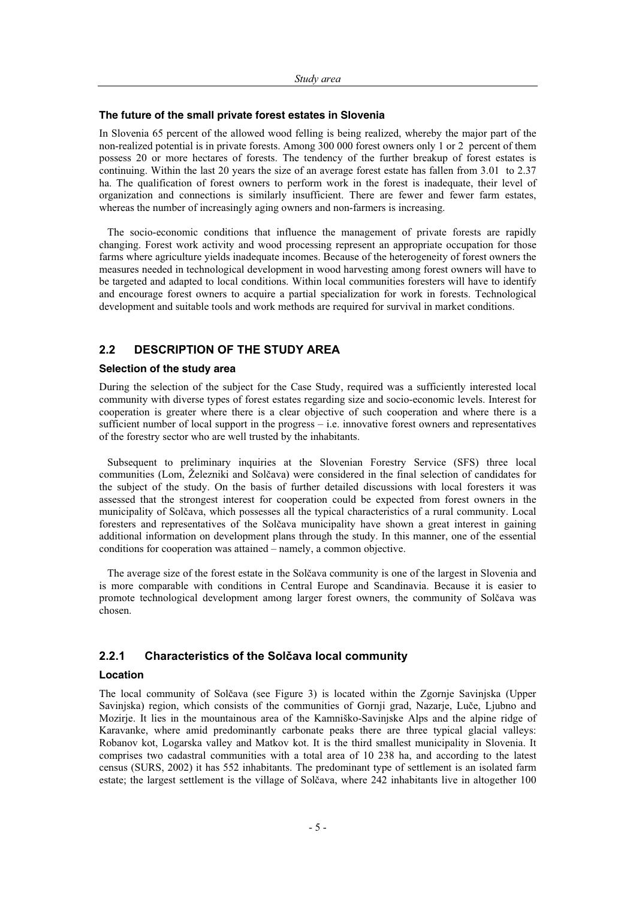### The future of the small private forest estates in Slovenia

In Slovenia 65 percent of the allowed wood felling is being realized, whereby the major part of the non-realized potential is in private forests. Among 300 000 forest owners only 1 or 2 percent of them possess 20 or more hectares of forests. The tendency of the further breakup of forest estates is continuing. Within the last 20 years the size of an average forest estate has fallen from 3.01 to 2.37 ha. The qualification of forest owners to perform work in the forest is inadequate, their level of organization and connections is similarly insufficient. There are fewer and fewer farm estates, whereas the number of increasingly aging owners and non-farmers is increasing.

The socio-economic conditions that influence the management of private forests are rapidly changing. Forest work activity and wood processing represent an appropriate occupation for those farms where agriculture yields inadequate incomes. Because of the heterogeneity of forest owners the measures needed in technological development in wood harvesting among forest owners will have to be targeted and adapted to local conditions. Within local communities foresters will have to identify and encourage forest owners to acquire a partial specialization for work in forests. Technological development and suitable tools and work methods are required for survival in market conditions.

## 2.2 DESCRIPTION OF THE STUDY AREA

### Selection of the study area

During the selection of the subject for the Case Study, required was a sufficiently interested local community with diverse types of forest estates regarding size and socio-economic levels. Interest for cooperation is greater where there is a clear objective of such cooperation and where there is a sufficient number of local support in the progress – i.e. innovative forest owners and representatives of the forestry sector who are well trusted by the inhabitants.

Subsequent to preliminary inquiries at the Slovenian Forestry Service (SFS) three local communities (Lom, Železniki and Solčava) were considered in the final selection of candidates for the subject of the study. On the basis of further detailed discussions with local foresters it was assessed that the strongest interest for cooperation could be expected from forest owners in the municipality of Solčava, which possesses all the typical characteristics of a rural community. Local foresters and representatives of the Solčava municipality have shown a great interest in gaining additional information on development plans through the study. In this manner, one of the essential conditions for cooperation was attained – namely, a common objective.

The average size of the forest estate in the Solčava community is one of the largest in Slovenia and is more comparable with conditions in Central Europe and Scandinavia. Because it is easier to promote technological development among larger forest owners, the community of Solčava was chosen.

### 2.2.1 Characteristics of the Solčava local community

### Location

The local community of Solčava (see Figure 3) is located within the Zgornje Savinjska (Upper Savinjska) region, which consists of the communities of Gornji grad, Nazarje, Luče, Ljubno and Mozirje. It lies in the mountainous area of the Kamniško-Savinjske Alps and the alpine ridge of Karavanke, where amid predominantly carbonate peaks there are three typical glacial valleys: Robanov kot, Logarska valley and Matkov kot. It is the third smallest municipality in Slovenia. It comprises two cadastral communities with a total area of 10 238 ha, and according to the latest census (SURS, 2002) it has 552 inhabitants. The predominant type of settlement is an isolated farm estate; the largest settlement is the village of Solčava, where 242 inhabitants live in altogether 100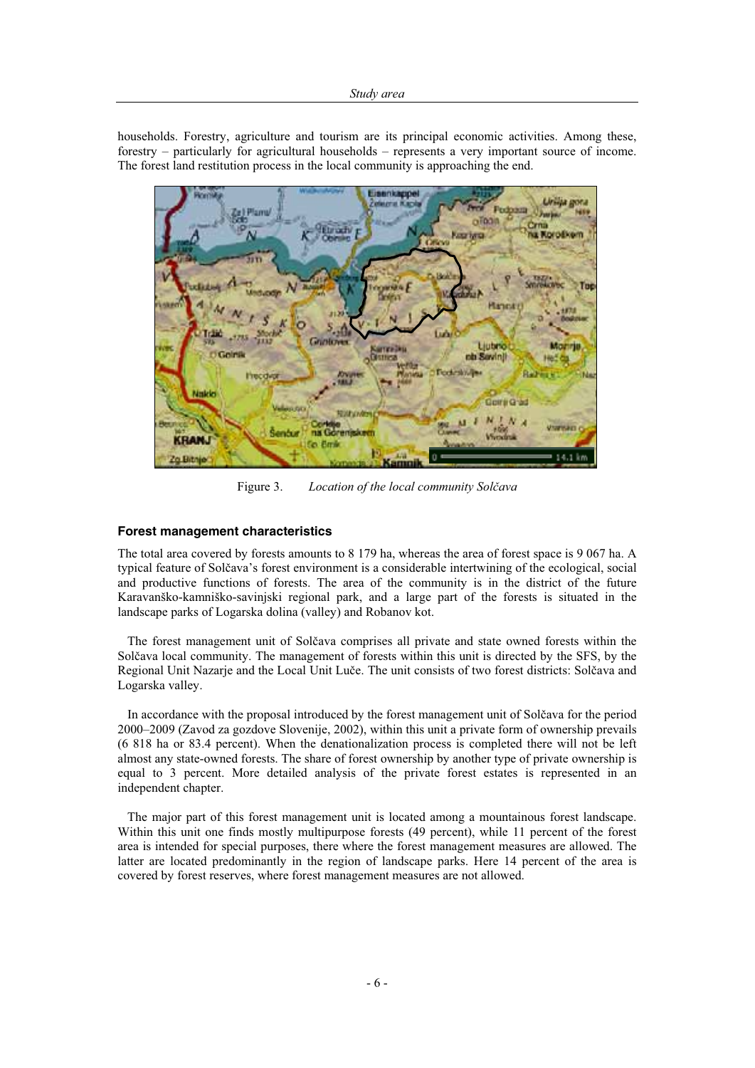households. Forestry, agriculture and tourism are its principal economic activities. Among these, forestry – particularly for agricultural households – represents a very important source of income. The forest land restitution process in the local community is approaching the end.

Figure 3. *Location of the local community Solčava*

### Forest management characteristics

The total area covered by forests amounts to 8 179 ha, whereas the area of forest space is 9 067 ha. A typical feature of Solčava's forest environment is a considerable intertwining of the ecological, social and productive functions of forests. The area of the community is in the district of the future Karavanško-kamniško-savinjski regional park, and a large part of the forests is situated in the landscape parks of Logarska dolina (valley) and Robanov kot.

The forest management unit of Solčava comprises all private and state owned forests within the Solčava local community. The management of forests within this unit is directed by the SFS, by the Regional Unit Nazarje and the Local Unit Luče. The unit consists of two forest districts: Solčava and Logarska valley.

In accordance with the proposal introduced by the forest management unit of Solčava for the period 2000–2009 (Zavod za gozdove Slovenije, 2002), within this unit a private form of ownership prevails (6 818 ha or 83.4 percent). When the denationalization process is completed there will not be left almost any state-owned forests. The share of forest ownership by another type of private ownership is equal to 3 percent. More detailed analysis of the private forest estates is represented in an independent chapter.

The major part of this forest management unit is located among a mountainous forest landscape. Within this unit one finds mostly multipurpose forests (49 percent), while 11 percent of the forest area is intended for special purposes, there where the forest management measures are allowed. The latter are located predominantly in the region of landscape parks. Here 14 percent of the area is covered by forest reserves, where forest management measures are not allowed.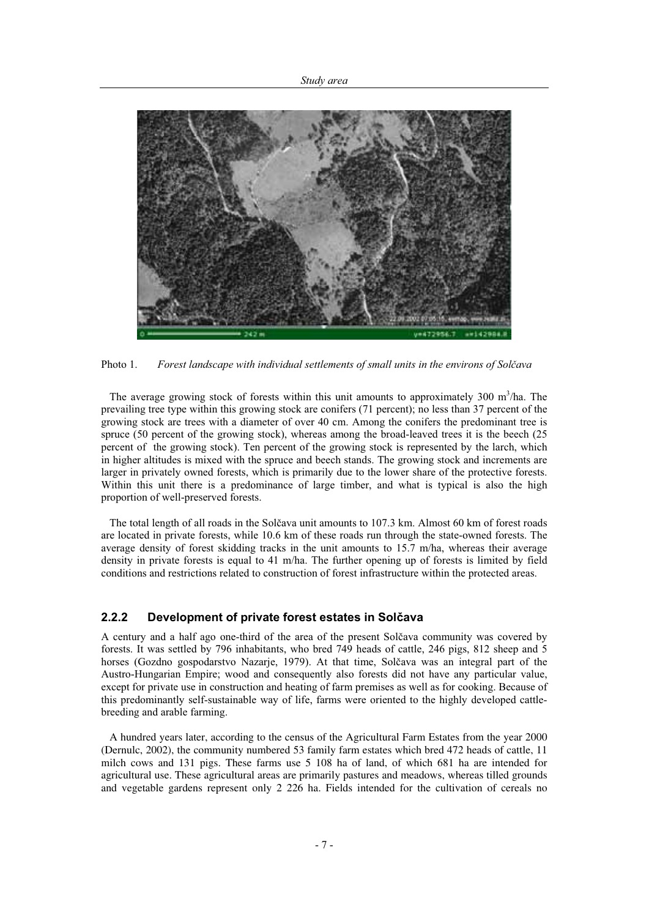Photo 1. *Forest landscape with individual settlements of small units in the environs of Solčava*

The average growing stock of forests within this unit amounts to approximately 300 $m^3$/ha. The prevailing tree type within this growing stock are conifers (71 percent); no less than 37 percent of the growing stock are trees with a diameter of over 40 cm. Among the conifers the predominant tree is spruce (50 percent of the growing stock), whereas among the broad-leaved trees it is the beech (25 percent of the growing stock). Ten percent of the growing stock is represented by the larch, which in higher altitudes is mixed with the spruce and beech stands. The growing stock and increments are larger in privately owned forests, which is primarily due to the lower share of the protective forests. Within this unit there is a predominance of large timber, and what is typical is also the high proportion of well-preserved forests.

The total length of all roads in the Solčava unit amounts to 107.3 km. Almost 60 km of forest roads are located in private forests, while 10.6 km of these roads run through the state-owned forests. The average density of forest skidding tracks in the unit amounts to 15.7 m/ha, whereas their average density in private forests is equal to 41 m/ha. The further opening up of forests is limited by field conditions and restrictions related to construction of forest infrastructure within the protected areas.

### 2.2.2 Development of private forest estates in Solčava

A century and a half ago one-third of the area of the present Solčava community was covered by forests. It was settled by 796 inhabitants, who bred 749 heads of cattle, 246 pigs, 812 sheep and 5 horses (Gozdno gospodarstvo Nazarje, 1979). At that time, Solčava was an integral part of the Austro-Hungarian Empire; wood and consequently also forests did not have any particular value, except for private use in construction and heating of farm premises as well as for cooking. Because of this predominantly self-sustainable way of life, farms were oriented to the highly developed cattle-breeding and arable farming.

A hundred years later, according to the census of the Agricultural Farm Estates from the year 2000 (Dernulc, 2002), the community numbered 53 family farm estates which bred 472 heads of cattle, 11 milch cows and 131 pigs. These farms use 5 108 ha of land, of which 681 ha are intended for agricultural use. These agricultural areas are primarily pastures and meadows, whereas tilled grounds and vegetable gardens represent only 2 226 ha. Fields intended for the cultivation of cereals no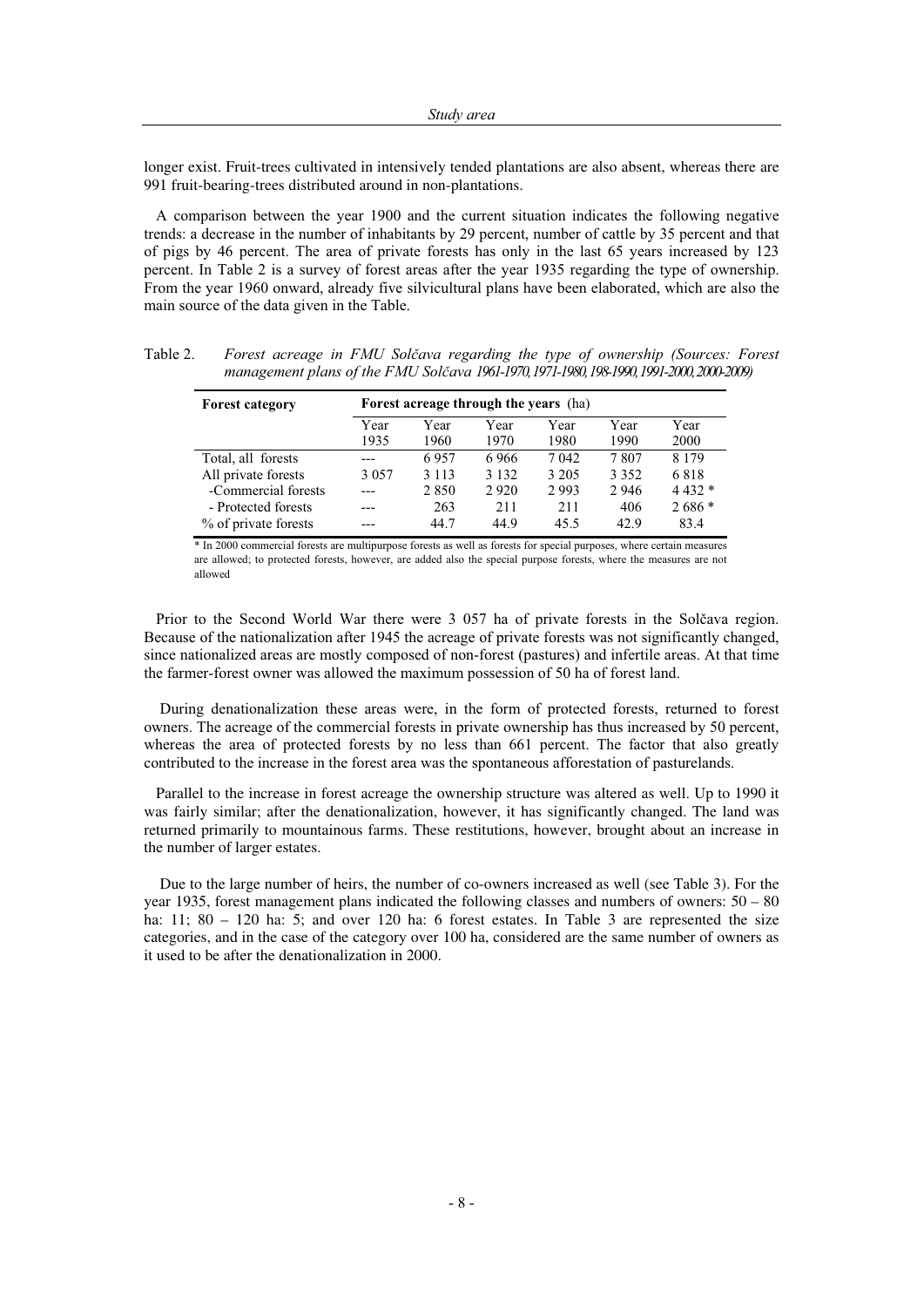longer exist. Fruit-trees cultivated in intensively tended plantations are also absent, whereas there are 991 fruit-bearing-trees distributed around in non-plantations.

A comparison between the year 1900 and the current situation indicates the following negative trends: a decrease in the number of inhabitants by 29 percent, number of cattle by 35 percent and that of pigs by 46 percent. The area of private forests has only in the last 65 years increased by 123 percent. In Table 2 is a survey of forest areas after the year 1935 regarding the type of ownership. From the year 1960 onward, already five silvicultural plans have been elaborated, which are also the main source of the data given in the Table.

Table 2. *Forest acreage in FMU Solčava regarding the type of ownership (Sources: Forest management plans of the FMU Solčava 1961-1970, 1971-1980, 198-1990, 1991-2000, 2000-2009)*

| Forest category | Forest acreage through the years (ha) | | | | | |
|---|---|---|---|---|---|---|
| | Year 1935 | Year 1960 | Year 1970 | Year 1980 | Year 1990 | Year 2000 |
| Total, all forests | --- | 6 957 | 6 966 | 7 042 | 7 807 | 8 179 |
| All private forests | 3 057 | 3 113 | 3 132 | 3 205 | 3 352 | 6 818 |
| -Commercial forests | --- | 2 850 | 2 920 | 2 993 | 2 946 | 4 432 * |
| - Protected forests | --- | 263 | 211 | 211 | 406 | 2 686 * |
| % of private forests | --- | 44.7 | 44.9 | 45.5 | 42.9 | 83.4 |

\* In 2000 commercial forests are multipurpose forests as well as forests for special purposes, where certain measures are allowed; to protected forests, however, are added also the special purpose forests, where the measures are not allowed

Prior to the Second World War there were 3 057 ha of private forests in the Solčava region. Because of the nationalization after 1945 the acreage of private forests was not significantly changed, since nationalized areas are mostly composed of non-forest (pastures) and infertile areas. At that time the farmer-forest owner was allowed the maximum possession of 50 ha of forest land.

During denationalization these areas were, in the form of protected forests, returned to forest owners. The acreage of the commercial forests in private ownership has thus increased by 50 percent, whereas the area of protected forests by no less than 661 percent. The factor that also greatly contributed to the increase in the forest area was the spontaneous afforestation of pasturelands.

Parallel to the increase in forest acreage the ownership structure was altered as well. Up to 1990 it was fairly similar; after the denationalization, however, it has significantly changed. The land was returned primarily to mountainous farms. These restitutions, however, brought about an increase in the number of larger estates.

Due to the large number of heirs, the number of co-owners increased as well (see Table 3). For the year 1935, forest management plans indicated the following classes and numbers of owners: 50 – 80 ha: 11; 80 – 120 ha: 5; and over 120 ha: 6 forest estates. In Table 3 are represented the size categories, and in the case of the category over 100 ha, considered are the same number of owners as it used to be after the denationalization in 2000.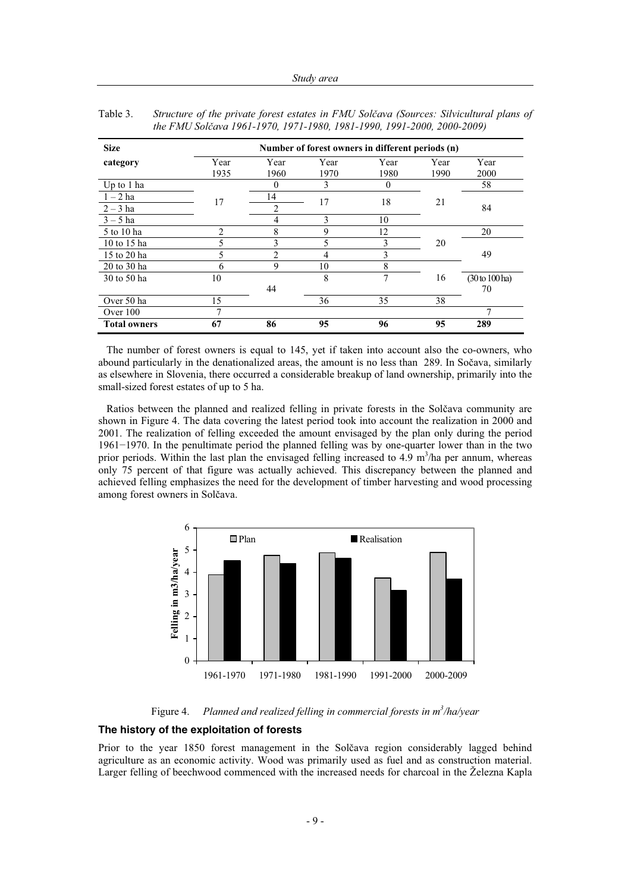Table 3. *Structure of the private forest estates in FMU Solčava (Sources: Silvicultural plans of the FMU Solčava 1961-1970, 1971-1980, 1981-1990, 1991-2000, 2000-2009)*

| Size category | Number of forest owners in different periods (n) | | | | | |
|---|---|---|---|---|---|---|
| | Year 1935 | Year 1960 | Year 1970 | Year 1980 | Year 1990 | Year 2000 |
| Up to 1 ha | | 0 | 3 | 0 | | 58 |
| 1 – 2 ha | 17 | 14 | 17 | 18 | 21 | |
| 2 – 3 ha | | 2 | | | | 84 |
| 3 – 5 ha | | 4 | 3 | 10 | | |
| 5 to 10 ha | 2 | 8 | 9 | 12 | | 20 |
| 10 to 15 ha | 5 | 3 | 5 | 3 | 20 | |
| 15 to 20 ha | 5 | 2 | 4 | 3 | | 49 |
| 20 to 30 ha | 6 | 9 | 10 | 8 | | |
| 30 to 50 ha | 10 | 44 | 8 | 7 | 16 | (30 to 100 ha) 70 |
| Over 50 ha | 15 | | 36 | 35 | 38 | |
| Over 100 | 7 | | | | | 7 |
| **Total owners** | **67** | **86** | **95** | **96** | **95** | **289** |

The number of forest owners is equal to 145, yet if taken into account also the co-owners, who abound particularly in the denationalized areas, the amount is no less than 289. In Sočava, similarly as elsewhere in Slovenia, there occurred a considerable breakup of land ownership, primarily into the small-sized forest estates of up to 5 ha.

Ratios between the planned and realized felling in private forests in the Solčava community are shown in Figure 4. The data covering the latest period took into account the realization in 2000 and 2001. The realization of felling exceeded the amount envisaged by the plan only during the period 1961−1970. In the penultimate period the planned felling was by one-quarter lower than in the two prior periods. Within the last plan the envisaged felling increased to 4.9 $m^3$/ha per annum, whereas only 75 percent of that figure was actually achieved. This discrepancy between the planned and achieved felling emphasizes the need for the development of timber harvesting and wood processing among forest owners in Solčava.

Figure 4. *Planned and realized felling in commercial forests in $m^3$/ha/year*

### The history of the exploitation of forests

Prior to the year 1850 forest management in the Solčava region considerably lagged behind agriculture as an economic activity. Wood was primarily used as fuel and as construction material. Larger felling of beechwood commenced with the increased needs for charcoal in the Železna Kapla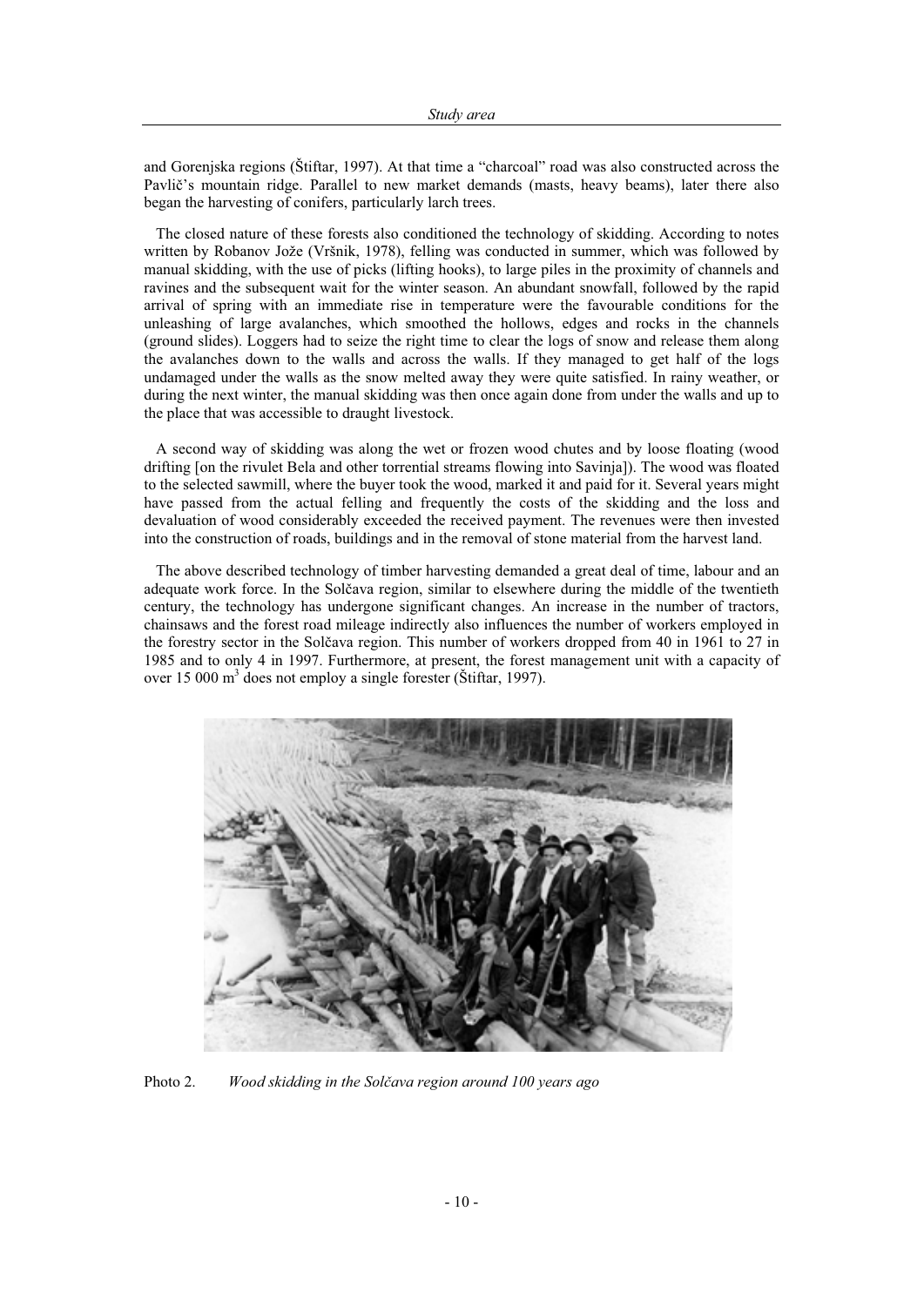and Gorenjska regions (Štiftar, 1997). At that time a "charcoal" road was also constructed across the Pavlič's mountain ridge. Parallel to new market demands (masts, heavy beams), later there also began the harvesting of conifers, particularly larch trees.

The closed nature of these forests also conditioned the technology of skidding. According to notes written by Robanov Jože (Vršnik, 1978), felling was conducted in summer, which was followed by manual skidding, with the use of picks (lifting hooks), to large piles in the proximity of channels and ravines and the subsequent wait for the winter season. An abundant snowfall, followed by the rapid arrival of spring with an immediate rise in temperature were the favourable conditions for the unleashing of large avalanches, which smoothed the hollows, edges and rocks in the channels (ground slides). Loggers had to seize the right time to clear the logs of snow and release them along the avalanches down to the walls and across the walls. If they managed to get half of the logs undamaged under the walls as the snow melted away they were quite satisfied. In rainy weather, or during the next winter, the manual skidding was then once again done from under the walls and up to the place that was accessible to draught livestock.

A second way of skidding was along the wet or frozen wood chutes and by loose floating (wood drifting [on the rivulet Bela and other torrential streams flowing into Savinja]). The wood was floated to the selected sawmill, where the buyer took the wood, marked it and paid for it. Several years might have passed from the actual felling and frequently the costs of the skidding and the loss and devaluation of wood considerably exceeded the received payment. The revenues were then invested into the construction of roads, buildings and in the removal of stone material from the harvest land.

The above described technology of timber harvesting demanded a great deal of time, labour and an adequate work force. In the Solčava region, similar to elsewhere during the middle of the twentieth century, the technology has undergone significant changes. An increase in the number of tractors, chainsaws and the forest road mileage indirectly also influences the number of workers employed in the forestry sector in the Solčava region. This number of workers dropped from 40 in 1961 to 27 in 1985 and to only 4 in 1997. Furthermore, at present, the forest management unit with a capacity of over 15 000 m$^3$ does not employ a single forester (Štiftar, 1997).

Photo 2. *Wood skidding in the Solčava region around 100 years ago*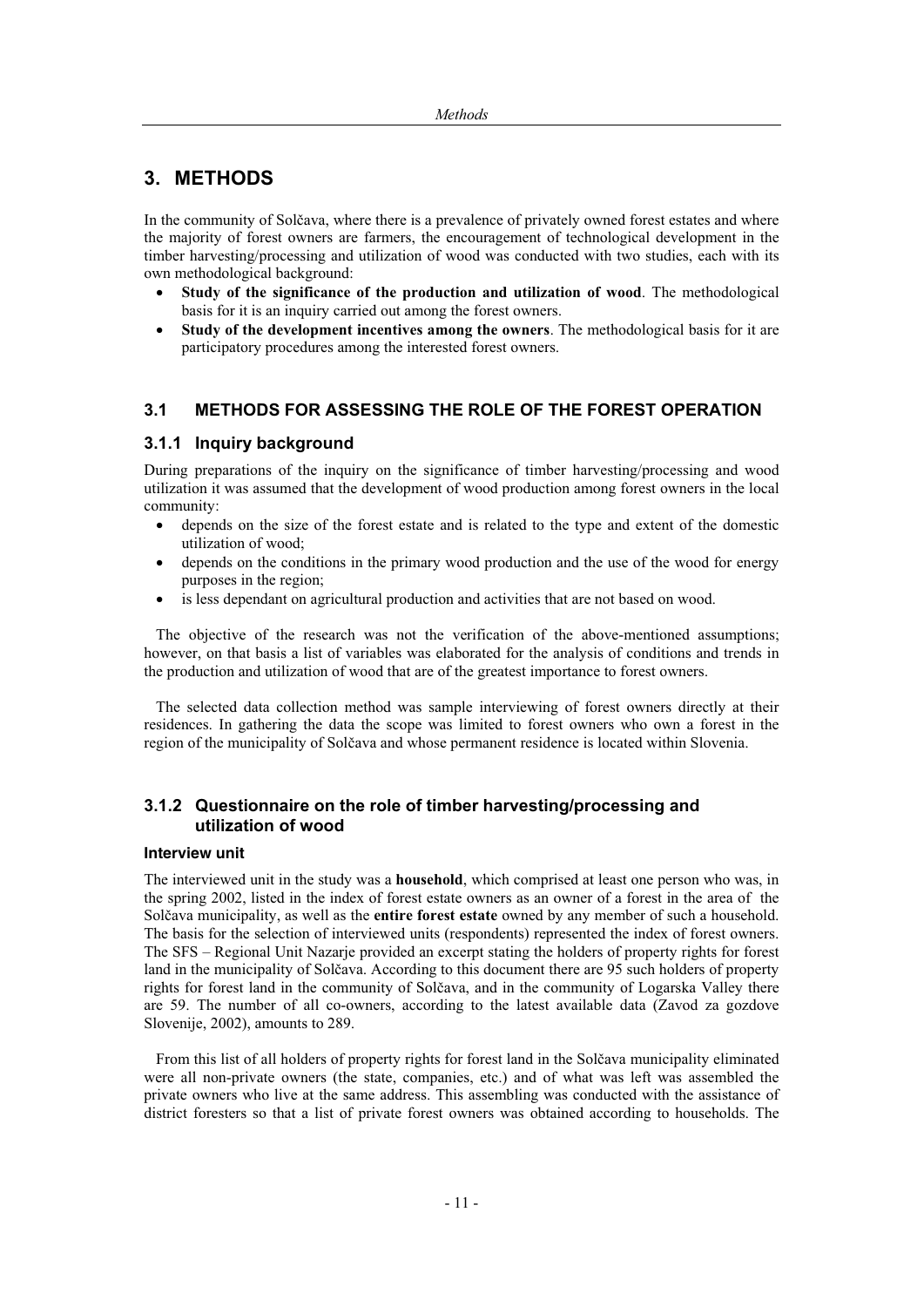# 3. METHODS

In the community of Solčava, where there is a prevalence of privately owned forest estates and where the majority of forest owners are farmers, the encouragement of technological development in the timber harvesting/processing and utilization of wood was conducted with two studies, each with its own methodological background:

- **Study of the significance of the production and utilization of wood**. The methodological basis for it is an inquiry carried out among the forest owners.
- **Study of the development incentives among the owners**. The methodological basis for it are participatory procedures among the interested forest owners.

## 3.1 METHODS FOR ASSESSING THE ROLE OF THE FOREST OPERATION

### 3.1.1 Inquiry background

During preparations of the inquiry on the significance of timber harvesting/processing and wood utilization it was assumed that the development of wood production among forest owners in the local community:

- depends on the size of the forest estate and is related to the type and extent of the domestic utilization of wood;
- depends on the conditions in the primary wood production and the use of the wood for energy purposes in the region;
- is less dependant on agricultural production and activities that are not based on wood.

The objective of the research was not the verification of the above-mentioned assumptions; however, on that basis a list of variables was elaborated for the analysis of conditions and trends in the production and utilization of wood that are of the greatest importance to forest owners.

The selected data collection method was sample interviewing of forest owners directly at their residences. In gathering the data the scope was limited to forest owners who own a forest in the region of the municipality of Solčava and whose permanent residence is located within Slovenia.

### 3.1.2 Questionnaire on the role of timber harvesting/processing and utilization of wood

#### Interview unit

The interviewed unit in the study was a **household**, which comprised at least one person who was, in the spring 2002, listed in the index of forest estate owners as an owner of a forest in the area of the Solčava municipality, as well as the **entire forest estate** owned by any member of such a household. The basis for the selection of interviewed units (respondents) represented the index of forest owners. The SFS – Regional Unit Nazarje provided an excerpt stating the holders of property rights for forest land in the municipality of Solčava. According to this document there are 95 such holders of property rights for forest land in the community of Solčava, and in the community of Logarska Valley there are 59. The number of all co-owners, according to the latest available data (Zavod za gozdove Slovenije, 2002), amounts to 289.

From this list of all holders of property rights for forest land in the Solčava municipality eliminated were all non-private owners (the state, companies, etc.) and of what was left was assembled the private owners who live at the same address. This assembling was conducted with the assistance of district foresters so that a list of private forest owners was obtained according to households. The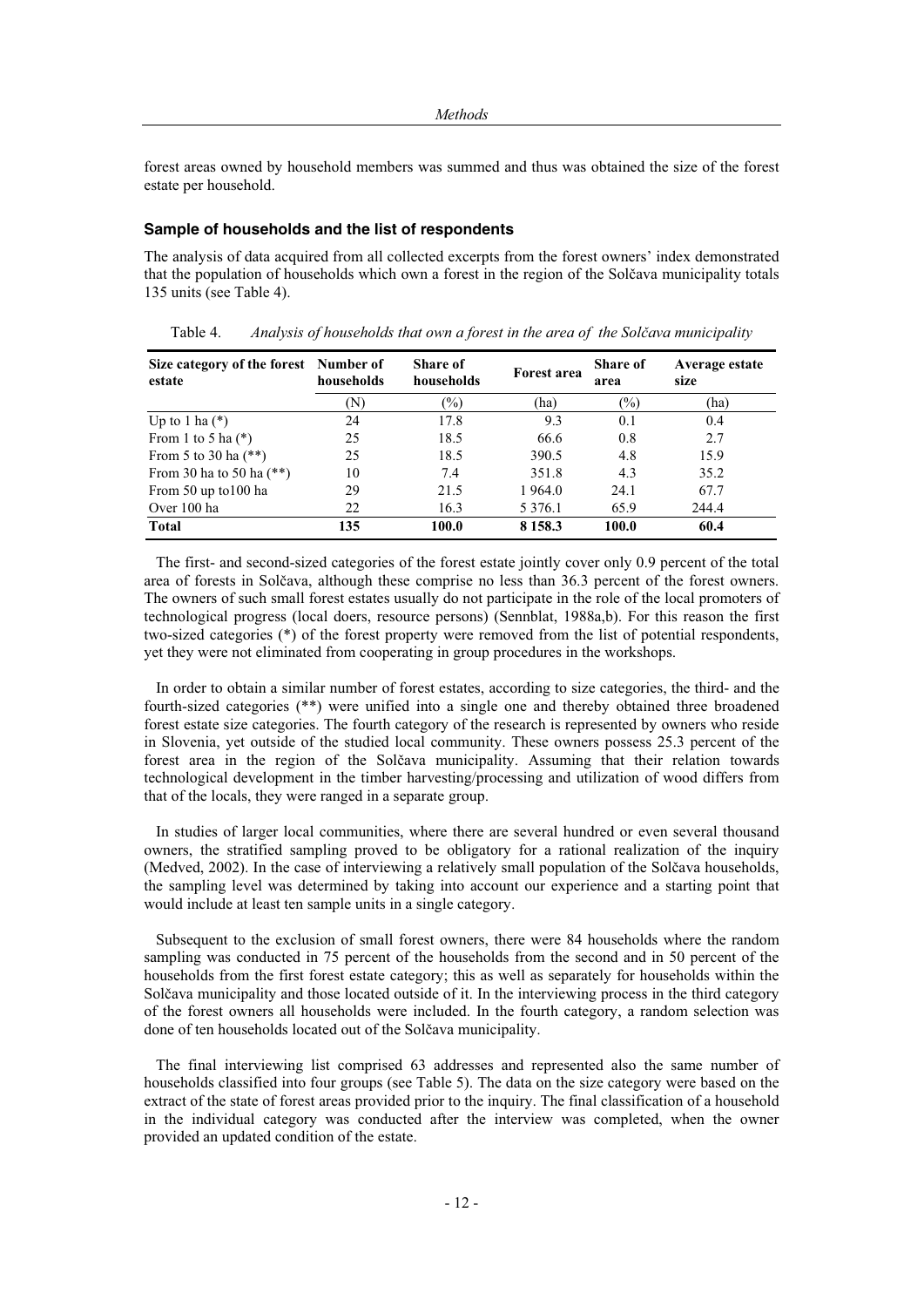forest areas owned by household members was summed and thus was obtained the size of the forest estate per household.

### Sample of households and the list of respondents

The analysis of data acquired from all collected excerpts from the forest owners' index demonstrated that the population of households which own a forest in the region of the Solčava municipality totals 135 units (see Table 4).

Table 4. *Analysis of households that own a forest in the area of the Solčava municipality*

| Size category of the forest estate | Number of households | Share of households | Forest area | Share of area | Average estate size |
|---|---|---|---|---|---|
| | (N) | (%) | (ha) | (%) | (ha) |
| Up to 1 ha (*) | 24 | 17.8 | 9.3 | 0.1 | 0.4 |
| From 1 to 5 ha (*) | 25 | 18.5 | 66.6 | 0.8 | 2.7 |
| From 5 to 30 ha (**) | 25 | 18.5 | 390.5 | 4.8 | 15.9 |
| From 30 ha to 50 ha (**) | 10 | 7.4 | 351.8 | 4.3 | 35.2 |
| From 50 up to100 ha | 29 | 21.5 | 1 964.0 | 24.1 | 67.7 |
| Over 100 ha | 22 | 16.3 | 5 376.1 | 65.9 | 244.4 |
| **Total** | **135** | **100.0** | **8 158.3** | **100.0** | **60.4** |

The first- and second-sized categories of the forest estate jointly cover only 0.9 percent of the total area of forests in Solčava, although these comprise no less than 36.3 percent of the forest owners. The owners of such small forest estates usually do not participate in the role of the local promoters of technological progress (local doers, resource persons) (Sennblat, 1988a,b). For this reason the first two-sized categories (*) of the forest property were removed from the list of potential respondents, yet they were not eliminated from cooperating in group procedures in the workshops.

In order to obtain a similar number of forest estates, according to size categories, the third- and the fourth-sized categories (**) were unified into a single one and thereby obtained three broadened forest estate size categories. The fourth category of the research is represented by owners who reside in Slovenia, yet outside of the studied local community. These owners possess 25.3 percent of the forest area in the region of the Solčava municipality. Assuming that their relation towards technological development in the timber harvesting/processing and utilization of wood differs from that of the locals, they were ranged in a separate group.

In studies of larger local communities, where there are several hundred or even several thousand owners, the stratified sampling proved to be obligatory for a rational realization of the inquiry (Medved, 2002). In the case of interviewing a relatively small population of the Solčava households, the sampling level was determined by taking into account our experience and a starting point that would include at least ten sample units in a single category.

Subsequent to the exclusion of small forest owners, there were 84 households where the random sampling was conducted in 75 percent of the households from the second and in 50 percent of the households from the first forest estate category; this as well as separately for households within the Solčava municipality and those located outside of it. In the interviewing process in the third category of the forest owners all households were included. In the fourth category, a random selection was done of ten households located out of the Solčava municipality.

The final interviewing list comprised 63 addresses and represented also the same number of households classified into four groups (see Table 5). The data on the size category were based on the extract of the state of forest areas provided prior to the inquiry. The final classification of a household in the individual category was conducted after the interview was completed, when the owner provided an updated condition of the estate.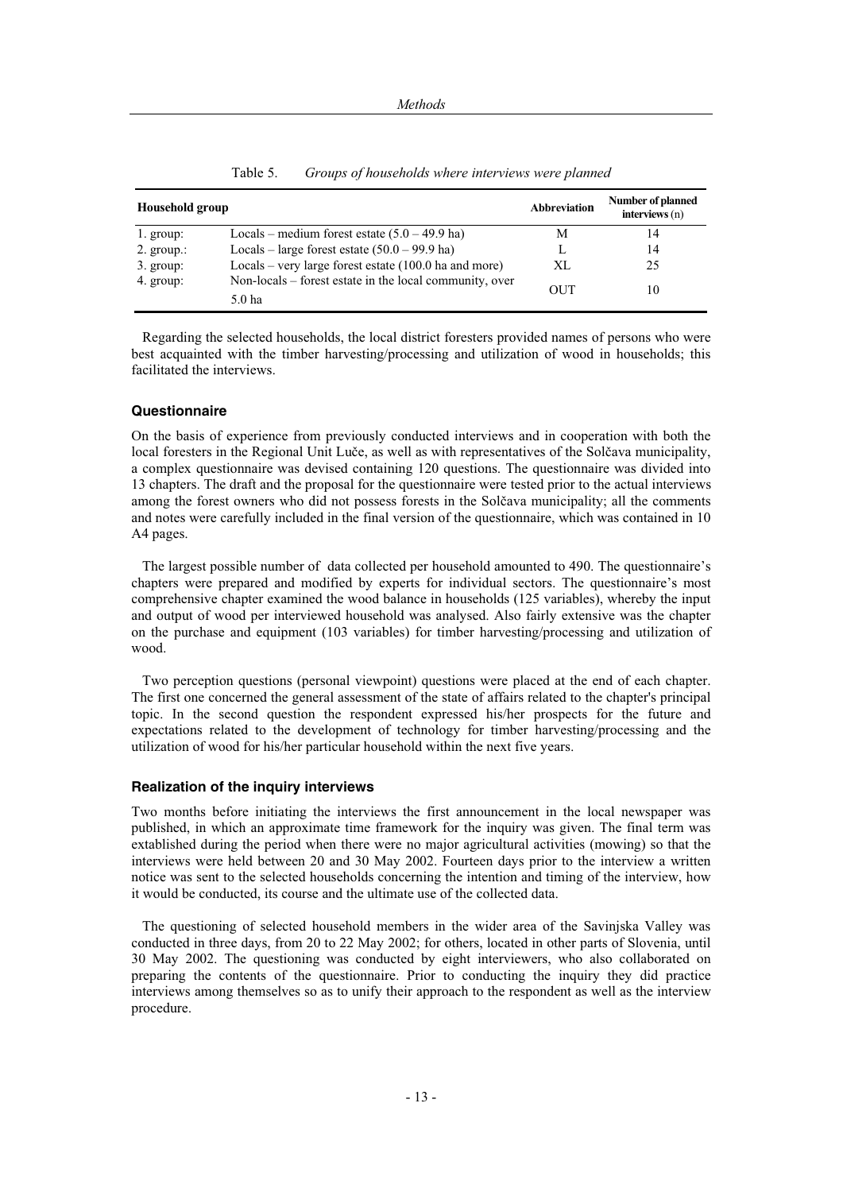Table 5. *Groups of households where interviews were planned*

| Household group | | Abbreviation | Number of planned interviews (n) |
|---|---|---|---|
| 1. group: | Locals – medium forest estate (5.0 – 49.9 ha) | M | 14 |
| 2. group.: | Locals – large forest estate (50.0 – 99.9 ha) | L | 14 |
| 3. group: | Locals – very large forest estate (100.0 ha and more) | XL | 25 |
| 4. group: | Non-locals – forest estate in the local community, over 5.0 ha | OUT | 10 |

Regarding the selected households, the local district foresters provided names of persons who were best acquainted with the timber harvesting/processing and utilization of wood in households; this facilitated the interviews.

### Questionnaire

On the basis of experience from previously conducted interviews and in cooperation with both the local foresters in the Regional Unit Luče, as well as with representatives of the Solčava municipality, a complex questionnaire was devised containing 120 questions. The questionnaire was divided into 13 chapters. The draft and the proposal for the questionnaire were tested prior to the actual interviews among the forest owners who did not possess forests in the Solčava municipality; all the comments and notes were carefully included in the final version of the questionnaire, which was contained in 10 A4 pages.

The largest possible number of data collected per household amounted to 490. The questionnaire's chapters were prepared and modified by experts for individual sectors. The questionnaire's most comprehensive chapter examined the wood balance in households (125 variables), whereby the input and output of wood per interviewed household was analysed. Also fairly extensive was the chapter on the purchase and equipment (103 variables) for timber harvesting/processing and utilization of wood.

Two perception questions (personal viewpoint) questions were placed at the end of each chapter. The first one concerned the general assessment of the state of affairs related to the chapter's principal topic. In the second question the respondent expressed his/her prospects for the future and expectations related to the development of technology for timber harvesting/processing and the utilization of wood for his/her particular household within the next five years.

### Realization of the inquiry interviews

Two months before initiating the interviews the first announcement in the local newspaper was published, in which an approximate time framework for the inquiry was given. The final term was established during the period when there were no major agricultural activities (mowing) so that the interviews were held between 20 and 30 May 2002. Fourteen days prior to the interview a written notice was sent to the selected households concerning the intention and timing of the interview, how it would be conducted, its course and the ultimate use of the collected data.

The questioning of selected household members in the wider area of the Savinjska Valley was conducted in three days, from 20 to 22 May 2002; for others, located in other parts of Slovenia, until 30 May 2002. The questioning was conducted by eight interviewers, who also collaborated on preparing the contents of the questionnaire. Prior to conducting the inquiry they did practice interviews among themselves so as to unify their approach to the respondent as well as the interview procedure.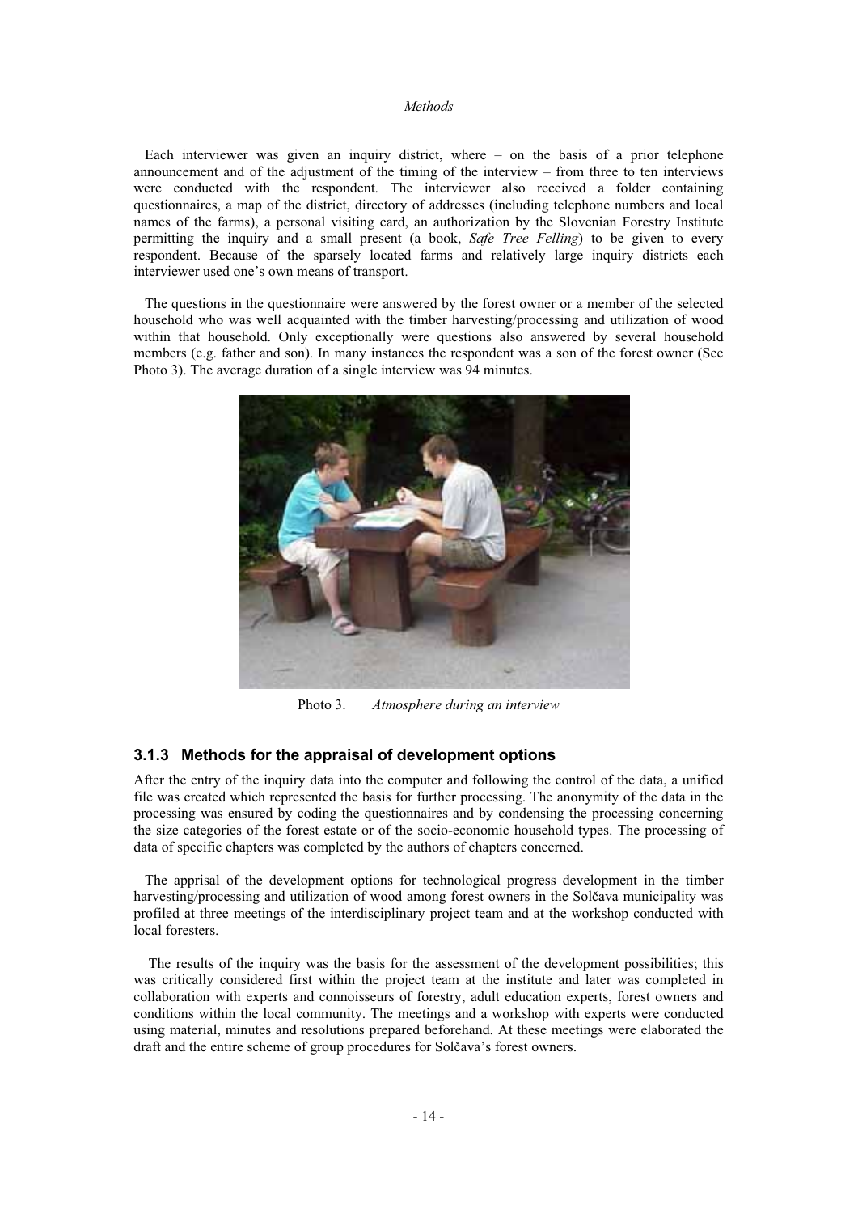Each interviewer was given an inquiry district, where – on the basis of a prior telephone announcement and of the adjustment of the timing of the interview – from three to ten interviews were conducted with the respondent. The interviewer also received a folder containing questionnaires, a map of the district, directory of addresses (including telephone numbers and local names of the farms), a personal visiting card, an authorization by the Slovenian Forestry Institute permitting the inquiry and a small present (a book, *Safe Tree Felling*) to be given to every respondent. Because of the sparsely located farms and relatively large inquiry districts each interviewer used one's own means of transport.

The questions in the questionnaire were answered by the forest owner or a member of the selected household who was well acquainted with the timber harvesting/processing and utilization of wood within that household. Only exceptionally were questions also answered by several household members (e.g. father and son). In many instances the respondent was a son of the forest owner (See Photo 3). The average duration of a single interview was 94 minutes.

Photo 3. *Atmosphere during an interview*

### 3.1.3 Methods for the appraisal of development options

After the entry of the inquiry data into the computer and following the control of the data, a unified file was created which represented the basis for further processing. The anonymity of the data in the processing was ensured by coding the questionnaires and by condensing the processing concerning the size categories of the forest estate or of the socio-economic household types. The processing of data of specific chapters was completed by the authors of chapters concerned.

The apprisal of the development options for technological progress development in the timber harvesting/processing and utilization of wood among forest owners in the Solčava municipality was profiled at three meetings of the interdisciplinary project team and at the workshop conducted with local foresters.

The results of the inquiry was the basis for the assessment of the development possibilities; this was critically considered first within the project team at the institute and later was completed in collaboration with experts and connoisseurs of forestry, adult education experts, forest owners and conditions within the local community. The meetings and a workshop with experts were conducted using material, minutes and resolutions prepared beforehand. At these meetings were elaborated the draft and the entire scheme of group procedures for Solčava's forest owners.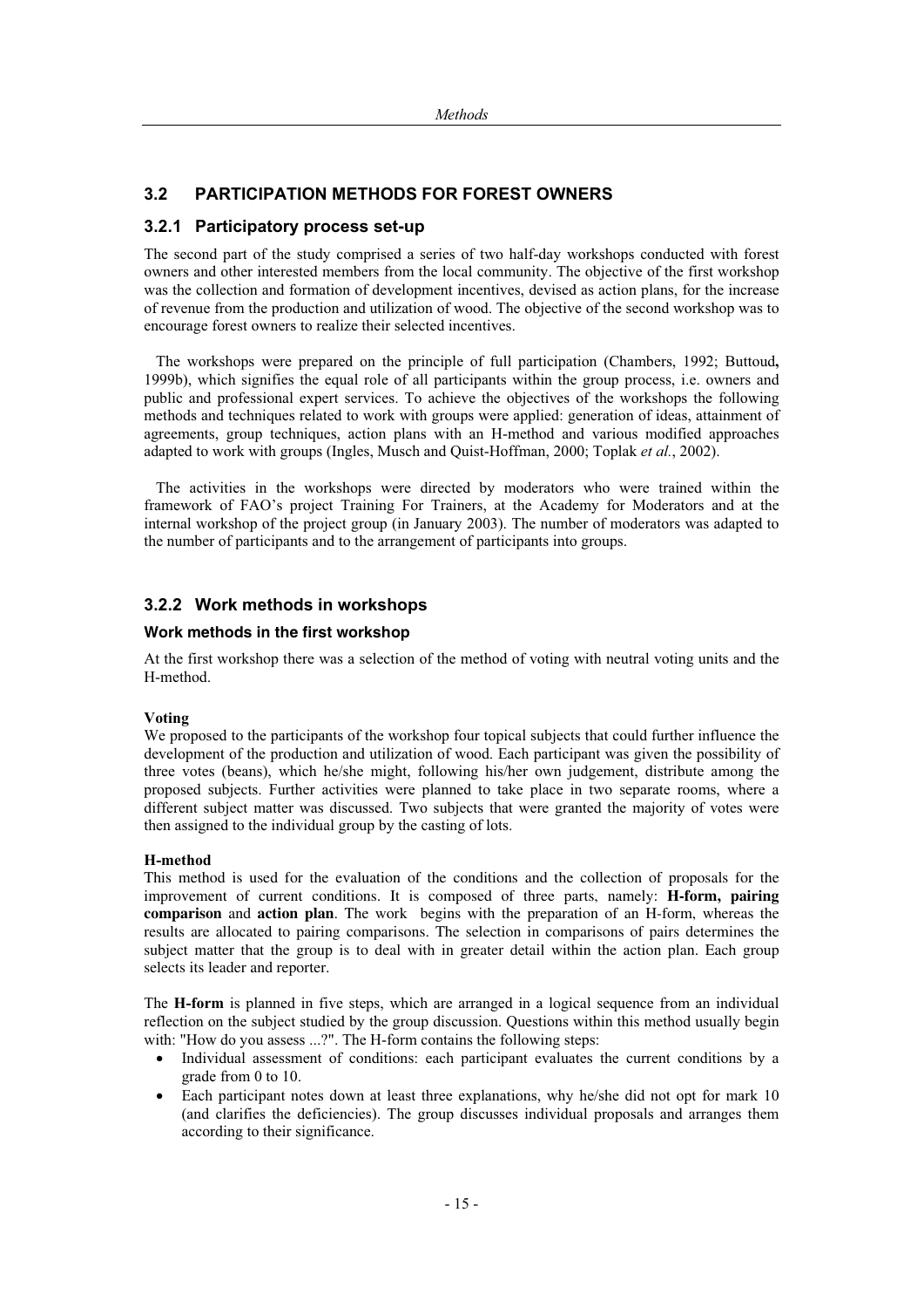## 3.2 PARTICIPATION METHODS FOR FOREST OWNERS

### 3.2.1 Participatory process set-up

The second part of the study comprised a series of two half-day workshops conducted with forest owners and other interested members from the local community. The objective of the first workshop was the collection and formation of development incentives, devised as action plans, for the increase of revenue from the production and utilization of wood. The objective of the second workshop was to encourage forest owners to realize their selected incentives.

The workshops were prepared on the principle of full participation (Chambers, 1992; Buttoud**,** 1999b), which signifies the equal role of all participants within the group process, i.e. owners and public and professional expert services. To achieve the objectives of the workshops the following methods and techniques related to work with groups were applied: generation of ideas, attainment of agreements, group techniques, action plans with an H-method and various modified approaches adapted to work with groups (Ingles, Musch and Quist-Hoffman, 2000; Toplak *et al.*, 2002).

The activities in the workshops were directed by moderators who were trained within the framework of FAO's project Training For Trainers, at the Academy for Moderators and at the internal workshop of the project group (in January 2003). The number of moderators was adapted to the number of participants and to the arrangement of participants into groups.

### 3.2.2 Work methods in workshops

#### Work methods in the first workshop

At the first workshop there was a selection of the method of voting with neutral voting units and the H-method.

**Voting**

We proposed to the participants of the workshop four topical subjects that could further influence the development of the production and utilization of wood. Each participant was given the possibility of three votes (beans), which he/she might, following his/her own judgement, distribute among the proposed subjects. Further activities were planned to take place in two separate rooms, where a different subject matter was discussed. Two subjects that were granted the majority of votes were then assigned to the individual group by the casting of lots.

**H-method**

This method is used for the evaluation of the conditions and the collection of proposals for the improvement of current conditions. It is composed of three parts, namely: **H-form, pairing comparison** and **action plan**. The work begins with the preparation of an H-form, whereas the results are allocated to pairing comparisons. The selection in comparisons of pairs determines the subject matter that the group is to deal with in greater detail within the action plan. Each group selects its leader and reporter.

The **H-form** is planned in five steps, which are arranged in a logical sequence from an individual reflection on the subject studied by the group discussion. Questions within this method usually begin with: "How do you assess ...?". The H-form contains the following steps:

- Individual assessment of conditions: each participant evaluates the current conditions by a grade from 0 to 10.
- Each participant notes down at least three explanations, why he/she did not opt for mark 10 (and clarifies the deficiencies). The group discusses individual proposals and arranges them according to their significance.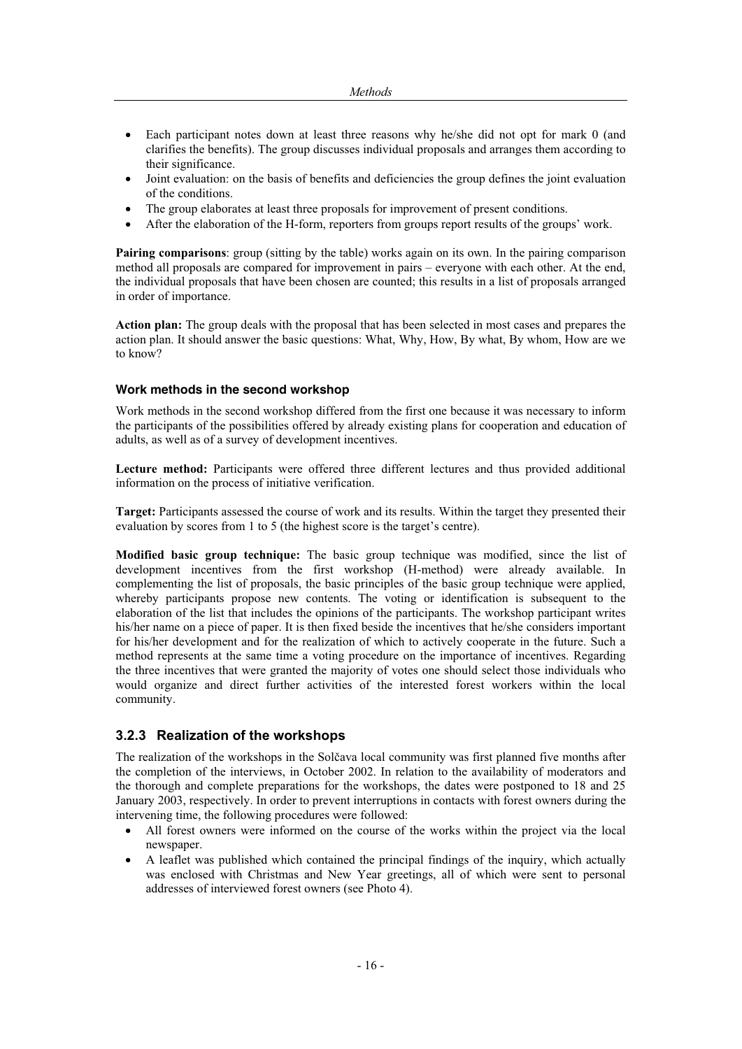- Each participant notes down at least three reasons why he/she did not opt for mark 0 (and clarifies the benefits). The group discusses individual proposals and arranges them according to their significance.
- Joint evaluation: on the basis of benefits and deficiencies the group defines the joint evaluation of the conditions.
- The group elaborates at least three proposals for improvement of present conditions.
- After the elaboration of the H-form, reporters from groups report results of the groups' work.

**Pairing comparisons**: group (sitting by the table) works again on its own. In the pairing comparison method all proposals are compared for improvement in pairs – everyone with each other. At the end, the individual proposals that have been chosen are counted; this results in a list of proposals arranged in order of importance.

**Action plan:** The group deals with the proposal that has been selected in most cases and prepares the action plan. It should answer the basic questions: What, Why, How, By what, By whom, How are we to know?

#### Work methods in the second workshop

Work methods in the second workshop differed from the first one because it was necessary to inform the participants of the possibilities offered by already existing plans for cooperation and education of adults, as well as of a survey of development incentives.

**Lecture method:** Participants were offered three different lectures and thus provided additional information on the process of initiative verification.

**Target:** Participants assessed the course of work and its results. Within the target they presented their evaluation by scores from 1 to 5 (the highest score is the target's centre).

**Modified basic group technique:** The basic group technique was modified, since the list of development incentives from the first workshop (H-method) were already available. In complementing the list of proposals, the basic principles of the basic group technique were applied, whereby participants propose new contents. The voting or identification is subsequent to the elaboration of the list that includes the opinions of the participants. The workshop participant writes his/her name on a piece of paper. It is then fixed beside the incentives that he/she considers important for his/her development and for the realization of which to actively cooperate in the future. Such a method represents at the same time a voting procedure on the importance of incentives. Regarding the three incentives that were granted the majority of votes one should select those individuals who would organize and direct further activities of the interested forest workers within the local community.

### 3.2.3 Realization of the workshops

The realization of the workshops in the Solčava local community was first planned five months after the completion of the interviews, in October 2002. In relation to the availability of moderators and the thorough and complete preparations for the workshops, the dates were postponed to 18 and 25 January 2003, respectively. In order to prevent interruptions in contacts with forest owners during the intervening time, the following procedures were followed:

- All forest owners were informed on the course of the works within the project via the local newspaper.
- A leaflet was published which contained the principal findings of the inquiry, which actually was enclosed with Christmas and New Year greetings, all of which were sent to personal addresses of interviewed forest owners (see Photo 4).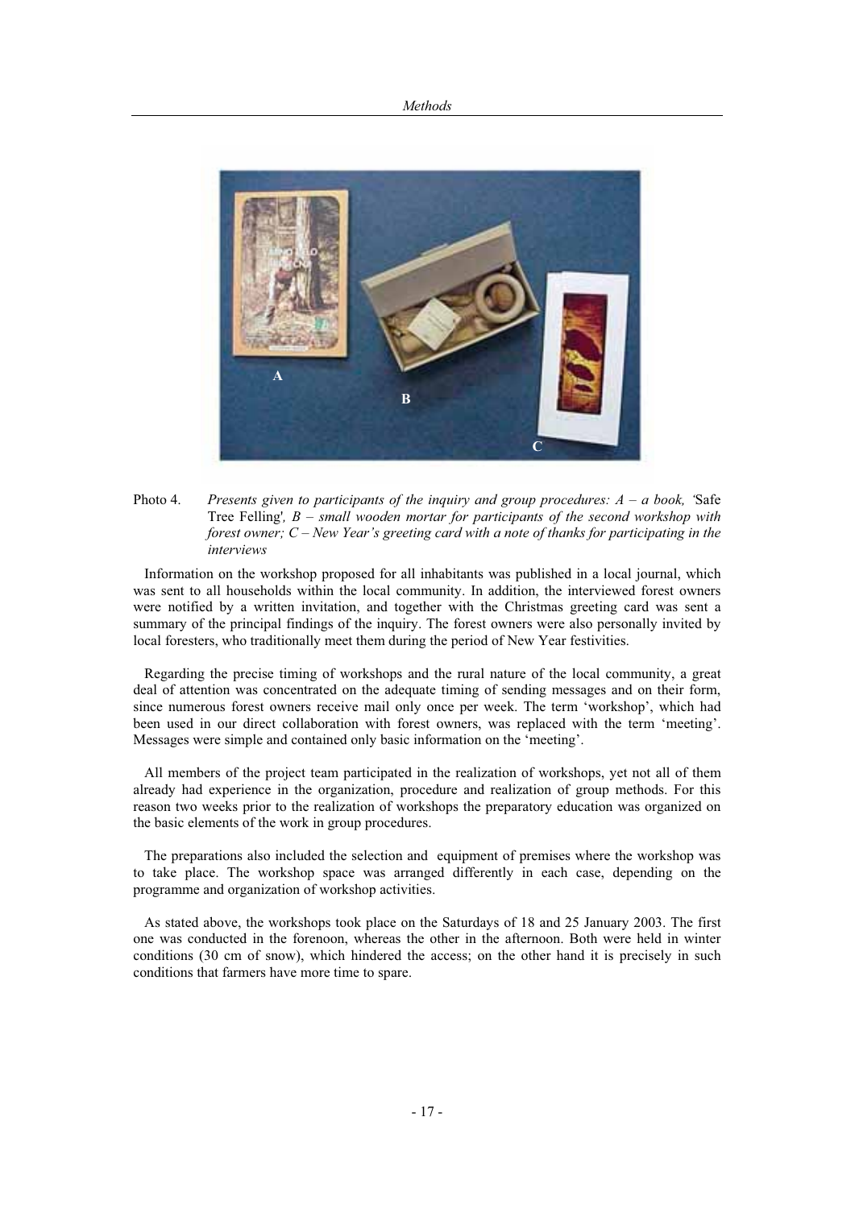Photo 4. *Presents given to participants of the inquiry and group procedures: A – a book, '*Safe Tree Felling'*, B – small wooden mortar for participants of the second workshop with forest owner; C – New Year's greeting card with a note of thanks for participating in the interviews*

Information on the workshop proposed for all inhabitants was published in a local journal, which was sent to all households within the local community. In addition, the interviewed forest owners were notified by a written invitation, and together with the Christmas greeting card was sent a summary of the principal findings of the inquiry. The forest owners were also personally invited by local foresters, who traditionally meet them during the period of New Year festivities.

Regarding the precise timing of workshops and the rural nature of the local community, a great deal of attention was concentrated on the adequate timing of sending messages and on their form, since numerous forest owners receive mail only once per week. The term 'workshop', which had been used in our direct collaboration with forest owners, was replaced with the term 'meeting'. Messages were simple and contained only basic information on the 'meeting'.

All members of the project team participated in the realization of workshops, yet not all of them already had experience in the organization, procedure and realization of group methods. For this reason two weeks prior to the realization of workshops the preparatory education was organized on the basic elements of the work in group procedures.

The preparations also included the selection and equipment of premises where the workshop was to take place. The workshop space was arranged differently in each case, depending on the programme and organization of workshop activities.

As stated above, the workshops took place on the Saturdays of 18 and 25 January 2003. The first one was conducted in the forenoon, whereas the other in the afternoon. Both were held in winter conditions (30 cm of snow), which hindered the access; on the other hand it is precisely in such conditions that farmers have more time to spare.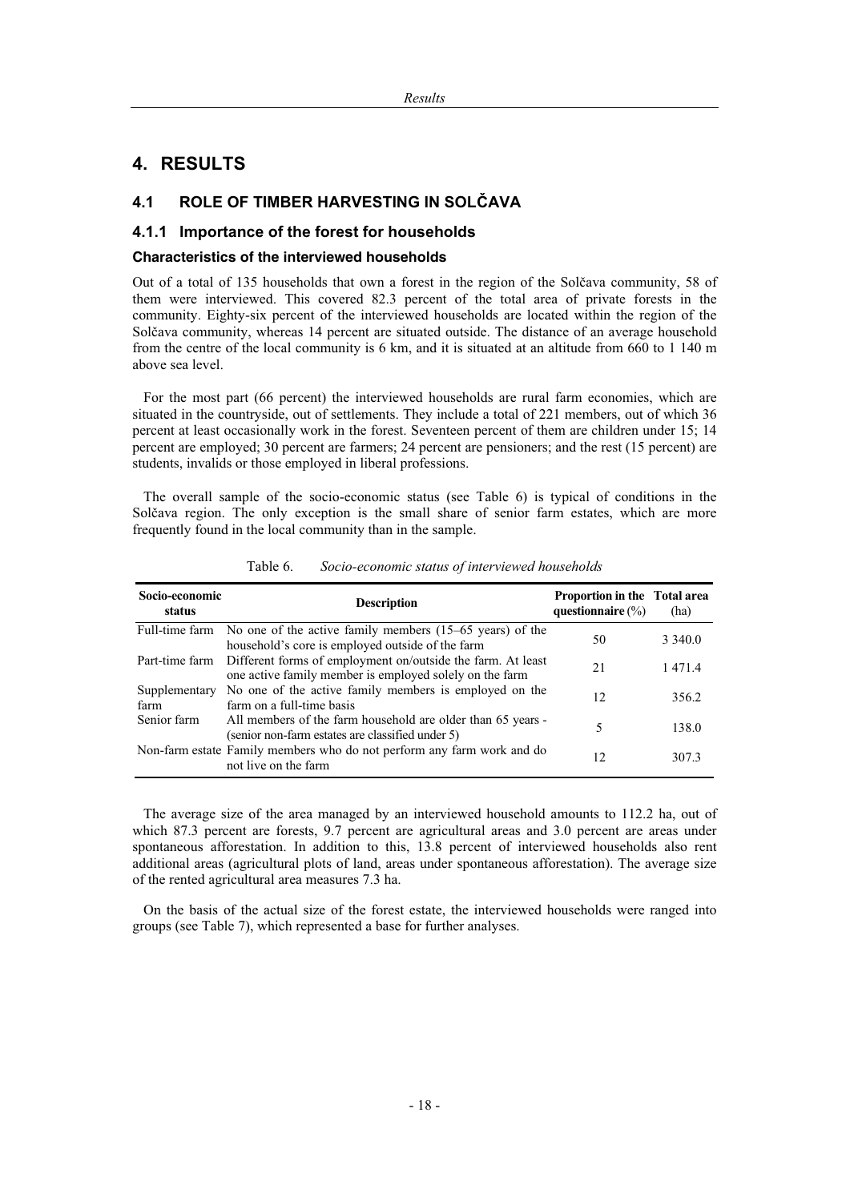# 4. RESULTS

## 4.1 ROLE OF TIMBER HARVESTING IN SOLČAVA

### 4.1.1 Importance of the forest for households

#### Characteristics of the interviewed households

Out of a total of 135 households that own a forest in the region of the Solčava community, 58 of them were interviewed. This covered 82.3 percent of the total area of private forests in the community. Eighty-six percent of the interviewed households are located within the region of the Solčava community, whereas 14 percent are situated outside. The distance of an average household from the centre of the local community is 6 km, and it is situated at an altitude from 660 to 1 140 m above sea level.

For the most part (66 percent) the interviewed households are rural farm economies, which are situated in the countryside, out of settlements. They include a total of 221 members, out of which 36 percent at least occasionally work in the forest. Seventeen percent of them are children under 15; 14 percent are employed; 30 percent are farmers; 24 percent are pensioners; and the rest (15 percent) are students, invalids or those employed in liberal professions.

The overall sample of the socio-economic status (see Table 6) is typical of conditions in the Solčava region. The only exception is the small share of senior farm estates, which are more frequently found in the local community than in the sample.

Table 6. *Socio-economic status of interviewed households*

| Socio-economic status | Description | Proportion in the questionnaire (%) | Total area (ha) |
|---|---|---|---|
| Full-time farm | No one of the active family members (15–65 years) of the household's core is employed outside of the farm | 50 | 3 340.0 |
| Part-time farm | Different forms of employment on/outside the farm. At least one active family member is employed solely on the farm | 21 | 1 471.4 |
| Supplementary farm | No one of the active family members is employed on the farm on a full-time basis | 12 | 356.2 |
| Senior farm | All members of the farm household are older than 65 years - (senior non-farm estates are classified under 5) | 5 | 138.0 |
| Non-farm estate | Family members who do not perform any farm work and do not live on the farm | 12 | 307.3 |

The average size of the area managed by an interviewed household amounts to 112.2 ha, out of which 87.3 percent are forests, 9.7 percent are agricultural areas and 3.0 percent are areas under spontaneous afforestation. In addition to this, 13.8 percent of interviewed households also rent additional areas (agricultural plots of land, areas under spontaneous afforestation). The average size of the rented agricultural area measures 7.3 ha.

On the basis of the actual size of the forest estate, the interviewed households were ranged into groups (see Table 7), which represented a base for further analyses.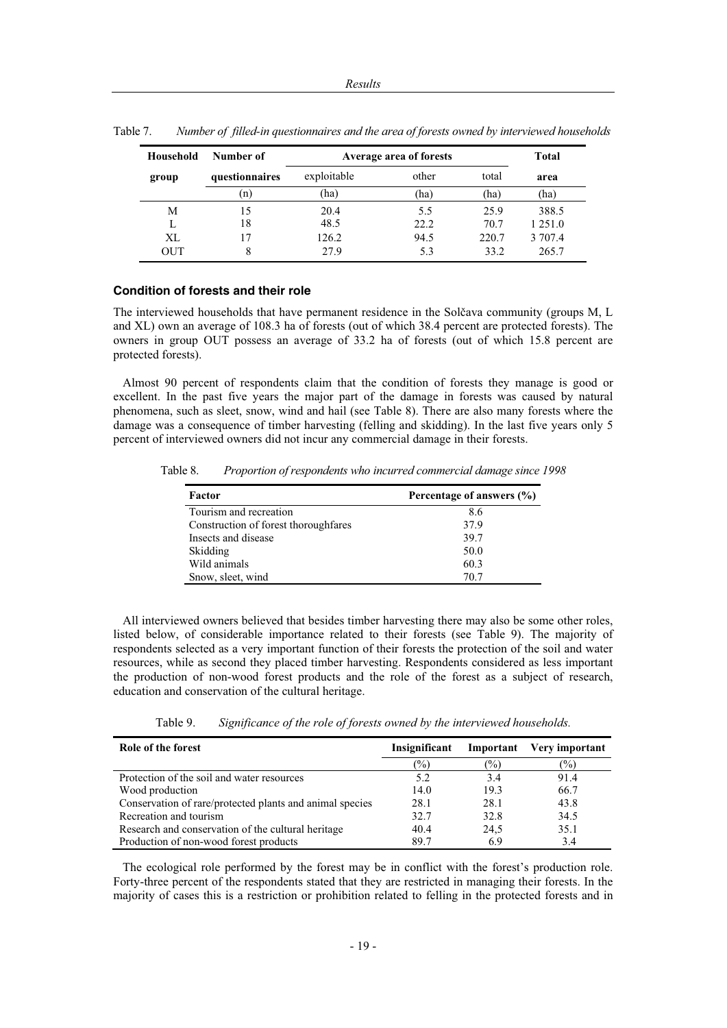Table 7. *Number of filled-in questionnaires and the area of forests owned by interviewed households*

| Household group | Number of questionnaires | Average area of forests | | | Total area |
|---|---|---|---|---|---|
| | | exploitable | other | total | |
| | (n) | (ha) | (ha) | (ha) | (ha) |
| M | 15 | 20.4 | 5.5 | 25.9 | 388.5 |
| L | 18 | 48.5 | 22.2 | 70.7 | 1 251.0 |
| XL | 17 | 126.2 | 94.5 | 220.7 | 3 707.4 |
| OUT | 8 | 27.9 | 5.3 | 33.2 | 265.7 |

### Condition of forests and their role

The interviewed households that have permanent residence in the Solčava community (groups M, L and XL) own an average of 108.3 ha of forests (out of which 38.4 percent are protected forests). The owners in group OUT possess an average of 33.2 ha of forests (out of which 15.8 percent are protected forests).

Almost 90 percent of respondents claim that the condition of forests they manage is good or excellent. In the past five years the major part of the damage in forests was caused by natural phenomena, such as sleet, snow, wind and hail (see Table 8). There are also many forests where the damage was a consequence of timber harvesting (felling and skidding). In the last five years only 5 percent of interviewed owners did not incur any commercial damage in their forests.

Table 8. *Proportion of respondents who incurred commercial damage since 1998*

| Factor | Percentage of answers (%) |
|---|---|
| Tourism and recreation | 8.6 |
| Construction of forest thoroughfares | 37.9 |
| Insects and disease | 39.7 |
| Skidding | 50.0 |
| Wild animals | 60.3 |
| Snow, sleet, wind | 70.7 |

All interviewed owners believed that besides timber harvesting there may also be some other roles, listed below, of considerable importance related to their forests (see Table 9). The majority of respondents selected as a very important function of their forests the protection of the soil and water resources, while as second they placed timber harvesting. Respondents considered as less important the production of non-wood forest products and the role of the forest as a subject of research, education and conservation of the cultural heritage.

Table 9. *Significance of the role of forests owned by the interviewed households.*

| Role of the forest | Insignificant | Important | Very important |
|---|---|---|---|
| | (%) | (%) | (%) |
| Protection of the soil and water resources | 5.2 | 3.4 | 91.4 |
| Wood production | 14.0 | 19.3 | 66.7 |
| Conservation of rare/protected plants and animal species | 28.1 | 28.1 | 43.8 |
| Recreation and tourism | 32.7 | 32.8 | 34.5 |
| Research and conservation of the cultural heritage | 40.4 | 24,5 | 35.1 |
| Production of non-wood forest products | 89.7 | 6.9 | 3.4 |

The ecological role performed by the forest may be in conflict with the forest's production role. Forty-three percent of the respondents stated that they are restricted in managing their forests. In the majority of cases this is a restriction or prohibition related to felling in the protected forests and in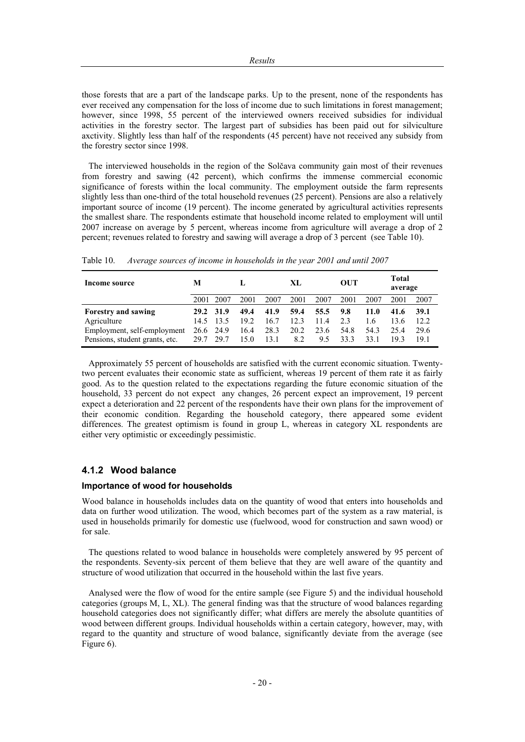those forests that are a part of the landscape parks. Up to the present, none of the respondents has ever received any compensation for the loss of income due to such limitations in forest management; however, since 1998, 55 percent of the interviewed owners received subsidies for individual activities in the forestry sector. The largest part of subsidies has been paid out for silviculture axctivity. Slightly less than half of the respondents (45 percent) have not received any subsidy from the forestry sector since 1998.

The interviewed households in the region of the Solčava community gain most of their revenues from forestry and sawing (42 percent), which confirms the immense commercial economic significance of forests within the local community. The employment outside the farm represents slightly less than one-third of the total household revenues (25 percent). Pensions are also a relatively important source of income (19 percent). The income generated by agricultural activities represents the smallest share. The respondents estimate that household income related to employment will until 2007 increase on average by 5 percent, whereas income from agriculture will average a drop of 2 percent; revenues related to forestry and sawing will average a drop of 3 percent (see Table 10).

Table 10. *Average sources of income in households in the year 2001 and until 2007*

| Income source | M | | L | | XL | | OUT | | Total average | |
|---|---|---|---|---|---|---|---|---|---|---|
| | 2001 | 2007 | 2001 | 2007 | 2001 | 2007 | 2001 | 2007 | 2001 | 2007 |
| **Forestry and sawing** | **29.2** | **31.9** | **49.4** | **41.9** | **59.4** | **55.5** | **9.8** | **11.0** | **41.6** | **39.1** |
| Agriculture | 14.5 | 13.5 | 19.2 | 16.7 | 12.3 | 11.4 | 2.3 | 1.6 | 13.6 | 12.2 |
| Employment, self-employment | 26.6 | 24.9 | 16.4 | 28.3 | 20.2 | 23.6 | 54.8 | 54.3 | 25.4 | 29.6 |
| Pensions, student grants, etc. | 29.7 | 29.7 | 15.0 | 13.1 | 8.2 | 9.5 | 33.3 | 33.1 | 19.3 | 19.1 |

Approximately 55 percent of households are satisfied with the current economic situation. Twenty-two percent evaluates their economic state as sufficient, whereas 19 percent of them rate it as fairly good. As to the question related to the expectations regarding the future economic situation of the household, 33 percent do not expect any changes, 26 percent expect an improvement, 19 percent expect a deterioration and 22 percent of the respondents have their own plans for the improvement of their economic condition. Regarding the household category, there appeared some evident differences. The greatest optimism is found in group L, whereas in category XL respondents are either very optimistic or exceedingly pessimistic.

### 4.1.2 Wood balance

#### Importance of wood for households

Wood balance in households includes data on the quantity of wood that enters into households and data on further wood utilization. The wood, which becomes part of the system as a raw material, is used in households primarily for domestic use (fuelwood, wood for construction and sawn wood) or for sale.

The questions related to wood balance in households were completely answered by 95 percent of the respondents. Seventy-six percent of them believe that they are well aware of the quantity and structure of wood utilization that occurred in the household within the last five years.

Analysed were the flow of wood for the entire sample (see Figure 5) and the individual household categories (groups M, L, XL). The general finding was that the structure of wood balances regarding household categories does not significantly differ; what differs are merely the absolute quantities of wood between different groups. Individual households within a certain category, however, may, with regard to the quantity and structure of wood balance, significantly deviate from the average (see Figure 6).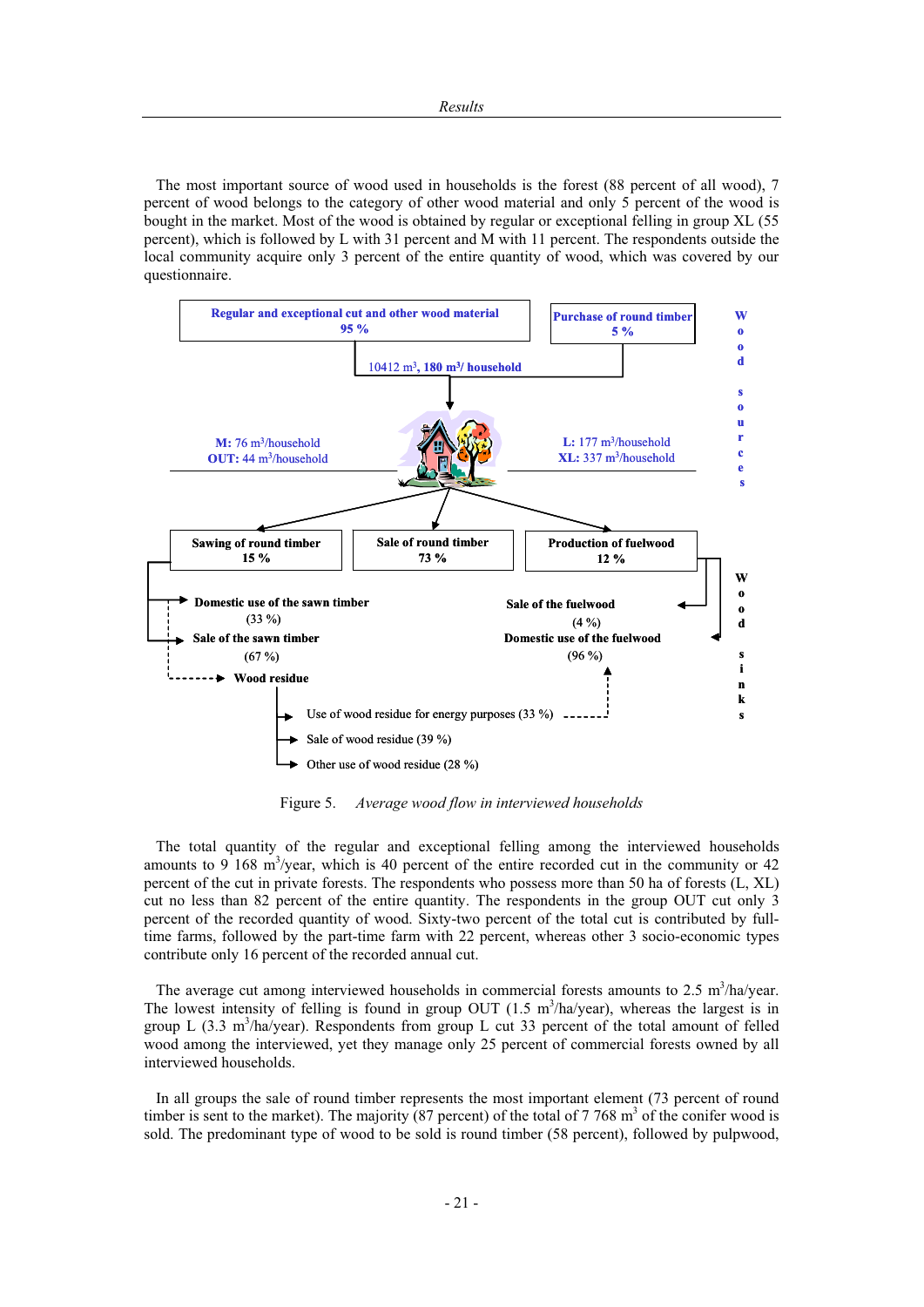The most important source of wood used in households is the forest (88 percent of all wood), 7 percent of wood belongs to the category of other wood material and only 5 percent of the wood is bought in the market. Most of the wood is obtained by regular or exceptional felling in group XL (55 percent), which is followed by L with 31 percent and M with 11 percent. The respondents outside the local community acquire only 3 percent of the entire quantity of wood, which was covered by our questionnaire.

**Wood sources**

- **Regular and exceptional cut and other wood material** – **95 %**
- **Purchase of round timber** – **5 %**

10412 m³, **180 m³/ household**

**M:** 76 m³/household
**OUT:** 44 m³/household

**L:** 177 m³/household
**XL:** 337 m³/household

**Wood sinks**

- **Sawing of round timber** – **15 %**
  - **Domestic use of the sawn timber** (33 %)
  - **Sale of the sawn timber** (67 %)
  - **Wood residue**
    - Use of wood residue for energy purposes (33 %)
    - Sale of wood residue (39 %)
    - Other use of wood residue (28 %)
- **Sale of round timber** – **73 %**
- **Production of fuelwood** – **12 %**
  - **Sale of the fuelwood** (4 %)
  - **Domestic use of the fuelwood** (96 %)

Figure 5. *Average wood flow in interviewed households*

The total quantity of the regular and exceptional felling among the interviewed households amounts to 9 168 m³/year, which is 40 percent of the entire recorded cut in the community or 42 percent of the cut in private forests. The respondents who possess more than 50 ha of forests (L, XL) cut no less than 82 percent of the entire quantity. The respondents in the group OUT cut only 3 percent of the recorded quantity of wood. Sixty-two percent of the total cut is contributed by full-time farms, followed by the part-time farm with 22 percent, whereas other 3 socio-economic types contribute only 16 percent of the recorded annual cut.

The average cut among interviewed households in commercial forests amounts to 2.5 m³/ha/year. The lowest intensity of felling is found in group OUT (1.5 m³/ha/year), whereas the largest is in group L (3.3 m³/ha/year). Respondents from group L cut 33 percent of the total amount of felled wood among the interviewed, yet they manage only 25 percent of commercial forests owned by all interviewed households.

In all groups the sale of round timber represents the most important element (73 percent of round timber is sent to the market). The majority (87 percent) of the total of 7 768 m³ of the conifer wood is sold. The predominant type of wood to be sold is round timber (58 percent), followed by pulpwood,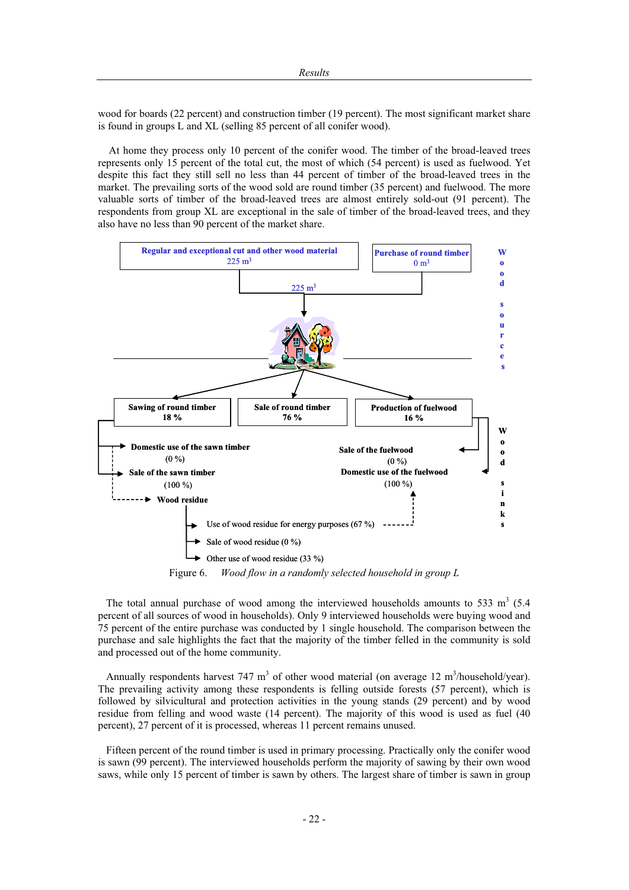wood for boards (22 percent) and construction timber (19 percent). The most significant market share is found in groups L and XL (selling 85 percent of all conifer wood).

At home they process only 10 percent of the conifer wood. The timber of the broad-leaved trees represents only 15 percent of the total cut, the most of which (54 percent) is used as fuelwood. Yet despite this fact they still sell no less than 44 percent of timber of the broad-leaved trees in the market. The prevailing sorts of the wood sold are round timber (35 percent) and fuelwood. The more valuable sorts of timber of the broad-leaved trees are almost entirely sold-out (91 percent). The respondents from group XL are exceptional in the sale of timber of the broad-leaved trees, and they also have no less than 90 percent of the market share.

**Wood sources**

- **Regular and exceptional cut and other wood material** 225 m$^3$
- **Purchase of round timber** 0 m$^3$
- Total: 225 m$^3$

**Wood sinks**

- **Sawing of round timber** 18 %
  - **Domestic use of the sawn timber** (0 %)
  - **Sale of the sawn timber** (100 %)
  - **Wood residue**
    - Use of wood residue for energy purposes (67 %)
    - Sale of wood residue (0 %)
    - Other use of wood residue (33 %)
- **Sale of round timber** 76 %
- **Production of fuelwood** 16 %
  - **Sale of the fuelwood** (0 %)
  - **Domestic use of the fuelwood** (100 %)

Figure 6. *Wood flow in a randomly selected household in group L*

The total annual purchase of wood among the interviewed households amounts to 533 m$^3$ (5.4 percent of all sources of wood in households). Only 9 interviewed households were buying wood and 75 percent of the entire purchase was conducted by 1 single household. The comparison between the purchase and sale highlights the fact that the majority of the timber felled in the community is sold and processed out of the home community.

Annually respondents harvest 747 m$^3$ of other wood material (on average 12 m$^3$/household/year). The prevailing activity among these respondents is felling outside forests (57 percent), which is followed by silvicultural and protection activities in the young stands (29 percent) and by wood residue from felling and wood waste (14 percent). The majority of this wood is used as fuel (40 percent), 27 percent of it is processed, whereas 11 percent remains unused.

Fifteen percent of the round timber is used in primary processing. Practically only the conifer wood is sawn (99 percent). The interviewed households perform the majority of sawing by their own wood saws, while only 15 percent of timber is sawn by others. The largest share of timber is sawn in group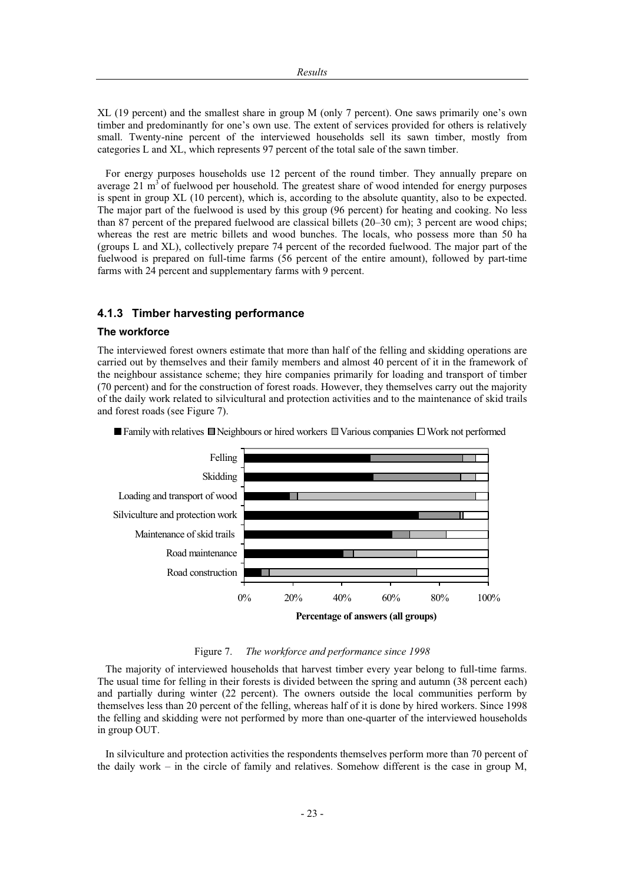XL (19 percent) and the smallest share in group M (only 7 percent). One saws primarily one's own timber and predominantly for one's own use. The extent of services provided for others is relatively small. Twenty-nine percent of the interviewed households sell its sawn timber, mostly from categories L and XL, which represents 97 percent of the total sale of the sawn timber.

For energy purposes households use 12 percent of the round timber. They annually prepare on average 21 m$^3$ of fuelwood per household. The greatest share of wood intended for energy purposes is spent in group XL (10 percent), which is, according to the absolute quantity, also to be expected. The major part of the fuelwood is used by this group (96 percent) for heating and cooking. No less than 87 percent of the prepared fuelwood are classical billets (20–30 cm); 3 percent are wood chips; whereas the rest are metric billets and wood bunches. The locals, who possess more than 50 ha (groups L and XL), collectively prepare 74 percent of the recorded fuelwood. The major part of the fuelwood is prepared on full-time farms (56 percent of the entire amount), followed by part-time farms with 24 percent and supplementary farms with 9 percent.

### 4.1.3 Timber harvesting performance

#### The workforce

The interviewed forest owners estimate that more than half of the felling and skidding operations are carried out by themselves and their family members and almost 40 percent of it in the framework of the neighbour assistance scheme; they hire companies primarily for loading and transport of timber (70 percent) and for the construction of forest roads. However, they themselves carry out the majority of the daily work related to silvicultural and protection activities and to the maintenance of skid trails and forest roads (see Figure 7).

Figure 7. *The workforce and performance since 1998*

The majority of interviewed households that harvest timber every year belong to full-time farms. The usual time for felling in their forests is divided between the spring and autumn (38 percent each) and partially during winter (22 percent). The owners outside the local communities perform by themselves less than 20 percent of the felling, whereas half of it is done by hired workers. Since 1998 the felling and skidding were not performed by more than one-quarter of the interviewed households in group OUT.

In silviculture and protection activities the respondents themselves perform more than 70 percent of the daily work – in the circle of family and relatives. Somehow different is the case in group M,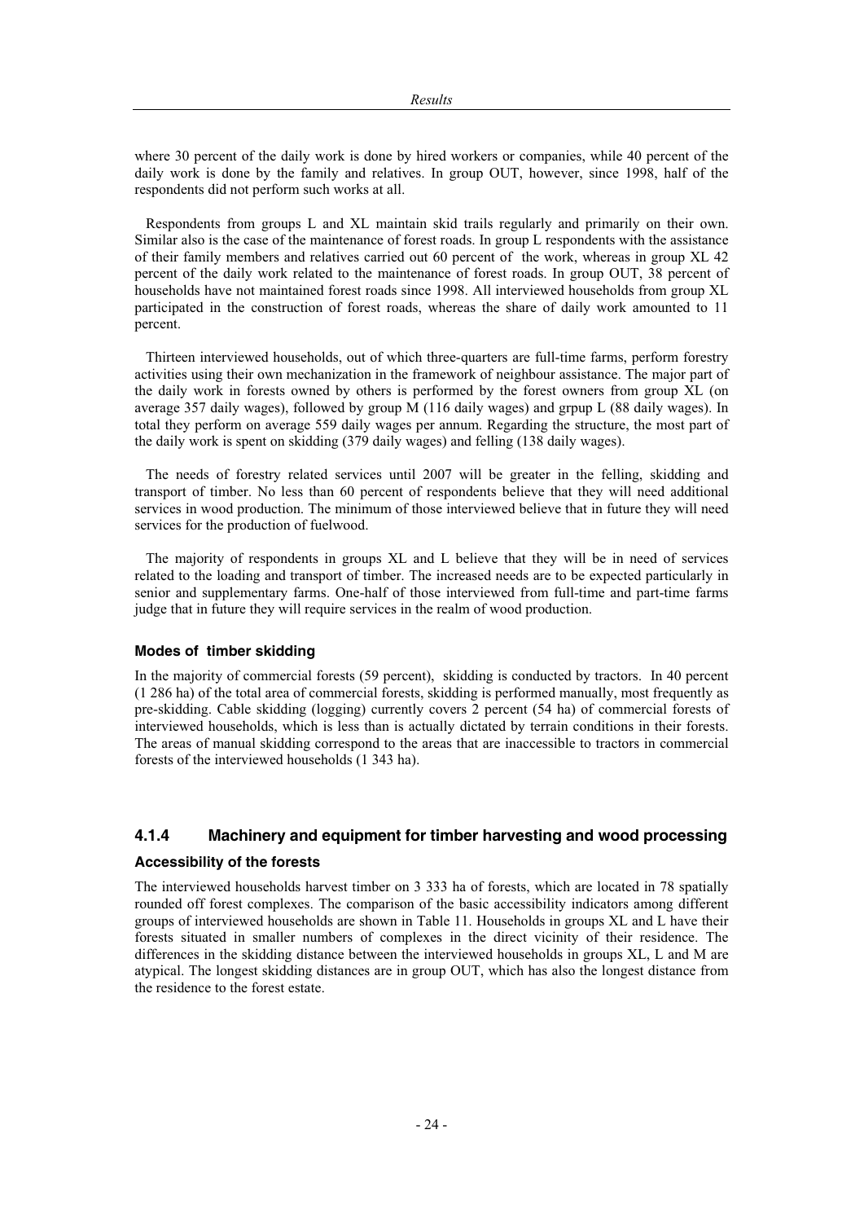where 30 percent of the daily work is done by hired workers or companies, while 40 percent of the daily work is done by the family and relatives. In group OUT, however, since 1998, half of the respondents did not perform such works at all.

Respondents from groups L and XL maintain skid trails regularly and primarily on their own. Similar also is the case of the maintenance of forest roads. In group L respondents with the assistance of their family members and relatives carried out 60 percent of the work, whereas in group XL 42 percent of the daily work related to the maintenance of forest roads. In group OUT, 38 percent of households have not maintained forest roads since 1998. All interviewed households from group XL participated in the construction of forest roads, whereas the share of daily work amounted to 11 percent.

Thirteen interviewed households, out of which three-quarters are full-time farms, perform forestry activities using their own mechanization in the framework of neighbour assistance. The major part of the daily work in forests owned by others is performed by the forest owners from group XL (on average 357 daily wages), followed by group M (116 daily wages) and grpup L (88 daily wages). In total they perform on average 559 daily wages per annum. Regarding the structure, the most part of the daily work is spent on skidding (379 daily wages) and felling (138 daily wages).

The needs of forestry related services until 2007 will be greater in the felling, skidding and transport of timber. No less than 60 percent of respondents believe that they will need additional services in wood production. The minimum of those interviewed believe that in future they will need services for the production of fuelwood.

The majority of respondents in groups XL and L believe that they will be in need of services related to the loading and transport of timber. The increased needs are to be expected particularly in senior and supplementary farms. One-half of those interviewed from full-time and part-time farms judge that in future they will require services in the realm of wood production.

### Modes of timber skidding

In the majority of commercial forests (59 percent), skidding is conducted by tractors. In 40 percent (1 286 ha) of the total area of commercial forests, skidding is performed manually, most frequently as pre-skidding. Cable skidding (logging) currently covers 2 percent (54 ha) of commercial forests of interviewed households, which is less than is actually dictated by terrain conditions in their forests. The areas of manual skidding correspond to the areas that are inaccessible to tractors in commercial forests of the interviewed households (1 343 ha).

## 4.1.4 Machinery and equipment for timber harvesting and wood processing

### Accessibility of the forests

The interviewed households harvest timber on 3 333 ha of forests, which are located in 78 spatially rounded off forest complexes. The comparison of the basic accessibility indicators among different groups of interviewed households are shown in Table 11. Households in groups XL and L have their forests situated in smaller numbers of complexes in the direct vicinity of their residence. The differences in the skidding distance between the interviewed households in groups XL, L and M are atypical. The longest skidding distances are in group OUT, which has also the longest distance from the residence to the forest estate.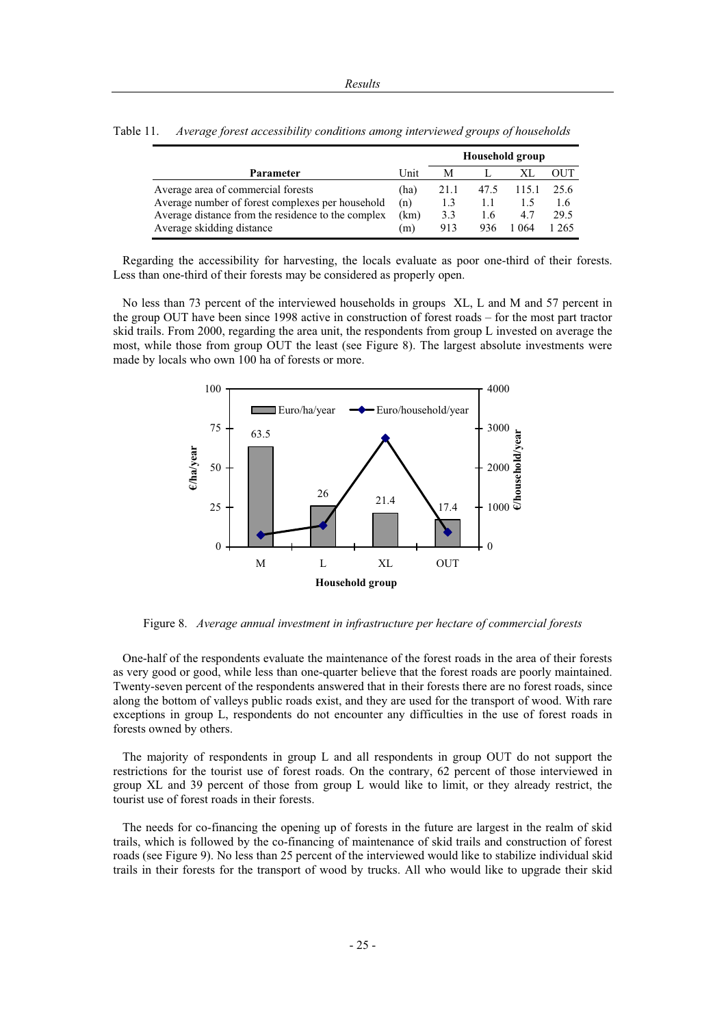Table 11. *Average forest accessibility conditions among interviewed groups of households*

| Parameter | Unit | Household group | | | |
|---|---|---|---|---|---|
| | | M | L | XL | OUT |
| Average area of commercial forests | (ha) | 21.1 | 47.5 | 115.1 | 25.6 |
| Average number of forest complexes per household | (n) | 1.3 | 1.1 | 1.5 | 1.6 |
| Average distance from the residence to the complex | (km) | 3.3 | 1.6 | 4.7 | 29.5 |
| Average skidding distance | (m) | 913 | 936 | 1 064 | 1 265 |

Regarding the accessibility for harvesting, the locals evaluate as poor one-third of their forests. Less than one-third of their forests may be considered as properly open.

No less than 73 percent of the interviewed households in groups XL, L and M and 57 percent in the group OUT have been since 1998 active in construction of forest roads – for the most part tractor skid trails. From 2000, regarding the area unit, the respondents from group L invested on average the most, while those from group OUT the least (see Figure 8). The largest absolute investments were made by locals who own 100 ha of forests or more.

Figure 8. *Average annual investment in infrastructure per hectare of commercial forests*

One-half of the respondents evaluate the maintenance of the forest roads in the area of their forests as very good or good, while less than one-quarter believe that the forest roads are poorly maintained. Twenty-seven percent of the respondents answered that in their forests there are no forest roads, since along the bottom of valleys public roads exist, and they are used for the transport of wood. With rare exceptions in group L, respondents do not encounter any difficulties in the use of forest roads in forests owned by others.

The majority of respondents in group L and all respondents in group OUT do not support the restrictions for the tourist use of forest roads. On the contrary, 62 percent of those interviewed in group XL and 39 percent of those from group L would like to limit, or they already restrict, the tourist use of forest roads in their forests.

The needs for co-financing the opening up of forests in the future are largest in the realm of skid trails, which is followed by the co-financing of maintenance of skid trails and construction of forest roads (see Figure 9). No less than 25 percent of the interviewed would like to stabilize individual skid trails in their forests for the transport of wood by trucks. All who would like to upgrade their skid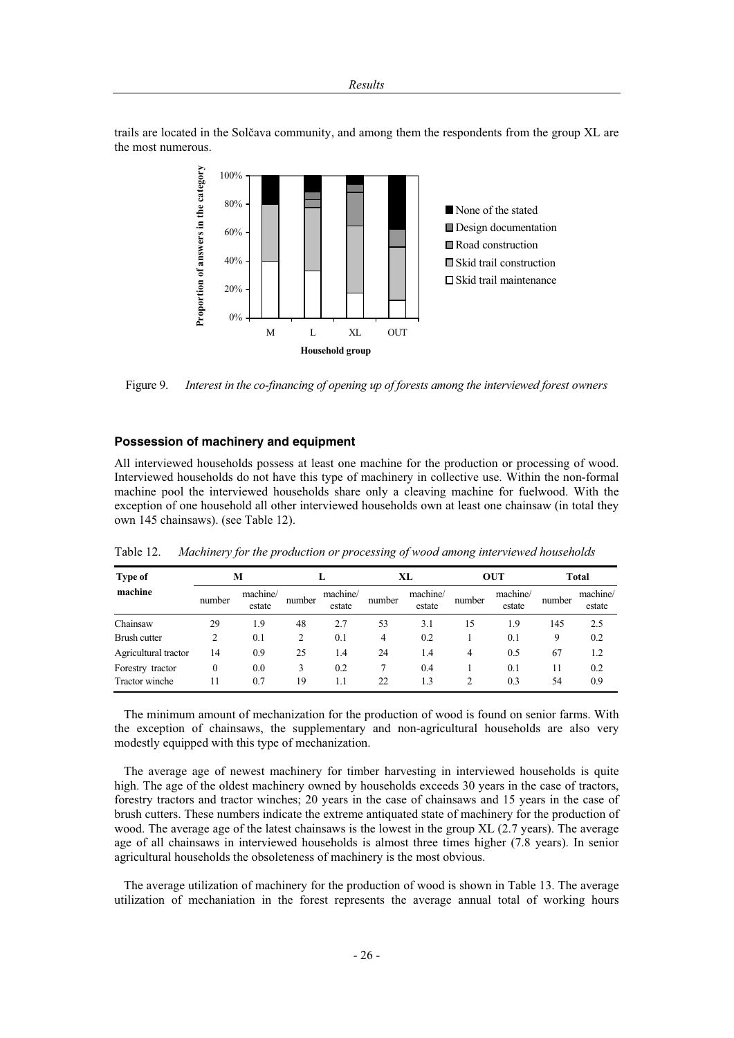trails are located in the Solčava community, and among them the respondents from the group XL are the most numerous.

Figure 9. *Interest in the co-financing of opening up of forests among the interviewed forest owners*

### Possession of machinery and equipment

All interviewed households possess at least one machine for the production or processing of wood. Interviewed households do not have this type of machinery in collective use. Within the non-formal machine pool the interviewed households share only a cleaving machine for fuelwood. With the exception of one household all other interviewed households own at least one chainsaw (in total they own 145 chainsaws). (see Table 12).

Table 12. *Machinery for the production or processing of wood among interviewed households*

| Type of machine | M | | L | | XL | | OUT | | Total | |
|---|---|---|---|---|---|---|---|---|---|---|
| | number | machine/ estate | number | machine/ estate | number | machine/ estate | number | machine/ estate | number | machine/ estate |
| Chainsaw | 29 | 1.9 | 48 | 2.7 | 53 | 3.1 | 15 | 1.9 | 145 | 2.5 |
| Brush cutter | 2 | 0.1 | 2 | 0.1 | 4 | 0.2 | 1 | 0.1 | 9 | 0.2 |
| Agricultural tractor | 14 | 0.9 | 25 | 1.4 | 24 | 1.4 | 4 | 0.5 | 67 | 1.2 |
| Forestry tractor | 0 | 0.0 | 3 | 0.2 | 7 | 0.4 | 1 | 0.1 | 11 | 0.2 |
| Tractor winche | 11 | 0.7 | 19 | 1.1 | 22 | 1.3 | 2 | 0.3 | 54 | 0.9 |

The minimum amount of mechanization for the production of wood is found on senior farms. With the exception of chainsaws, the supplementary and non-agricultural households are also very modestly equipped with this type of mechanization.

The average age of newest machinery for timber harvesting in interviewed households is quite high. The age of the oldest machinery owned by households exceeds 30 years in the case of tractors, forestry tractors and tractor winches; 20 years in the case of chainsaws and 15 years in the case of brush cutters. These numbers indicate the extreme antiquated state of machinery for the production of wood. The average age of the latest chainsaws is the lowest in the group XL (2.7 years). The average age of all chainsaws in interviewed households is almost three times higher (7.8 years). In senior agricultural households the obsoleteness of machinery is the most obvious.

The average utilization of machinery for the production of wood is shown in Table 13. The average utilization of mechaniation in the forest represents the average annual total of working hours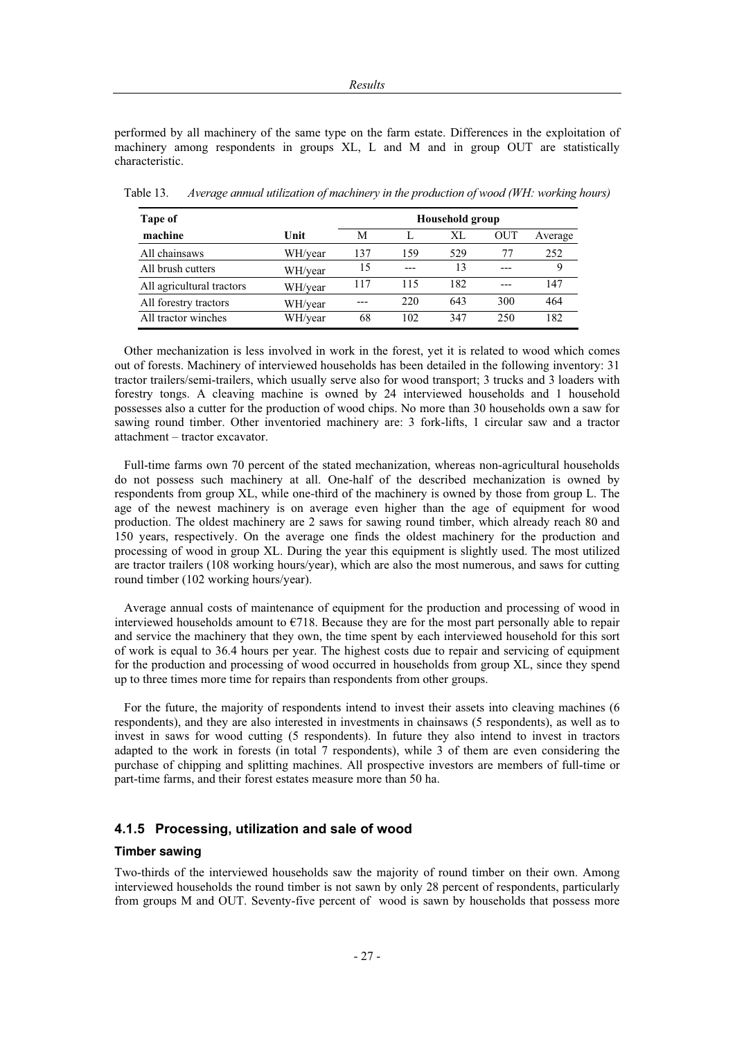performed by all machinery of the same type on the farm estate. Differences in the exploitation of machinery among respondents in groups XL, L and M and in group OUT are statistically characteristic.

Table 13. *Average annual utilization of machinery in the production of wood (WH: working hours)*

| Tape of machine | Unit | Household group | | | | |
|---|---|---|---|---|---|---|
| | | M | L | XL | OUT | Average |
| All chainsaws | WH/year | 137 | 159 | 529 | 77 | 252 |
| All brush cutters | WH/year | 15 | --- | 13 | --- | 9 |
| All agricultural tractors | WH/year | 117 | 115 | 182 | --- | 147 |
| All forestry tractors | WH/year | --- | 220 | 643 | 300 | 464 |
| All tractor winches | WH/year | 68 | 102 | 347 | 250 | 182 |

Other mechanization is less involved in work in the forest, yet it is related to wood which comes out of forests. Machinery of interviewed households has been detailed in the following inventory: 31 tractor trailers/semi-trailers, which usually serve also for wood transport; 3 trucks and 3 loaders with forestry tongs. A cleaving machine is owned by 24 interviewed households and 1 household possesses also a cutter for the production of wood chips. No more than 30 households own a saw for sawing round timber. Other inventoried machinery are: 3 fork-lifts, 1 circular saw and a tractor attachment – tractor excavator.

Full-time farms own 70 percent of the stated mechanization, whereas non-agricultural households do not possess such machinery at all. One-half of the described mechanization is owned by respondents from group XL, while one-third of the machinery is owned by those from group L. The age of the newest machinery is on average even higher than the age of equipment for wood production. The oldest machinery are 2 saws for sawing round timber, which already reach 80 and 150 years, respectively. On the average one finds the oldest machinery for the production and processing of wood in group XL. During the year this equipment is slightly used. The most utilized are tractor trailers (108 working hours/year), which are also the most numerous, and saws for cutting round timber (102 working hours/year).

Average annual costs of maintenance of equipment for the production and processing of wood in interviewed households amount to €718. Because they are for the most part personally able to repair and service the machinery that they own, the time spent by each interviewed household for this sort of work is equal to 36.4 hours per year. The highest costs due to repair and servicing of equipment for the production and processing of wood occurred in households from group XL, since they spend up to three times more time for repairs than respondents from other groups.

For the future, the majority of respondents intend to invest their assets into cleaving machines (6 respondents), and they are also interested in investments in chainsaws (5 respondents), as well as to invest in saws for wood cutting (5 respondents). In future they also intend to invest in tractors adapted to the work in forests (in total 7 respondents), while 3 of them are even considering the purchase of chipping and splitting machines. All prospective investors are members of full-time or part-time farms, and their forest estates measure more than 50 ha.

### 4.1.5 Processing, utilization and sale of wood

#### Timber sawing

Two-thirds of the interviewed households saw the majority of round timber on their own. Among interviewed households the round timber is not sawn by only 28 percent of respondents, particularly from groups M and OUT. Seventy-five percent of wood is sawn by households that possess more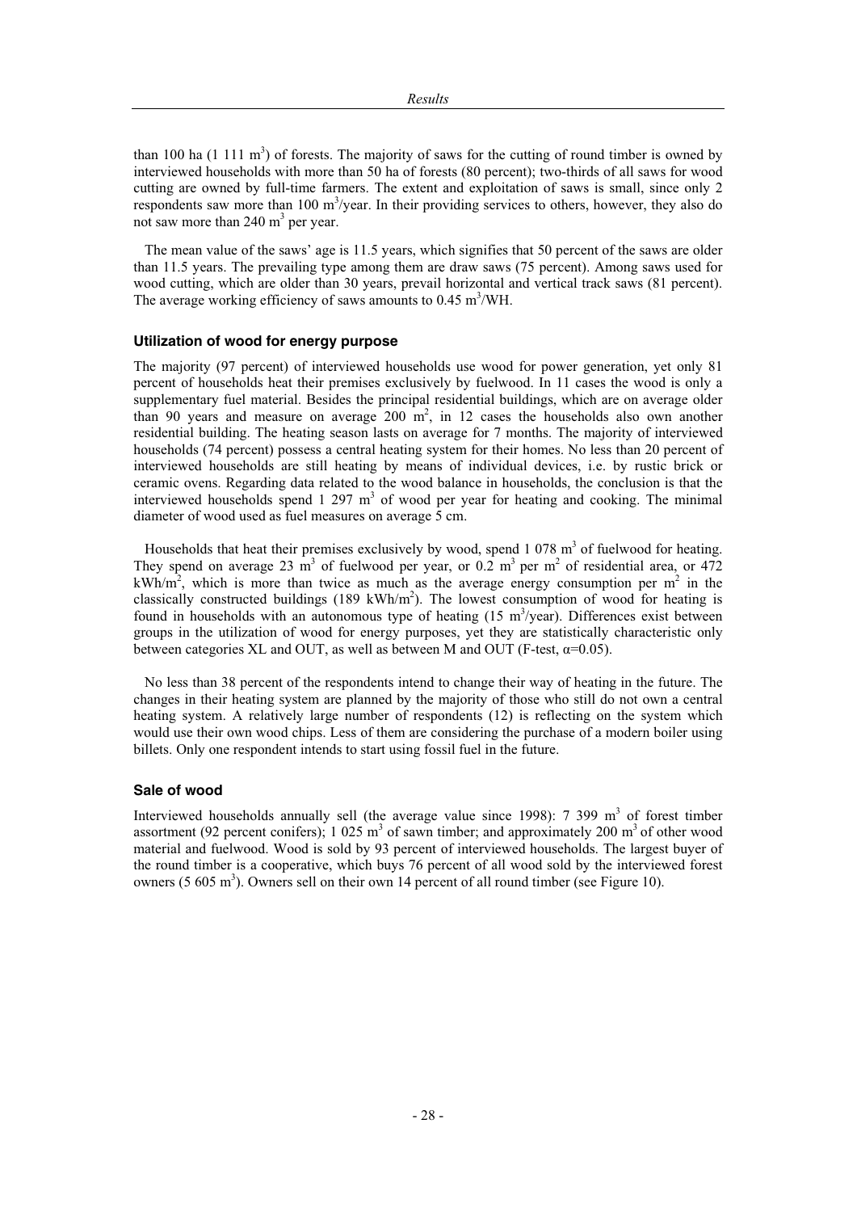than 100 ha (1 111 $m^3$) of forests. The majority of saws for the cutting of round timber is owned by interviewed households with more than 50 ha of forests (80 percent); two-thirds of all saws for wood cutting are owned by full-time farmers. The extent and exploitation of saws is small, since only 2 respondents saw more than 100 $m^3$/year. In their providing services to others, however, they also do not saw more than 240 $m^3$ per year.

The mean value of the saws' age is 11.5 years, which signifies that 50 percent of the saws are older than 11.5 years. The prevailing type among them are draw saws (75 percent). Among saws used for wood cutting, which are older than 30 years, prevail horizontal and vertical track saws (81 percent). The average working efficiency of saws amounts to 0.45 $m^3$/WH.

#### Utilization of wood for energy purpose

The majority (97 percent) of interviewed households use wood for power generation, yet only 81 percent of households heat their premises exclusively by fuelwood. In 11 cases the wood is only a supplementary fuel material. Besides the principal residential buildings, which are on average older than 90 years and measure on average 200 $m^2$, in 12 cases the households also own another residential building. The heating season lasts on average for 7 months. The majority of interviewed households (74 percent) possess a central heating system for their homes. No less than 20 percent of interviewed households are still heating by means of individual devices, i.e. by rustic brick or ceramic ovens. Regarding data related to the wood balance in households, the conclusion is that the interviewed households spend 1 297 $m^3$ of wood per year for heating and cooking. The minimal diameter of wood used as fuel measures on average 5 cm.

Households that heat their premises exclusively by wood, spend 1 078 $m^3$ of fuelwood for heating. They spend on average 23 $m^3$ of fuelwood per year, or 0.2 $m^3$ per $m^2$ of residential area, or 472 kWh/$m^2$, which is more than twice as much as the average energy consumption per $m^2$ in the classically constructed buildings (189 kWh/$m^2$). The lowest consumption of wood for heating is found in households with an autonomous type of heating (15 $m^3$/year). Differences exist between groups in the utilization of wood for energy purposes, yet they are statistically characteristic only between categories XL and OUT, as well as between M and OUT (F-test, $\alpha$=0.05).

No less than 38 percent of the respondents intend to change their way of heating in the future. The changes in their heating system are planned by the majority of those who still do not own a central heating system. A relatively large number of respondents (12) is reflecting on the system which would use their own wood chips. Less of them are considering the purchase of a modern boiler using billets. Only one respondent intends to start using fossil fuel in the future.

#### Sale of wood

Interviewed households annually sell (the average value since 1998): 7 399 $m^3$ of forest timber assortment (92 percent conifers); 1 025 $m^3$ of sawn timber; and approximately 200 $m^3$ of other wood material and fuelwood. Wood is sold by 93 percent of interviewed households. The largest buyer of the round timber is a cooperative, which buys 76 percent of all wood sold by the interviewed forest owners (5 605 $m^3$). Owners sell on their own 14 percent of all round timber (see Figure 10).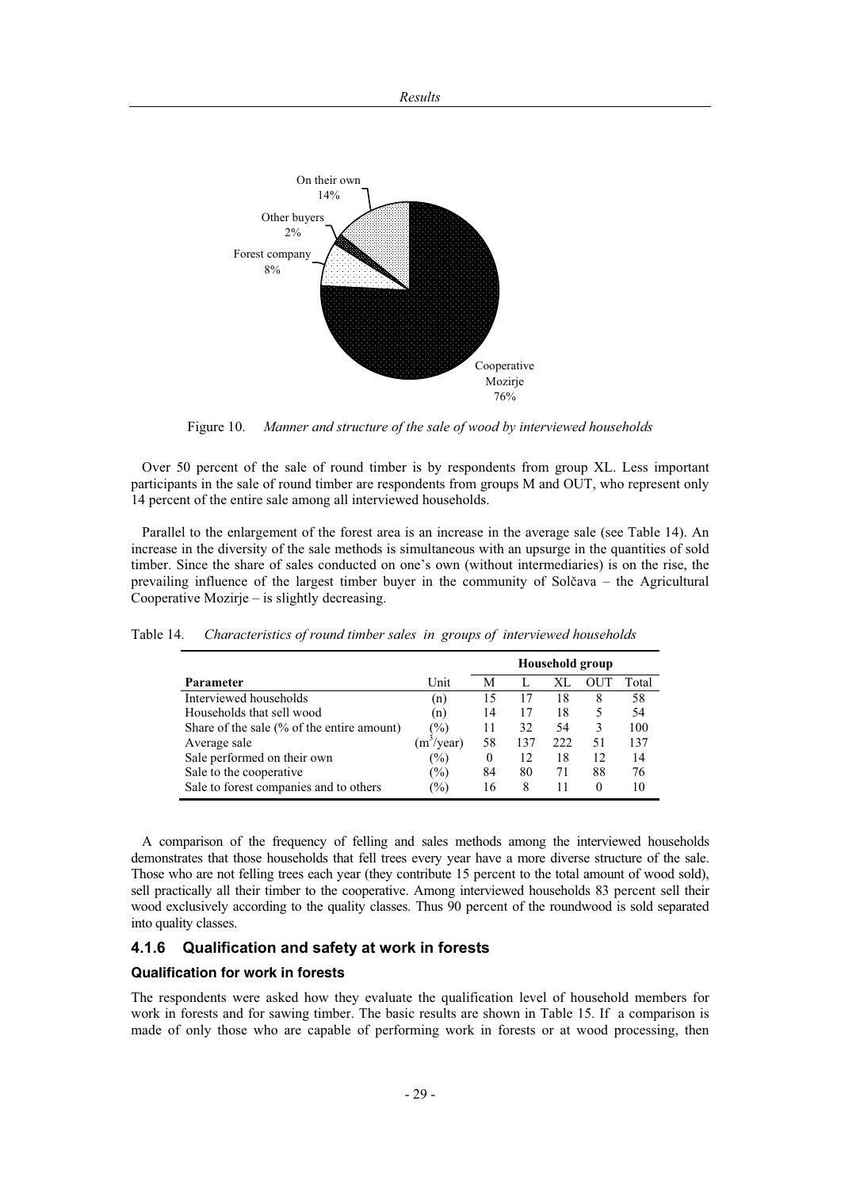Figure 10. *Manner and structure of the sale of wood by interviewed households*

Over 50 percent of the sale of round timber is by respondents from group XL. Less important participants in the sale of round timber are respondents from groups M and OUT, who represent only 14 percent of the entire sale among all interviewed households.

Parallel to the enlargement of the forest area is an increase in the average sale (see Table 14). An increase in the diversity of the sale methods is simultaneous with an upsurge in the quantities of sold timber. Since the share of sales conducted on one's own (without intermediaries) is on the rise, the prevailing influence of the largest timber buyer in the community of Solčava – the Agricultural Cooperative Mozirje – is slightly decreasing.

Table 14. *Characteristics of round timber sales in groups of interviewed households*

| | | Household group | | | | |
|---|---|---|---|---|---|---|
| **Parameter** | Unit | M | L | XL | OUT | Total |
| Interviewed households | (n) | 15 | 17 | 18 | 8 | 58 |
| Households that sell wood | (n) | 14 | 17 | 18 | 5 | 54 |
| Share of the sale (% of the entire amount) | (%) | 11 | 32 | 54 | 3 | 100 |
| Average sale | ($m^3$/year) | 58 | 137 | 222 | 51 | 137 |
| Sale performed on their own | (%) | 0 | 12 | 18 | 12 | 14 |
| Sale to the cooperative | (%) | 84 | 80 | 71 | 88 | 76 |
| Sale to forest companies and to others | (%) | 16 | 8 | 11 | 0 | 10 |

A comparison of the frequency of felling and sales methods among the interviewed households demonstrates that those households that fell trees every year have a more diverse structure of the sale. Those who are not felling trees each year (they contribute 15 percent to the total amount of wood sold), sell practically all their timber to the cooperative. Among interviewed households 83 percent sell their wood exclusively according to the quality classes. Thus 90 percent of the roundwood is sold separated into quality classes.

### 4.1.6 Qualification and safety at work in forests

#### Qualification for work in forests

The respondents were asked how they evaluate the qualification level of household members for work in forests and for sawing timber. The basic results are shown in Table 15. If a comparison is made of only those who are capable of performing work in forests or at wood processing, then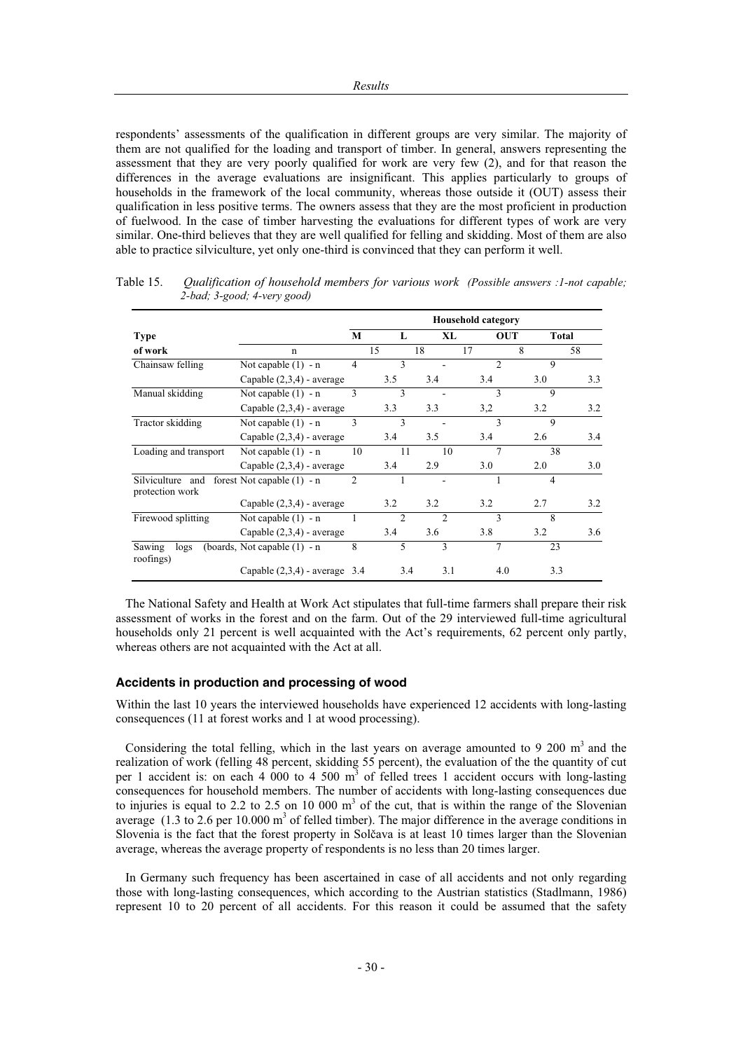respondents' assessments of the qualification in different groups are very similar. The majority of them are not qualified for the loading and transport of timber. In general, answers representing the assessment that they are very poorly qualified for work are very few (2), and for that reason the differences in the average evaluations are insignificant. This applies particularly to groups of households in the framework of the local community, whereas those outside it (OUT) assess their qualification in less positive terms. The owners assess that they are the most proficient in production of fuelwood. In the case of timber harvesting the evaluations for different types of work are very similar. One-third believes that they are well qualified for felling and skidding. Most of them are also able to practice silviculture, yet only one-third is convinced that they can perform it well.

Table 15. *Qualification of household members for various work* *(Possible answers :1-not capable; 2-bad; 3-good; 4-very good)*

| Type | | Household category | | | | |
|---|---|---|---|---|---|---|
| | | **M** | **L** | **XL** | **OUT** | **Total** |
| **of work** | n | 15 | 18 | 17 | 8 | 58 |
| Chainsaw felling | Not capable (1) - n | 4 | 3 | - | 2 | 9 |
| | Capable (2,3,4) - average | 3.5 | 3.4 | 3.4 | 3.0 | 3.3 |
| Manual skidding | Not capable (1) - n | 3 | 3 | - | 3 | 9 |
| | Capable (2,3,4) - average | 3.3 | 3.3 | 3,2 | 3.2 | 3.2 |
| Tractor skidding | Not capable (1) - n | 3 | 3 | - | 3 | 9 |
| | Capable (2,3,4) - average | 3.4 | 3.5 | 3.4 | 2.6 | 3.4 |
| Loading and transport | Not capable (1) - n | 10 | 11 | 10 | 7 | 38 |
| | Capable (2,3,4) - average | 3.4 | 2.9 | 3.0 | 2.0 | 3.0 |
| Silviculture and forest protection work | Not capable (1) - n | 2 | 1 | - | 1 | 4 |
| | Capable (2,3,4) - average | 3.2 | 3.2 | 3.2 | 2.7 | 3.2 |
| Firewood splitting | Not capable (1) - n | 1 | 2 | 2 | 3 | 8 |
| | Capable (2,3,4) - average | 3.4 | 3.6 | 3.8 | 3.2 | 3.6 |
| Sawing logs (boards, roofings) | Not capable (1) - n | 8 | 5 | 3 | 7 | 23 |
| | Capable (2,3,4) - average | 3.4 | 3.4 | 3.1 | 4.0 | 3.3 |

The National Safety and Health at Work Act stipulates that full-time farmers shall prepare their risk assessment of works in the forest and on the farm. Out of the 29 interviewed full-time agricultural households only 21 percent is well acquainted with the Act's requirements, 62 percent only partly, whereas others are not acquainted with the Act at all.

### Accidents in production and processing of wood

Within the last 10 years the interviewed households have experienced 12 accidents with long-lasting consequences (11 at forest works and 1 at wood processing).

Considering the total felling, which in the last years on average amounted to 9 200 $m^3$ and the realization of work (felling 48 percent, skidding 55 percent), the evaluation of the the quantity of cut per 1 accident is: on each 4 000 to 4 500 $m^3$ of felled trees 1 accident occurs with long-lasting consequences for household members. The number of accidents with long-lasting consequences due to injuries is equal to 2.2 to 2.5 on 10 000 $m^3$ of the cut, that is within the range of the Slovenian average (1.3 to 2.6 per 10.000 $m^3$ of felled timber). The major difference in the average conditions in Slovenia is the fact that the forest property in Solčava is at least 10 times larger than the Slovenian average, whereas the average property of respondents is no less than 20 times larger.

In Germany such frequency has been ascertained in case of all accidents and not only regarding those with long-lasting consequences, which according to the Austrian statistics (Stadlmann, 1986) represent 10 to 20 percent of all accidents. For this reason it could be assumed that the safety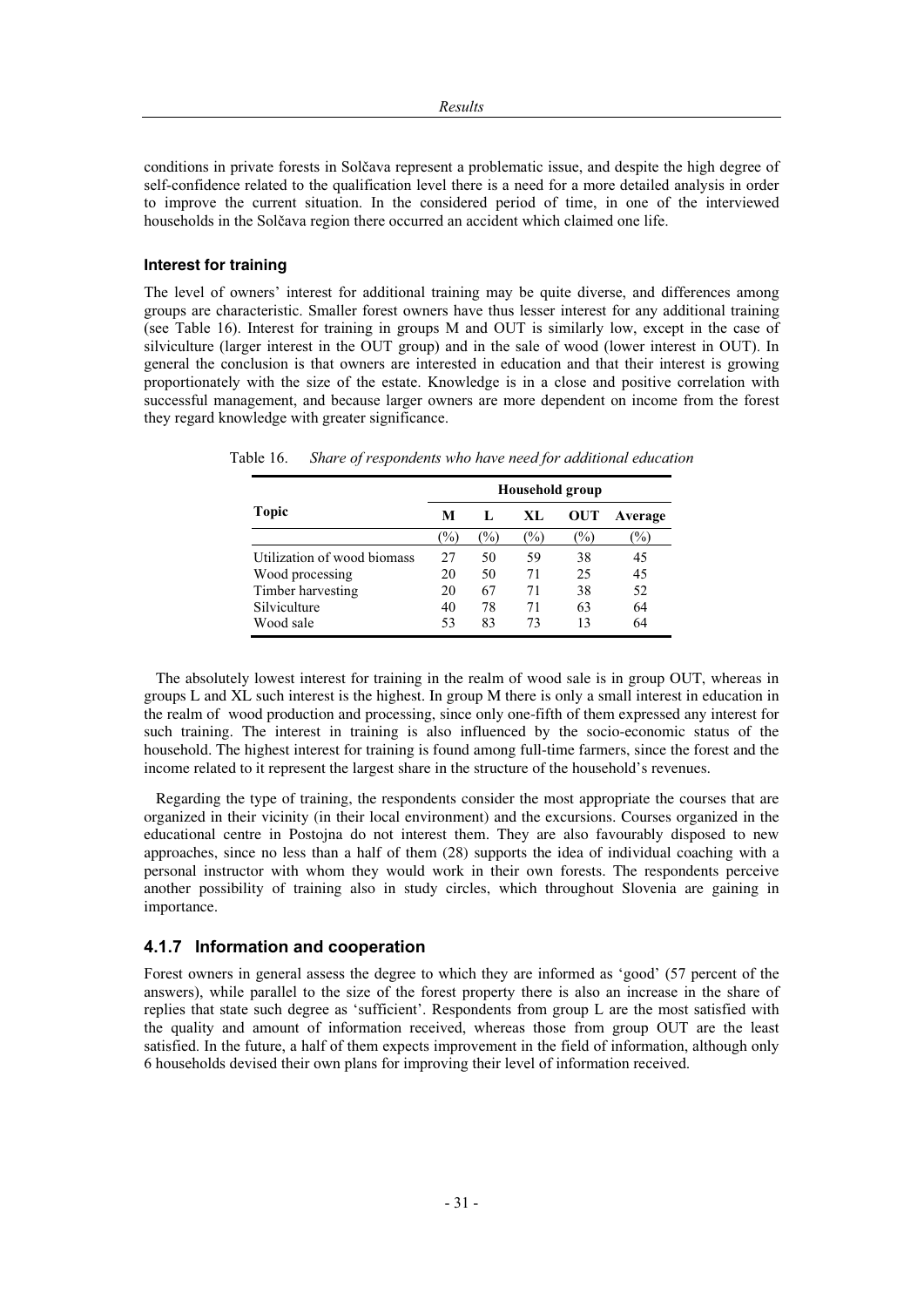conditions in private forests in Solčava represent a problematic issue, and despite the high degree of self-confidence related to the qualification level there is a need for a more detailed analysis in order to improve the current situation. In the considered period of time, in one of the interviewed households in the Solčava region there occurred an accident which claimed one life.

#### Interest for training

The level of owners' interest for additional training may be quite diverse, and differences among groups are characteristic. Smaller forest owners have thus lesser interest for any additional training (see Table 16). Interest for training in groups M and OUT is similarly low, except in the case of silviculture (larger interest in the OUT group) and in the sale of wood (lower interest in OUT). In general the conclusion is that owners are interested in education and that their interest is growing proportionately with the size of the estate. Knowledge is in a close and positive correlation with successful management, and because larger owners are more dependent on income from the forest they regard knowledge with greater significance.

Table 16. *Share of respondents who have need for additional education*

| Topic | Household group | | | | |
|---|---|---|---|---|---|
| | M | L | XL | OUT | Average |
| | (%) | (%) | (%) | (%) | (%) |
| Utilization of wood biomass | 27 | 50 | 59 | 38 | 45 |
| Wood processing | 20 | 50 | 71 | 25 | 45 |
| Timber harvesting | 20 | 67 | 71 | 38 | 52 |
| Silviculture | 40 | 78 | 71 | 63 | 64 |
| Wood sale | 53 | 83 | 73 | 13 | 64 |

The absolutely lowest interest for training in the realm of wood sale is in group OUT, whereas in groups L and XL such interest is the highest. In group M there is only a small interest in education in the realm of wood production and processing, since only one-fifth of them expressed any interest for such training. The interest in training is also influenced by the socio-economic status of the household. The highest interest for training is found among full-time farmers, since the forest and the income related to it represent the largest share in the structure of the household's revenues.

Regarding the type of training, the respondents consider the most appropriate the courses that are organized in their vicinity (in their local environment) and the excursions. Courses organized in the educational centre in Postojna do not interest them. They are also favourably disposed to new approaches, since no less than a half of them (28) supports the idea of individual coaching with a personal instructor with whom they would work in their own forests. The respondents perceive another possibility of training also in study circles, which throughout Slovenia are gaining in importance.

### 4.1.7 Information and cooperation

Forest owners in general assess the degree to which they are informed as 'good' (57 percent of the answers), while parallel to the size of the forest property there is also an increase in the share of replies that state such degree as 'sufficient'. Respondents from group L are the most satisfied with the quality and amount of information received, whereas those from group OUT are the least satisfied. In the future, a half of them expects improvement in the field of information, although only 6 households devised their own plans for improving their level of information received.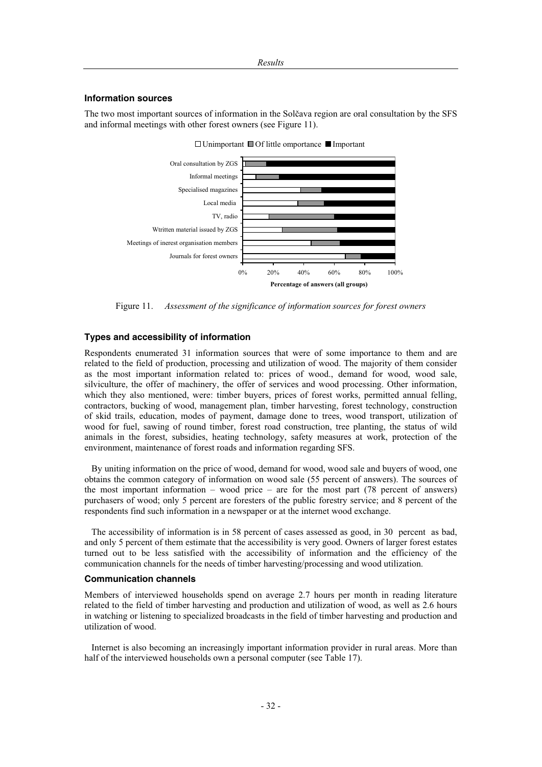### Information sources

The two most important sources of information in the Solčava region are oral consultation by the SFS and informal meetings with other forest owners (see Figure 11).

Figure 11. *Assessment of the significance of information sources for forest owners*

### Types and accessibility of information

Respondents enumerated 31 information sources that were of some importance to them and are related to the field of production, processing and utilization of wood. The majority of them consider as the most important information related to: prices of wood., demand for wood, wood sale, silviculture, the offer of machinery, the offer of services and wood processing. Other information, which they also mentioned, were: timber buyers, prices of forest works, permitted annual felling, contractors, bucking of wood, management plan, timber harvesting, forest technology, construction of skid trails, education, modes of payment, damage done to trees, wood transport, utilization of wood for fuel, sawing of round timber, forest road construction, tree planting, the status of wild animals in the forest, subsidies, heating technology, safety measures at work, protection of the environment, maintenance of forest roads and information regarding SFS.

By uniting information on the price of wood, demand for wood, wood sale and buyers of wood, one obtains the common category of information on wood sale (55 percent of answers). The sources of the most important information – wood price – are for the most part (78 percent of answers) purchasers of wood; only 5 percent are foresters of the public forestry service; and 8 percent of the respondents find such information in a newspaper or at the internet wood exchange.

The accessibility of information is in 58 percent of cases assessed as good, in 30 percent as bad, and only 5 percent of them estimate that the accessibility is very good. Owners of larger forest estates turned out to be less satisfied with the accessibility of information and the efficiency of the communication channels for the needs of timber harvesting/processing and wood utilization.

### Communication channels

Members of interviewed households spend on average 2.7 hours per month in reading literature related to the field of timber harvesting and production and utilization of wood, as well as 2.6 hours in watching or listening to specialized broadcasts in the field of timber harvesting and production and utilization of wood.

Internet is also becoming an increasingly important information provider in rural areas. More than half of the interviewed households own a personal computer (see Table 17).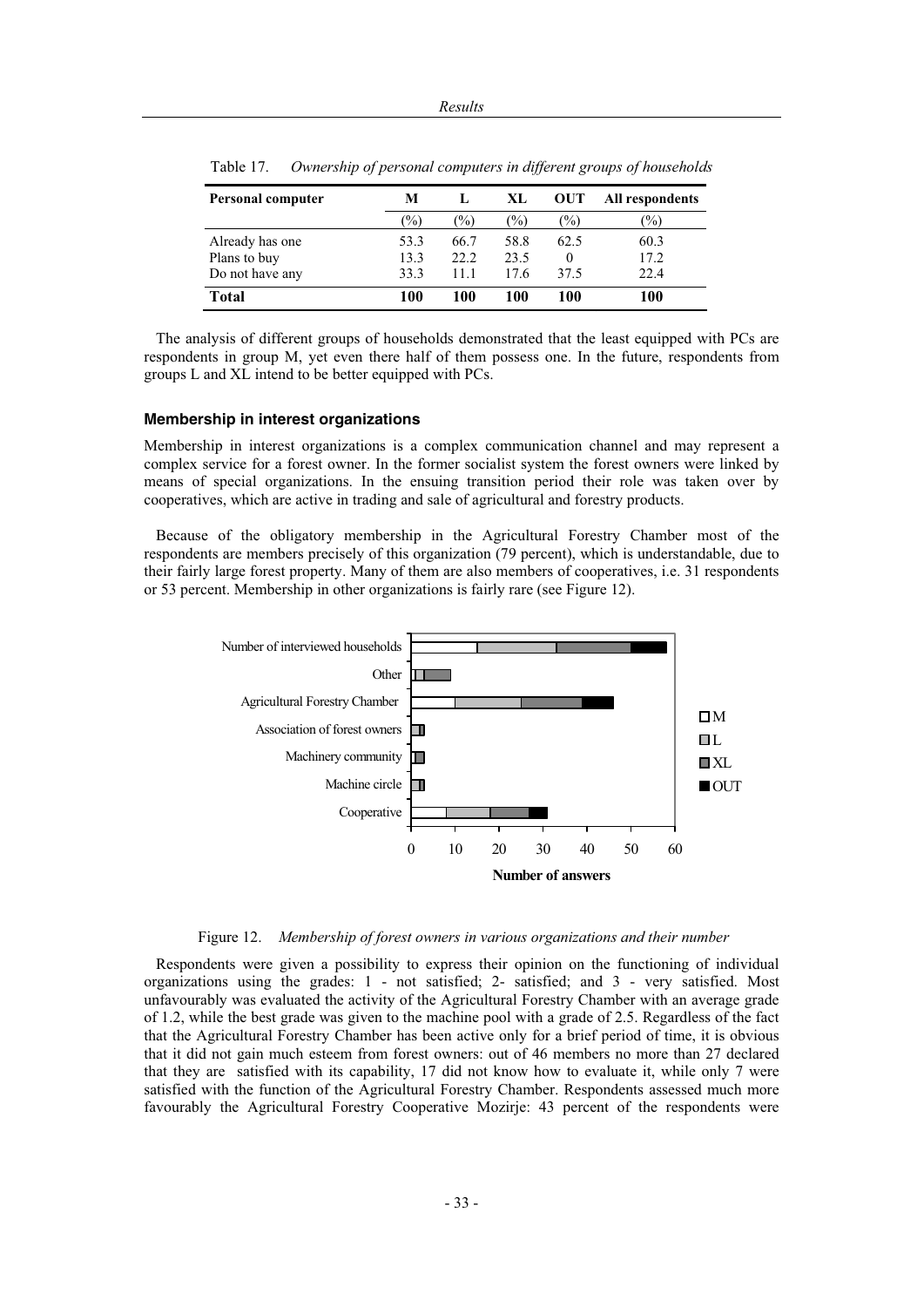Table 17. *Ownership of personal computers in different groups of households*

| Personal computer | M | L | XL | OUT | All respondents |
|---|---|---|---|---|---|
| | (%) | (%) | (%) | (%) | (%) |
| Already has one | 53.3 | 66.7 | 58.8 | 62.5 | 60.3 |
| Plans to buy | 13.3 | 22.2 | 23.5 | 0 | 17.2 |
| Do not have any | 33.3 | 11.1 | 17.6 | 37.5 | 22.4 |
| **Total** | **100** | **100** | **100** | **100** | **100** |

The analysis of different groups of households demonstrated that the least equipped with PCs are respondents in group M, yet even there half of them possess one. In the future, respondents from groups L and XL intend to be better equipped with PCs.

### Membership in interest organizations

Membership in interest organizations is a complex communication channel and may represent a complex service for a forest owner. In the former socialist system the forest owners were linked by means of special organizations. In the ensuing transition period their role was taken over by cooperatives, which are active in trading and sale of agricultural and forestry products.

Because of the obligatory membership in the Agricultural Forestry Chamber most of the respondents are members precisely of this organization (79 percent), which is understandable, due to their fairly large forest property. Many of them are also members of cooperatives, i.e. 31 respondents or 53 percent. Membership in other organizations is fairly rare (see Figure 12).

Figure 12. *Membership of forest owners in various organizations and their number*

Respondents were given a possibility to express their opinion on the functioning of individual organizations using the grades: 1 - not satisfied; 2- satisfied; and 3 - very satisfied. Most unfavourably was evaluated the activity of the Agricultural Forestry Chamber with an average grade of 1.2, while the best grade was given to the machine pool with a grade of 2.5. Regardless of the fact that the Agricultural Forestry Chamber has been active only for a brief period of time, it is obvious that it did not gain much esteem from forest owners: out of 46 members no more than 27 declared that they are satisfied with its capability, 17 did not know how to evaluate it, while only 7 were satisfied with the function of the Agricultural Forestry Chamber. Respondents assessed much more favourably the Agricultural Forestry Cooperative Mozirje: 43 percent of the respondents were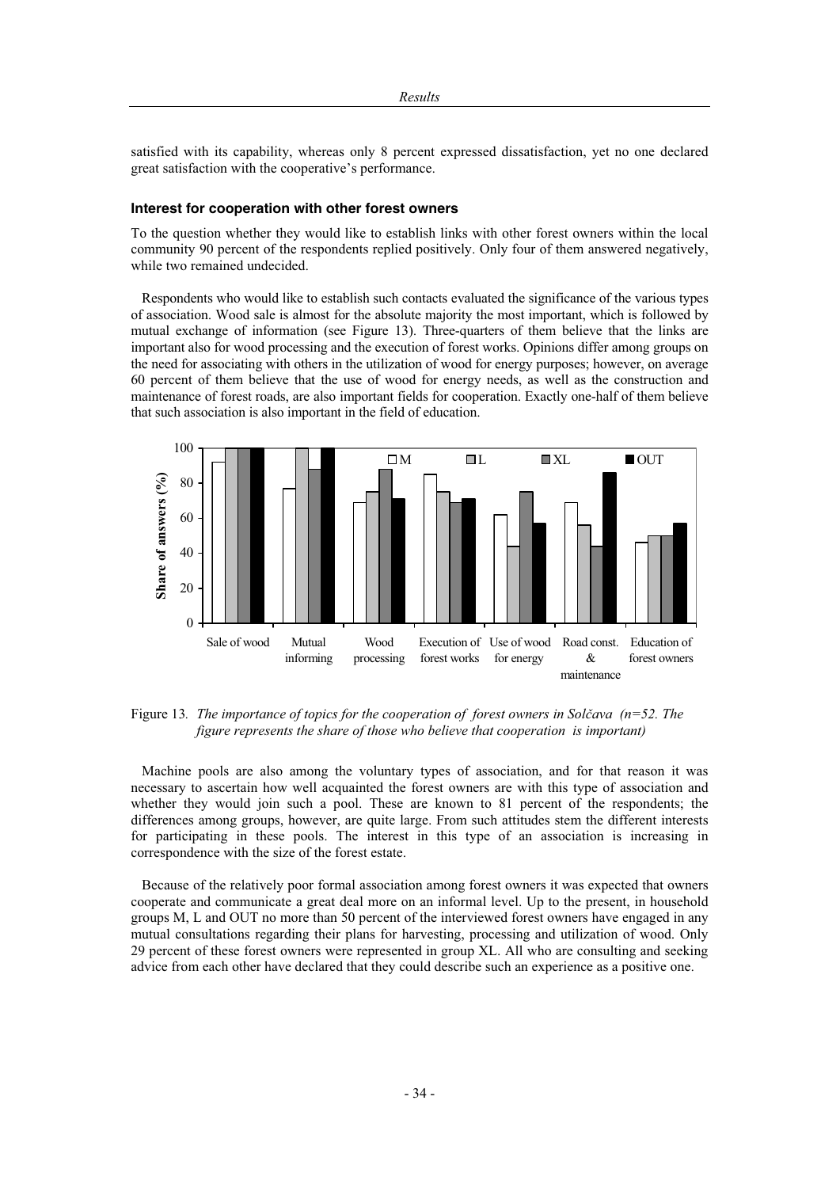satisfied with its capability, whereas only 8 percent expressed dissatisfaction, yet no one declared great satisfaction with the cooperative's performance.

#### Interest for cooperation with other forest owners

To the question whether they would like to establish links with other forest owners within the local community 90 percent of the respondents replied positively. Only four of them answered negatively, while two remained undecided.

Respondents who would like to establish such contacts evaluated the significance of the various types of association. Wood sale is almost for the absolute majority the most important, which is followed by mutual exchange of information (see Figure 13). Three-quarters of them believe that the links are important also for wood processing and the execution of forest works. Opinions differ among groups on the need for associating with others in the utilization of wood for energy purposes; however, on average 60 percent of them believe that the use of wood for energy needs, as well as the construction and maintenance of forest roads, are also important fields for cooperation. Exactly one-half of them believe that such association is also important in the field of education.

Figure 13. *The importance of topics for the cooperation of forest owners in Solčava (n=52. The figure represents the share of those who believe that cooperation is important)*

Machine pools are also among the voluntary types of association, and for that reason it was necessary to ascertain how well acquainted the forest owners are with this type of association and whether they would join such a pool. These are known to 81 percent of the respondents; the differences among groups, however, are quite large. From such attitudes stem the different interests for participating in these pools. The interest in this type of an association is increasing in correspondence with the size of the forest estate.

Because of the relatively poor formal association among forest owners it was expected that owners cooperate and communicate a great deal more on an informal level. Up to the present, in household groups M, L and OUT no more than 50 percent of the interviewed forest owners have engaged in any mutual consultations regarding their plans for harvesting, processing and utilization of wood. Only 29 percent of these forest owners were represented in group XL. All who are consulting and seeking advice from each other have declared that they could describe such an experience as a positive one.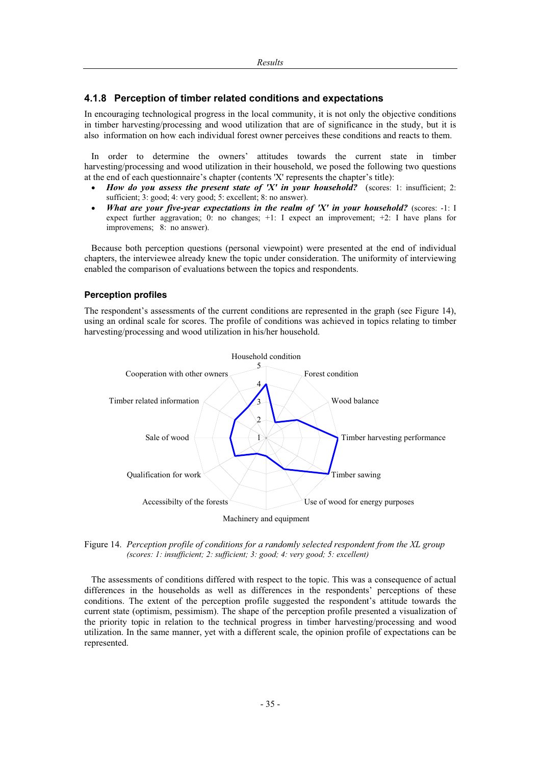### 4.1.8 Perception of timber related conditions and expectations

In encouraging technological progress in the local community, it is not only the objective conditions in timber harvesting/processing and wood utilization that are of significance in the study, but it is also information on how each individual forest owner perceives these conditions and reacts to them.

In order to determine the owners' attitudes towards the current state in timber harvesting/processing and wood utilization in their household, we posed the following two questions at the end of each questionnaire's chapter (contents 'X' represents the chapter's title):

- ***How do you assess the present state of 'X' in your household?*** (scores: 1: insufficient; 2: sufficient; 3: good; 4: very good; 5: excellent; 8: no answer).
- ***What are your five-year expectations in the realm of 'X' in your household?*** (scores: -1: I expect further aggravation; 0: no changes; +1: I expect an improvement; +2: I have plans for improvemens; 8: no answer).

Because both perception questions (personal viewpoint) were presented at the end of individual chapters, the interviewee already knew the topic under consideration. The uniformity of interviewing enabled the comparison of evaluations between the topics and respondents.

#### Perception profiles

The respondent's assessments of the current conditions are represented in the graph (see Figure 14), using an ordinal scale for scores. The profile of conditions was achieved in topics relating to timber harvesting/processing and wood utilization in his/her household.

Figure 14. *Perception profile of conditions for a randomly selected respondent from the XL group (scores: 1: insufficient; 2: sufficient; 3: good; 4: very good; 5: excellent)*

The assessments of conditions differed with respect to the topic. This was a consequence of actual differences in the households as well as differences in the respondents' perceptions of these conditions. The extent of the perception profile suggested the respondent's attitude towards the current state (optimism, pessimism). The shape of the perception profile presented a visualization of the priority topic in relation to the technical progress in timber harvesting/processing and wood utilization. In the same manner, yet with a different scale, the opinion profile of expectations can be represented.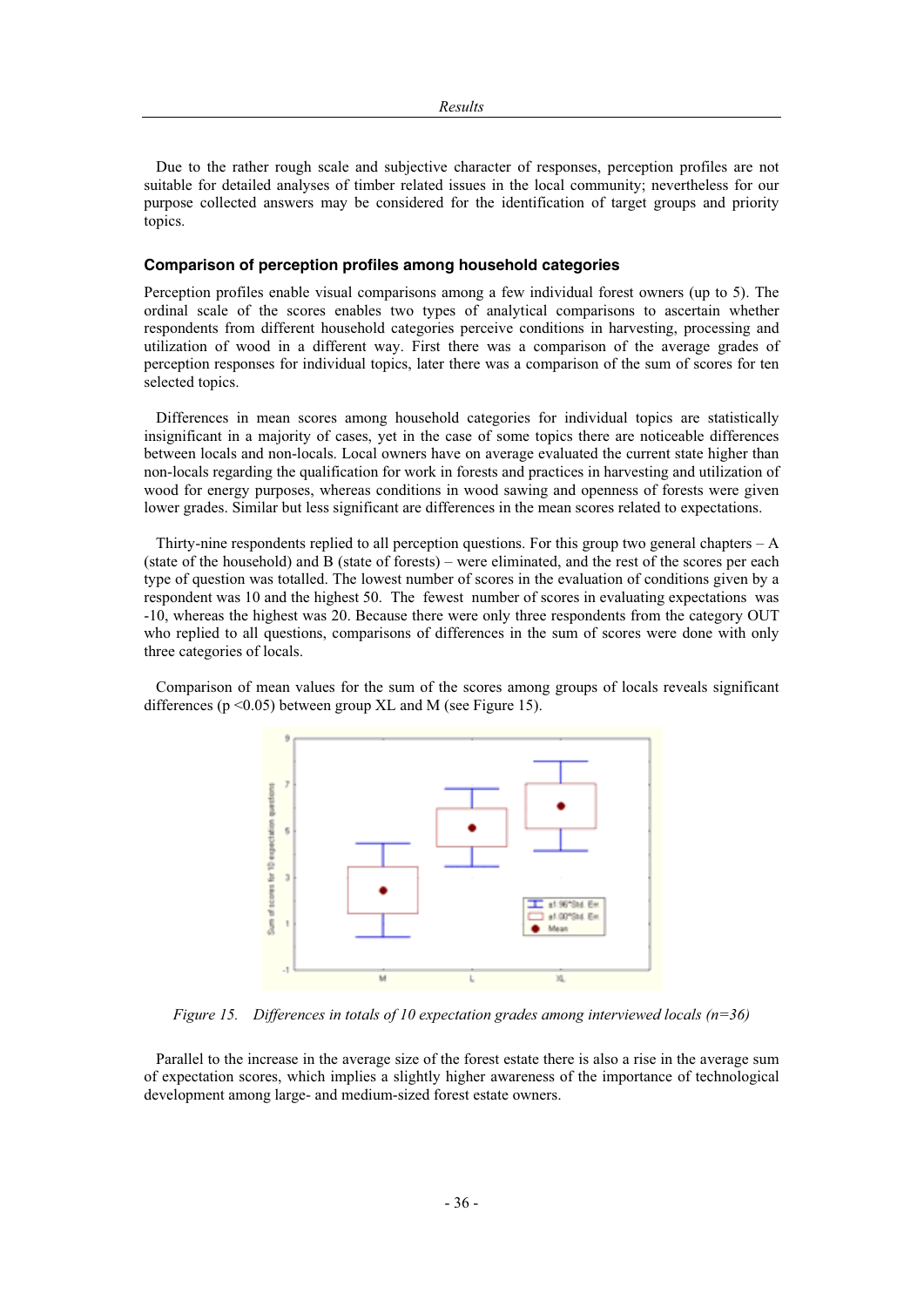Due to the rather rough scale and subjective character of responses, perception profiles are not suitable for detailed analyses of timber related issues in the local community; nevertheless for our purpose collected answers may be considered for the identification of target groups and priority topics.

### Comparison of perception profiles among household categories

Perception profiles enable visual comparisons among a few individual forest owners (up to 5). The ordinal scale of the scores enables two types of analytical comparisons to ascertain whether respondents from different household categories perceive conditions in harvesting, processing and utilization of wood in a different way. First there was a comparison of the average grades of perception responses for individual topics, later there was a comparison of the sum of scores for ten selected topics.

Differences in mean scores among household categories for individual topics are statistically insignificant in a majority of cases, yet in the case of some topics there are noticeable differences between locals and non-locals. Local owners have on average evaluated the current state higher than non-locals regarding the qualification for work in forests and practices in harvesting and utilization of wood for energy purposes, whereas conditions in wood sawing and openness of forests were given lower grades. Similar but less significant are differences in the mean scores related to expectations.

Thirty-nine respondents replied to all perception questions. For this group two general chapters – A (state of the household) and B (state of forests) – were eliminated, and the rest of the scores per each type of question was totalled. The lowest number of scores in the evaluation of conditions given by a respondent was 10 and the highest 50. The fewest number of scores in evaluating expectations was -10, whereas the highest was 20. Because there were only three respondents from the category OUT who replied to all questions, comparisons of differences in the sum of scores were done with only three categories of locals.

Comparison of mean values for the sum of the scores among groups of locals reveals significant differences ($p < 0.05$) between group XL and M (see Figure 15).

*Figure 15. Differences in totals of 10 expectation grades among interviewed locals (n=36)*

Parallel to the increase in the average size of the forest estate there is also a rise in the average sum of expectation scores, which implies a slightly higher awareness of the importance of technological development among large- and medium-sized forest estate owners.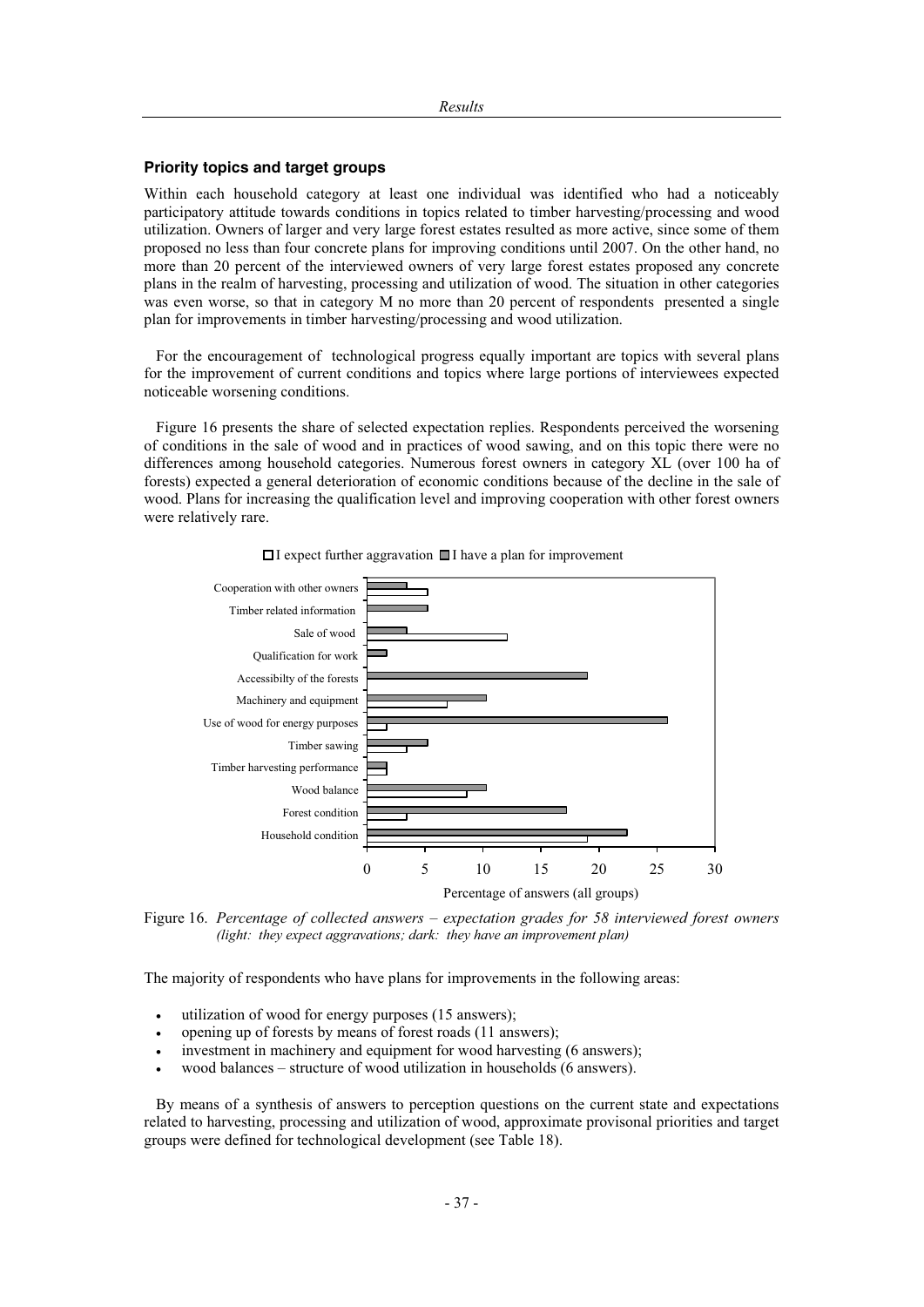## Priority topics and target groups

Within each household category at least one individual was identified who had a noticeably participatory attitude towards conditions in topics related to timber harvesting/processing and wood utilization. Owners of larger and very large forest estates resulted as more active, since some of them proposed no less than four concrete plans for improving conditions until 2007. On the other hand, no more than 20 percent of the interviewed owners of very large forest estates proposed any concrete plans in the realm of harvesting, processing and utilization of wood. The situation in other categories was even worse, so that in category M no more than 20 percent of respondents presented a single plan for improvements in timber harvesting/processing and wood utilization.

For the encouragement of technological progress equally important are topics with several plans for the improvement of current conditions and topics where large portions of interviewees expected noticeable worsening conditions.

Figure 16 presents the share of selected expectation replies. Respondents perceived the worsening of conditions in the sale of wood and in practices of wood sawing, and on this topic there were no differences among household categories. Numerous forest owners in category XL (over 100 ha of forests) expected a general deterioration of economic conditions because of the decline in the sale of wood. Plans for increasing the qualification level and improving cooperation with other forest owners were relatively rare.

Figure 16. *Percentage of collected answers – expectation grades for 58 interviewed forest owners (light: they expect aggravations; dark: they have an improvement plan)*

The majority of respondents who have plans for improvements in the following areas:

- utilization of wood for energy purposes (15 answers);
- opening up of forests by means of forest roads (11 answers);
- investment in machinery and equipment for wood harvesting (6 answers);
- wood balances – structure of wood utilization in households (6 answers).

By means of a synthesis of answers to perception questions on the current state and expectations related to harvesting, processing and utilization of wood, approximate provisonal priorities and target groups were defined for technological development (see Table 18).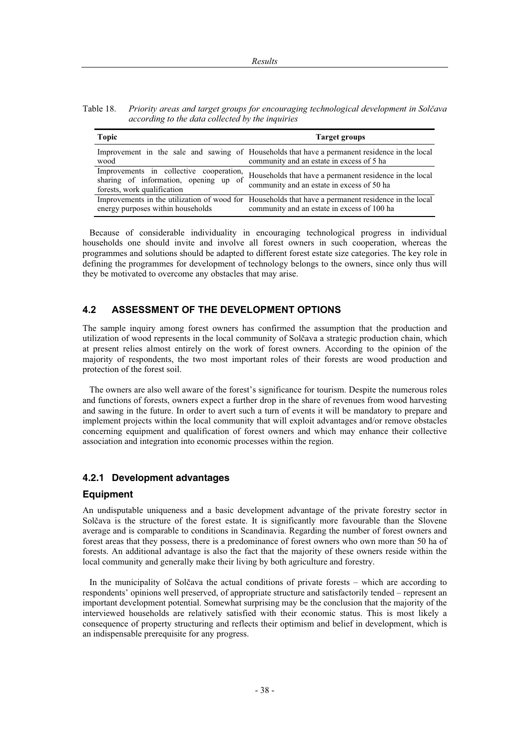Table 18. *Priority areas and target groups for encouraging technological development in Solčava according to the data collected by the inquiries*

| Topic | Target groups |
|---|---|
| Improvement in the sale and sawing of wood | Households that have a permanent residence in the local community and an estate in excess of 5 ha |
| Improvements in collective cooperation, sharing of information, opening up of forests, work qualification | Households that have a permanent residence in the local community and an estate in excess of 50 ha |
| Improvements in the utilization of wood for energy purposes within households | Households that have a permanent residence in the local community and an estate in excess of 100 ha |

Because of considerable individuality in encouraging technological progress in individual households one should invite and involve all forest owners in such cooperation, whereas the programmes and solutions should be adapted to different forest estate size categories. The key role in defining the programmes for development of technology belongs to the owners, since only thus will they be motivated to overcome any obstacles that may arise.

## 4.2 ASSESSMENT OF THE DEVELOPMENT OPTIONS

The sample inquiry among forest owners has confirmed the assumption that the production and utilization of wood represents in the local community of Solčava a strategic production chain, which at present relies almost entirely on the work of forest owners. According to the opinion of the majority of respondents, the two most important roles of their forests are wood production and protection of the forest soil.

The owners are also well aware of the forest's significance for tourism. Despite the numerous roles and functions of forests, owners expect a further drop in the share of revenues from wood harvesting and sawing in the future. In order to avert such a turn of events it will be mandatory to prepare and implement projects within the local community that will exploit advantages and/or remove obstacles concerning equipment and qualification of forest owners and which may enhance their collective association and integration into economic processes within the region.

### 4.2.1 Development advantages

#### Equipment

An undisputable uniqueness and a basic development advantage of the private forestry sector in Solčava is the structure of the forest estate. It is significantly more favourable than the Slovene average and is comparable to conditions in Scandinavia. Regarding the number of forest owners and forest areas that they possess, there is a predominance of forest owners who own more than 50 ha of forests. An additional advantage is also the fact that the majority of these owners reside within the local community and generally make their living by both agriculture and forestry.

In the municipality of Solčava the actual conditions of private forests – which are according to respondents' opinions well preserved, of appropriate structure and satisfactorily tended – represent an important development potential. Somewhat surprising may be the conclusion that the majority of the interviewed households are relatively satisfied with their economic status. This is most likely a consequence of property structuring and reflects their optimism and belief in development, which is an indispensable prerequisite for any progress.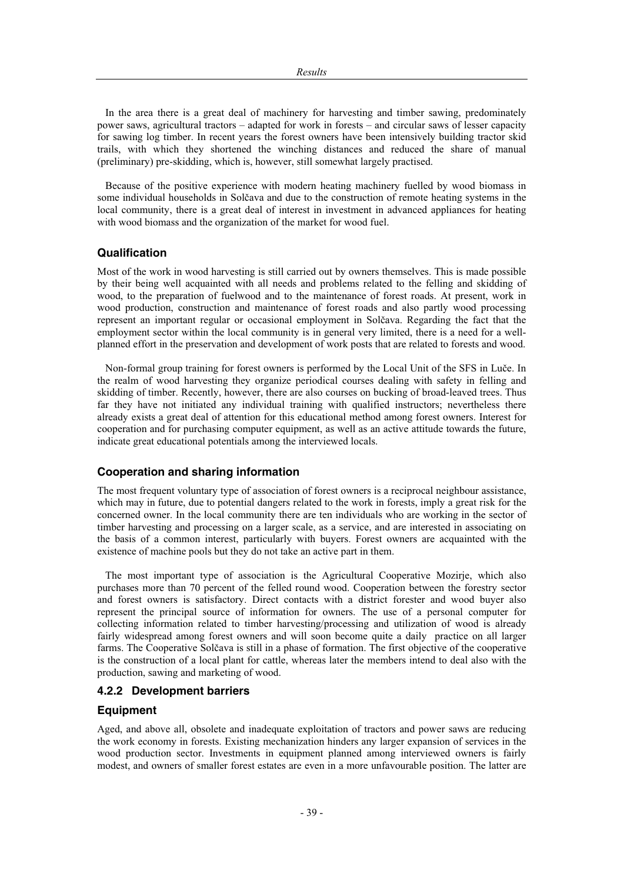In the area there is a great deal of machinery for harvesting and timber sawing, predominately power saws, agricultural tractors – adapted for work in forests – and circular saws of lesser capacity for sawing log timber. In recent years the forest owners have been intensively building tractor skid trails, with which they shortened the winching distances and reduced the share of manual (preliminary) pre-skidding, which is, however, still somewhat largely practised.

Because of the positive experience with modern heating machinery fuelled by wood biomass in some individual households in Solčava and due to the construction of remote heating systems in the local community, there is a great deal of interest in investment in advanced appliances for heating with wood biomass and the organization of the market for wood fuel.

### Qualification

Most of the work in wood harvesting is still carried out by owners themselves. This is made possible by their being well acquainted with all needs and problems related to the felling and skidding of wood, to the preparation of fuelwood and to the maintenance of forest roads. At present, work in wood production, construction and maintenance of forest roads and also partly wood processing represent an important regular or occasional employment in Solčava. Regarding the fact that the employment sector within the local community is in general very limited, there is a need for a well-planned effort in the preservation and development of work posts that are related to forests and wood.

Non-formal group training for forest owners is performed by the Local Unit of the SFS in Luče. In the realm of wood harvesting they organize periodical courses dealing with safety in felling and skidding of timber. Recently, however, there are also courses on bucking of broad-leaved trees. Thus far they have not initiated any individual training with qualified instructors; nevertheless there already exists a great deal of attention for this educational method among forest owners. Interest for cooperation and for purchasing computer equipment, as well as an active attitude towards the future, indicate great educational potentials among the interviewed locals.

### Cooperation and sharing information

The most frequent voluntary type of association of forest owners is a reciprocal neighbour assistance, which may in future, due to potential dangers related to the work in forests, imply a great risk for the concerned owner. In the local community there are ten individuals who are working in the sector of timber harvesting and processing on a larger scale, as a service, and are interested in associating on the basis of a common interest, particularly with buyers. Forest owners are acquainted with the existence of machine pools but they do not take an active part in them.

The most important type of association is the Agricultural Cooperative Mozirje, which also purchases more than 70 percent of the felled round wood. Cooperation between the forestry sector and forest owners is satisfactory. Direct contacts with a district forester and wood buyer also represent the principal source of information for owners. The use of a personal computer for collecting information related to timber harvesting/processing and utilization of wood is already fairly widespread among forest owners and will soon become quite a daily practice on all larger farms. The Cooperative Solčava is still in a phase of formation. The first objective of the cooperative is the construction of a local plant for cattle, whereas later the members intend to deal also with the production, sawing and marketing of wood.

## 4.2.2 Development barriers

### Equipment

Aged, and above all, obsolete and inadequate exploitation of tractors and power saws are reducing the work economy in forests. Existing mechanization hinders any larger expansion of services in the wood production sector. Investments in equipment planned among interviewed owners is fairly modest, and owners of smaller forest estates are even in a more unfavourable position. The latter are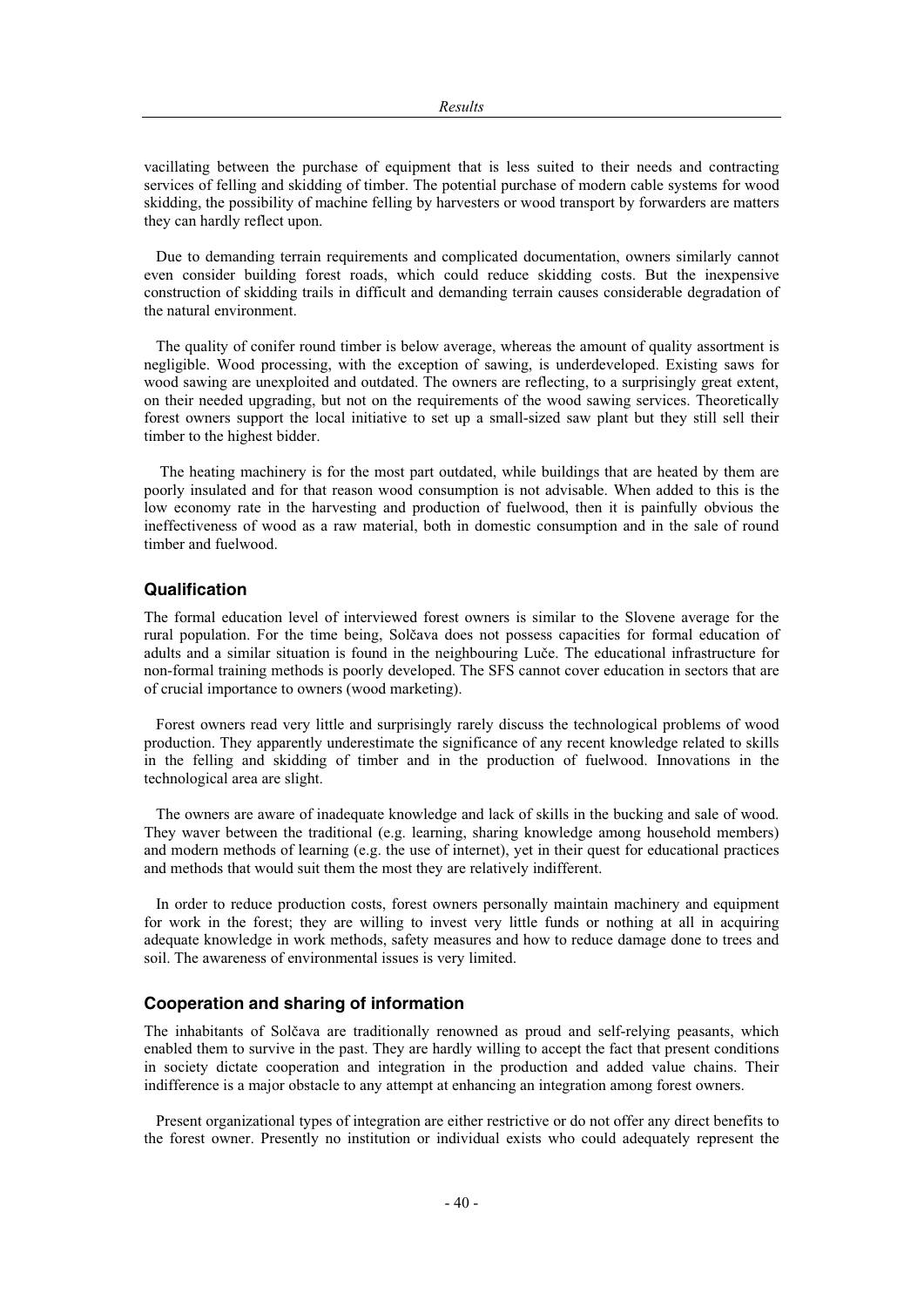vacillating between the purchase of equipment that is less suited to their needs and contracting services of felling and skidding of timber. The potential purchase of modern cable systems for wood skidding, the possibility of machine felling by harvesters or wood transport by forwarders are matters they can hardly reflect upon.

Due to demanding terrain requirements and complicated documentation, owners similarly cannot even consider building forest roads, which could reduce skidding costs. But the inexpensive construction of skidding trails in difficult and demanding terrain causes considerable degradation of the natural environment.

The quality of conifer round timber is below average, whereas the amount of quality assortment is negligible. Wood processing, with the exception of sawing, is underdeveloped. Existing saws for wood sawing are unexploited and outdated. The owners are reflecting, to a surprisingly great extent, on their needed upgrading, but not on the requirements of the wood sawing services. Theoretically forest owners support the local initiative to set up a small-sized saw plant but they still sell their timber to the highest bidder.

The heating machinery is for the most part outdated, while buildings that are heated by them are poorly insulated and for that reason wood consumption is not advisable. When added to this is the low economy rate in the harvesting and production of fuelwood, then it is painfully obvious the ineffectiveness of wood as a raw material, both in domestic consumption and in the sale of round timber and fuelwood.

### Qualification

The formal education level of interviewed forest owners is similar to the Slovene average for the rural population. For the time being, Solčava does not possess capacities for formal education of adults and a similar situation is found in the neighbouring Luče. The educational infrastructure for non-formal training methods is poorly developed. The SFS cannot cover education in sectors that are of crucial importance to owners (wood marketing).

Forest owners read very little and surprisingly rarely discuss the technological problems of wood production. They apparently underestimate the significance of any recent knowledge related to skills in the felling and skidding of timber and in the production of fuelwood. Innovations in the technological area are slight.

The owners are aware of inadequate knowledge and lack of skills in the bucking and sale of wood. They waver between the traditional (e.g. learning, sharing knowledge among household members) and modern methods of learning (e.g. the use of internet), yet in their quest for educational practices and methods that would suit them the most they are relatively indifferent.

In order to reduce production costs, forest owners personally maintain machinery and equipment for work in the forest; they are willing to invest very little funds or nothing at all in acquiring adequate knowledge in work methods, safety measures and how to reduce damage done to trees and soil. The awareness of environmental issues is very limited.

### Cooperation and sharing of information

The inhabitants of Solčava are traditionally renowned as proud and self-relying peasants, which enabled them to survive in the past. They are hardly willing to accept the fact that present conditions in society dictate cooperation and integration in the production and added value chains. Their indifference is a major obstacle to any attempt at enhancing an integration among forest owners.

Present organizational types of integration are either restrictive or do not offer any direct benefits to the forest owner. Presently no institution or individual exists who could adequately represent the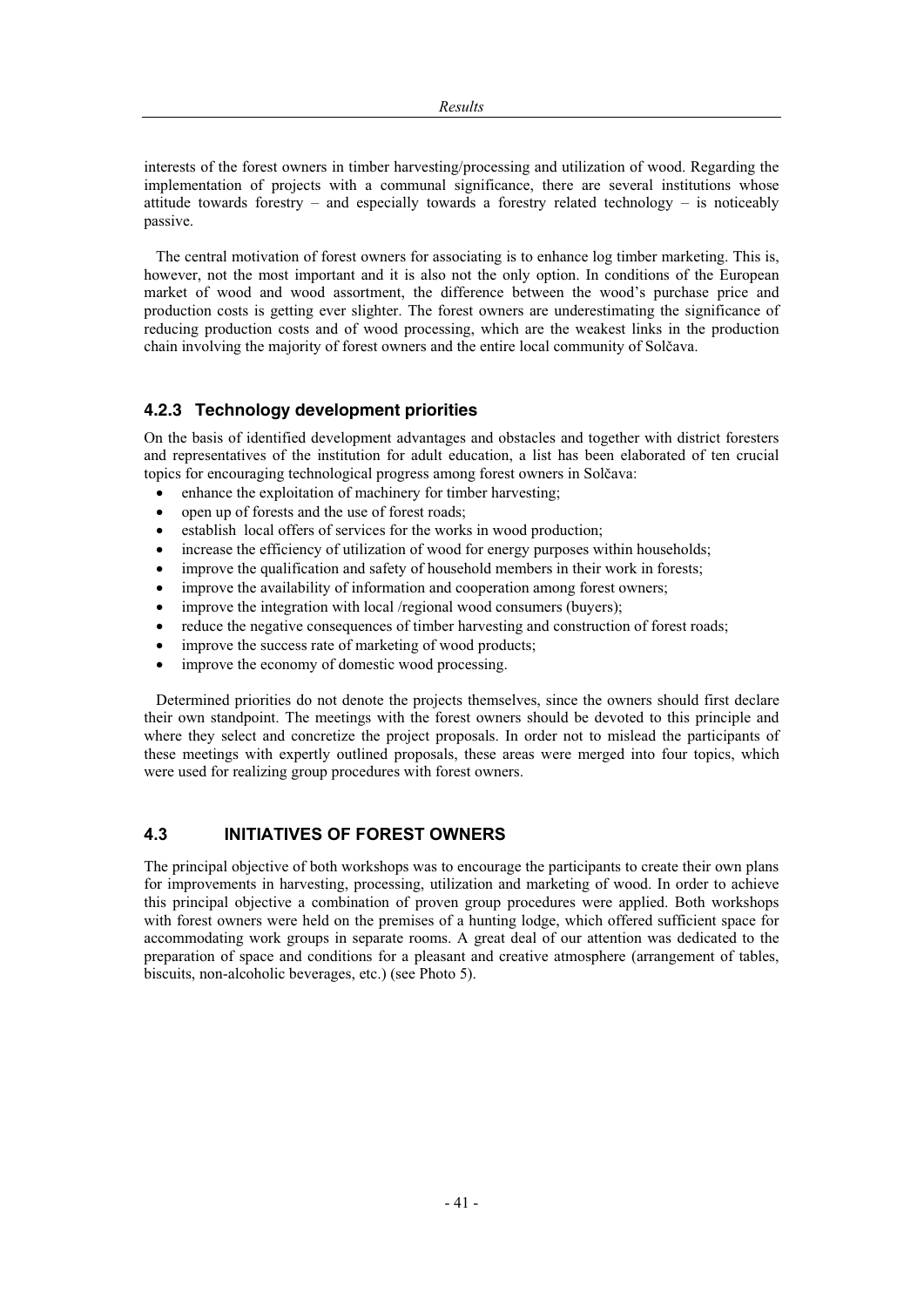interests of the forest owners in timber harvesting/processing and utilization of wood. Regarding the implementation of projects with a communal significance, there are several institutions whose attitude towards forestry – and especially towards a forestry related technology – is noticeably passive.

The central motivation of forest owners for associating is to enhance log timber marketing. This is, however, not the most important and it is also not the only option. In conditions of the European market of wood and wood assortment, the difference between the wood's purchase price and production costs is getting ever slighter. The forest owners are underestimating the significance of reducing production costs and of wood processing, which are the weakest links in the production chain involving the majority of forest owners and the entire local community of Solčava.

### 4.2.3 Technology development priorities

On the basis of identified development advantages and obstacles and together with district foresters and representatives of the institution for adult education, a list has been elaborated of ten crucial topics for encouraging technological progress among forest owners in Solčava:

- enhance the exploitation of machinery for timber harvesting;
- open up of forests and the use of forest roads;
- establish local offers of services for the works in wood production;
- increase the efficiency of utilization of wood for energy purposes within households;
- improve the qualification and safety of household members in their work in forests;
- improve the availability of information and cooperation among forest owners;
- improve the integration with local /regional wood consumers (buyers);
- reduce the negative consequences of timber harvesting and construction of forest roads;
- improve the success rate of marketing of wood products;
- improve the economy of domestic wood processing.

Determined priorities do not denote the projects themselves, since the owners should first declare their own standpoint. The meetings with the forest owners should be devoted to this principle and where they select and concretize the project proposals. In order not to mislead the participants of these meetings with expertly outlined proposals, these areas were merged into four topics, which were used for realizing group procedures with forest owners.

## 4.3 INITIATIVES OF FOREST OWNERS

The principal objective of both workshops was to encourage the participants to create their own plans for improvements in harvesting, processing, utilization and marketing of wood. In order to achieve this principal objective a combination of proven group procedures were applied. Both workshops with forest owners were held on the premises of a hunting lodge, which offered sufficient space for accommodating work groups in separate rooms. A great deal of our attention was dedicated to the preparation of space and conditions for a pleasant and creative atmosphere (arrangement of tables, biscuits, non-alcoholic beverages, etc.) (see Photo 5).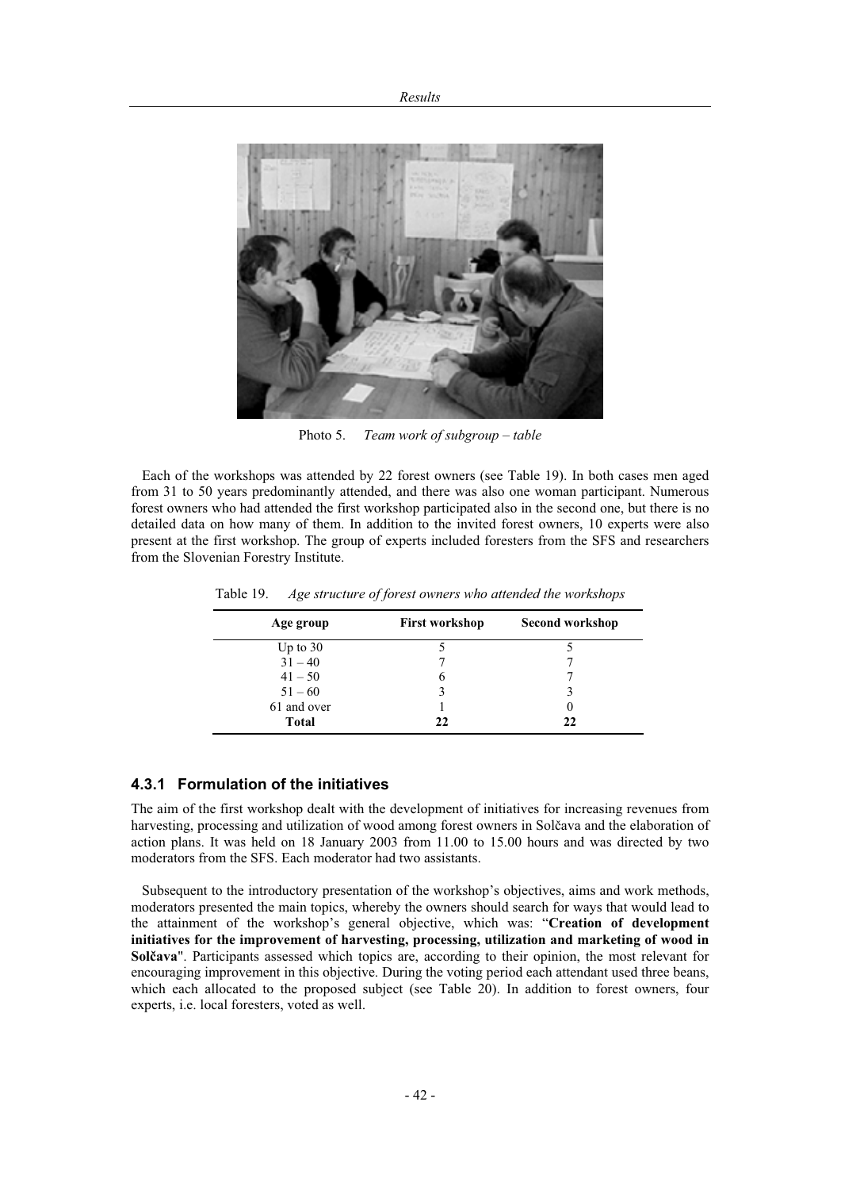Photo 5. *Team work of subgroup – table*

Each of the workshops was attended by 22 forest owners (see Table 19). In both cases men aged from 31 to 50 years predominantly attended, and there was also one woman participant. Numerous forest owners who had attended the first workshop participated also in the second one, but there is no detailed data on how many of them. In addition to the invited forest owners, 10 experts were also present at the first workshop. The group of experts included foresters from the SFS and researchers from the Slovenian Forestry Institute.

Table 19. *Age structure of forest owners who attended the workshops*

| Age group | First workshop | Second workshop |
|---|---|---|
| Up to 30 | 5 | 5 |
| 31 – 40 | 7 | 7 |
| 41 – 50 | 6 | 7 |
| 51 – 60 | 3 | 3 |
| 61 and over | 1 | 0 |
| **Total** | **22** | **22** |

### 4.3.1 Formulation of the initiatives

The aim of the first workshop dealt with the development of initiatives for increasing revenues from harvesting, processing and utilization of wood among forest owners in Solčava and the elaboration of action plans. It was held on 18 January 2003 from 11.00 to 15.00 hours and was directed by two moderators from the SFS. Each moderator had two assistants.

Subsequent to the introductory presentation of the workshop's objectives, aims and work methods, moderators presented the main topics, whereby the owners should search for ways that would lead to the attainment of the workshop's general objective, which was: "**Creation of development initiatives for the improvement of harvesting, processing, utilization and marketing of wood in Solčava**". Participants assessed which topics are, according to their opinion, the most relevant for encouraging improvement in this objective. During the voting period each attendant used three beans, which each allocated to the proposed subject (see Table 20). In addition to forest owners, four experts, i.e. local foresters, voted as well.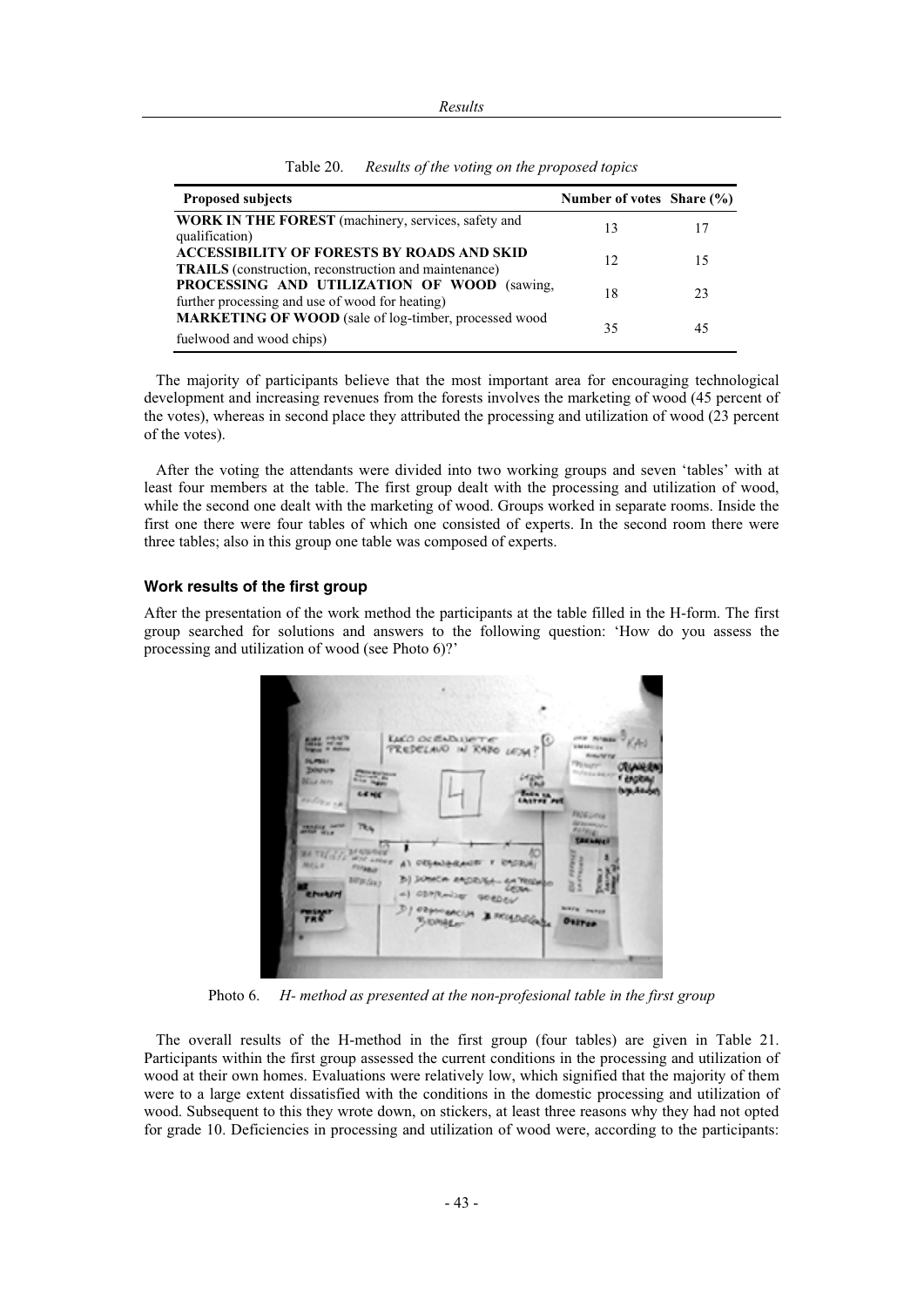Table 20. *Results of the voting on the proposed topics*

| Proposed subjects | Number of votes | Share (%) |
|---|---|---|
| **WORK IN THE FOREST** (machinery, services, safety and qualification) | 13 | 17 |
| **ACCESSIBILITY OF FORESTS BY ROADS AND SKID TRAILS** (construction, reconstruction and maintenance) | 12 | 15 |
| **PROCESSING AND UTILIZATION OF WOOD** (sawing, further processing and use of wood for heating) | 18 | 23 |
| **MARKETING OF WOOD** (sale of log-timber, processed wood fuelwood and wood chips) | 35 | 45 |

The majority of participants believe that the most important area for encouraging technological development and increasing revenues from the forests involves the marketing of wood (45 percent of the votes), whereas in second place they attributed the processing and utilization of wood (23 percent of the votes).

After the voting the attendants were divided into two working groups and seven 'tables' with at least four members at the table. The first group dealt with the processing and utilization of wood, while the second one dealt with the marketing of wood. Groups worked in separate rooms. Inside the first one there were four tables of which one consisted of experts. In the second room there were three tables; also in this group one table was composed of experts.

### Work results of the first group

After the presentation of the work method the participants at the table filled in the H-form. The first group searched for solutions and answers to the following question: 'How do you assess the processing and utilization of wood (see Photo 6)?'

Photo 6. *H- method as presented at the non-profesional table in the first group*

The overall results of the H-method in the first group (four tables) are given in Table 21. Participants within the first group assessed the current conditions in the processing and utilization of wood at their own homes. Evaluations were relatively low, which signified that the majority of them were to a large extent dissatisfied with the conditions in the domestic processing and utilization of wood. Subsequent to this they wrote down, on stickers, at least three reasons why they had not opted for grade 10. Deficiencies in processing and utilization of wood were, according to the participants: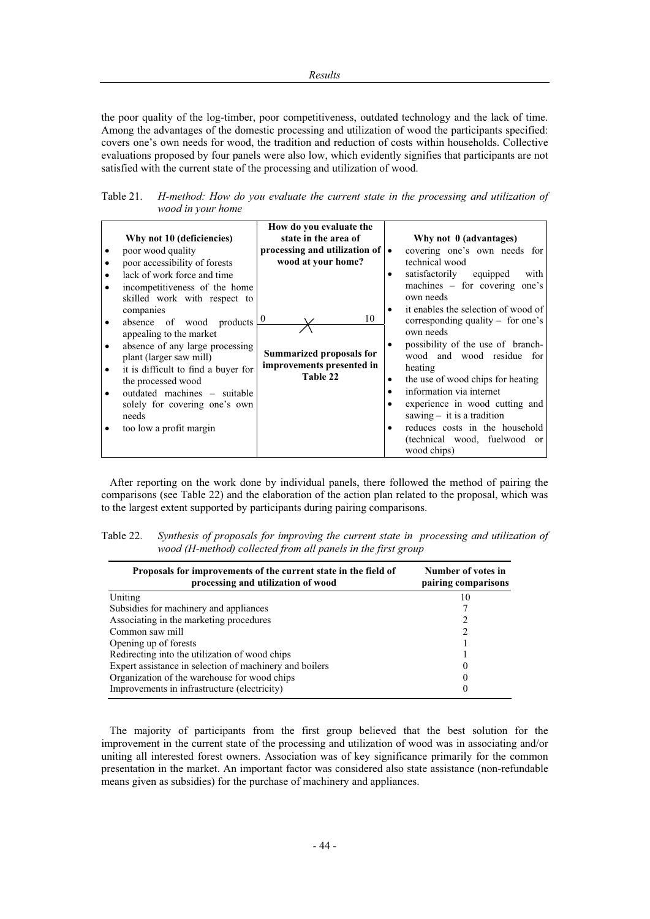the poor quality of the log-timber, poor competitiveness, outdated technology and the lack of time. Among the advantages of the domestic processing and utilization of wood the participants specified: covers one's own needs for wood, the tradition and reduction of costs within households. Collective evaluations proposed by four panels were also low, which evidently signifies that participants are not satisfied with the current state of the processing and utilization of wood.

Table 21. *H-method: How do you evaluate the current state in the processing and utilization of wood in your home*

| Why not 10 (deficiencies) | How do you evaluate the state in the area of processing and utilization of wood at your home? | Why not 0 (advantages) |
|---|---|---|
| • poor wood quality<br>• poor accessibility of forests<br>• lack of work force and time<br>• incompetitiveness of the home skilled work with respect to companies<br>• absence of wood products appealing to the market<br>• absence of any large processing plant (larger saw mill)<br>• it is difficult to find a buyer for the processed wood<br>• outdated machines – suitable solely for covering one's own needs<br>• too low a profit margin | 0 ——X—— 10<br><br>**Summarized proposals for improvements presented in Table 22** | • covering one's own needs for technical wood<br>• satisfactorily equipped with machines – for covering one's own needs<br>• it enables the selection of wood of corresponding quality – for one's own needs<br>• possibility of the use of branch-wood and wood residue for heating<br>• the use of wood chips for heating<br>• information via internet<br>• experience in wood cutting and sawing – it is a tradition<br>• reduces costs in the household (technical wood, fuelwood or wood chips) |

After reporting on the work done by individual panels, there followed the method of pairing the comparisons (see Table 22) and the elaboration of the action plan related to the proposal, which was to the largest extent supported by participants during pairing comparisons.

Table 22. *Synthesis of proposals for improving the current state in processing and utilization of wood (H-method) collected from all panels in the first group*

| Proposals for improvements of the current state in the field of processing and utilization of wood | Number of votes in pairing comparisons |
|---|---|
| Uniting | 10 |
| Subsidies for machinery and appliances | 7 |
| Associating in the marketing procedures | 2 |
| Common saw mill | 2 |
| Opening up of forests | 1 |
| Redirecting into the utilization of wood chips | 1 |
| Expert assistance in selection of machinery and boilers | 0 |
| Organization of the warehouse for wood chips | 0 |
| Improvements in infrastructure (electricity) | 0 |

The majority of participants from the first group believed that the best solution for the improvement in the current state of the processing and utilization of wood was in associating and/or uniting all interested forest owners. Association was of key significance primarily for the common presentation in the market. An important factor was considered also state assistance (non-refundable means given as subsidies) for the purchase of machinery and appliances.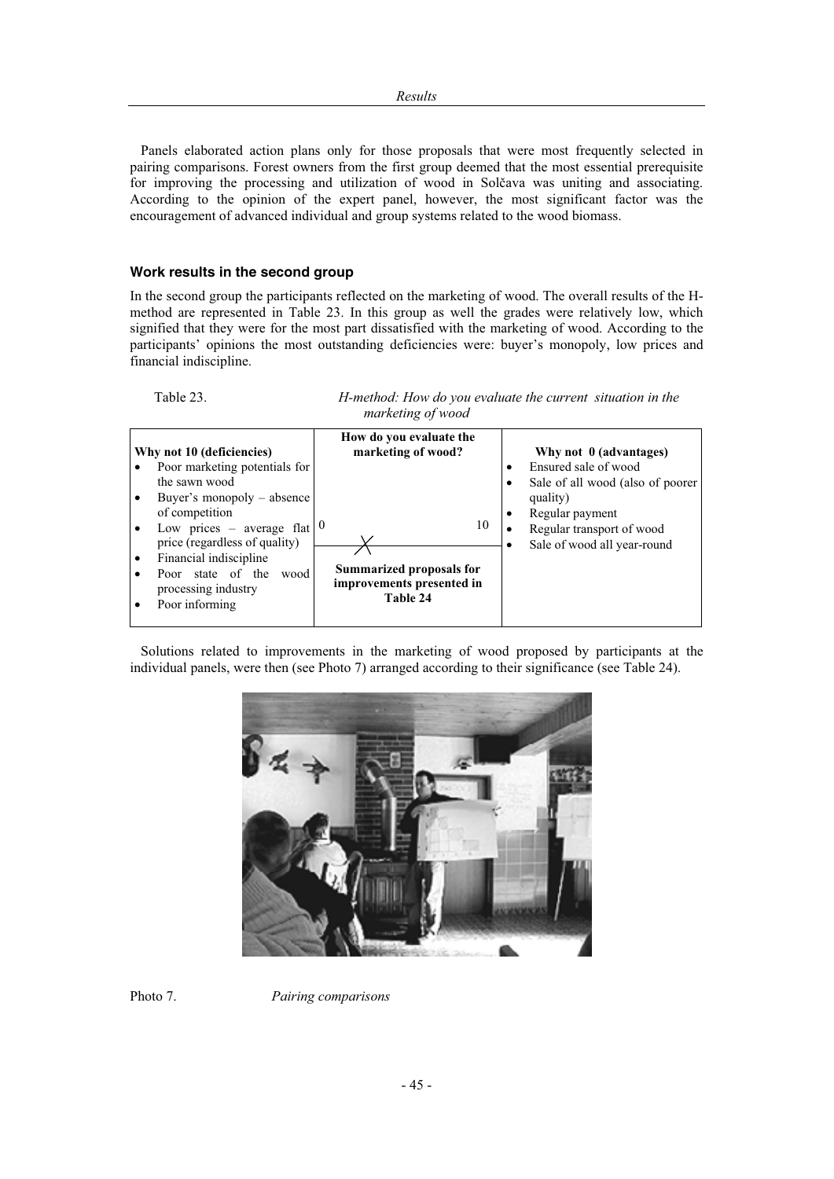Panels elaborated action plans only for those proposals that were most frequently selected in pairing comparisons. Forest owners from the first group deemed that the most essential prerequisite for improving the processing and utilization of wood in Solčava was uniting and associating. According to the opinion of the expert panel, however, the most significant factor was the encouragement of advanced individual and group systems related to the wood biomass.

### Work results in the second group

In the second group the participants reflected on the marketing of wood. The overall results of the H-method are represented in Table 23. In this group as well the grades were relatively low, which signified that they were for the most part dissatisfied with the marketing of wood. According to the participants' opinions the most outstanding deficiencies were: buyer's monopoly, low prices and financial indiscipline.

Table 23. *H-method: How do you evaluate the current situation in the marketing of wood*

| Why not 10 (deficiencies) | How do you evaluate the marketing of wood? | Why not 0 (advantages) |
|---|---|---|
| • Poor marketing potentials for the sawn wood<br>• Buyer's monopoly – absence of competition<br>• Low prices – average flat price (regardless of quality)<br>• Financial indiscipline<br>• Poor state of the wood processing industry<br>• Poor informing | 0 — X — 10<br><br>**Summarized proposals for improvements presented in Table 24** | • Ensured sale of wood<br>• Sale of all wood (also of poorer quality)<br>• Regular payment<br>• Regular transport of wood<br>• Sale of wood all year-round |

Solutions related to improvements in the marketing of wood proposed by participants at the individual panels, were then (see Photo 7) arranged according to their significance (see Table 24).

Photo 7. *Pairing comparisons*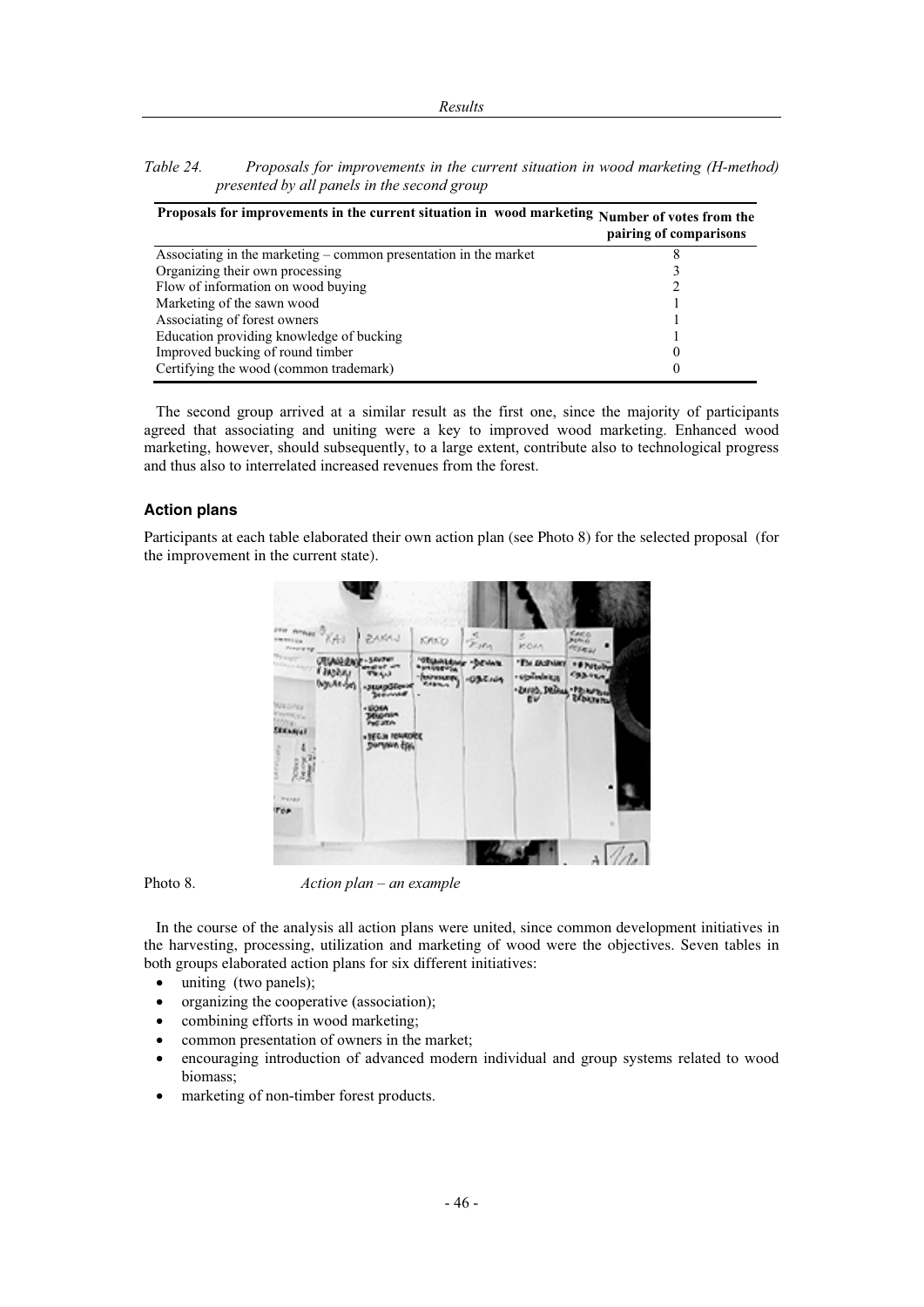*Table 24. Proposals for improvements in the current situation in wood marketing (H-method) presented by all panels in the second group*

| Proposals for improvements in the current situation in wood marketing | Number of votes from the pairing of comparisons |
|---|---|
| Associating in the marketing – common presentation in the market | 8 |
| Organizing their own processing | 3 |
| Flow of information on wood buying | 2 |
| Marketing of the sawn wood | 1 |
| Associating of forest owners | 1 |
| Education providing knowledge of bucking | 1 |
| Improved bucking of round timber | 0 |
| Certifying the wood (common trademark) | 0 |

The second group arrived at a similar result as the first one, since the majority of participants agreed that associating and uniting were a key to improved wood marketing. Enhanced wood marketing, however, should subsequently, to a large extent, contribute also to technological progress and thus also to interrelated increased revenues from the forest.

### Action plans

Participants at each table elaborated their own action plan (see Photo 8) for the selected proposal (for the improvement in the current state).

Photo 8. *Action plan – an example*

In the course of the analysis all action plans were united, since common development initiatives in the harvesting, processing, utilization and marketing of wood were the objectives. Seven tables in both groups elaborated action plans for six different initiatives:

- uniting (two panels);
- organizing the cooperative (association);
- combining efforts in wood marketing;
- common presentation of owners in the market;
- encouraging introduction of advanced modern individual and group systems related to wood biomass;
- marketing of non-timber forest products.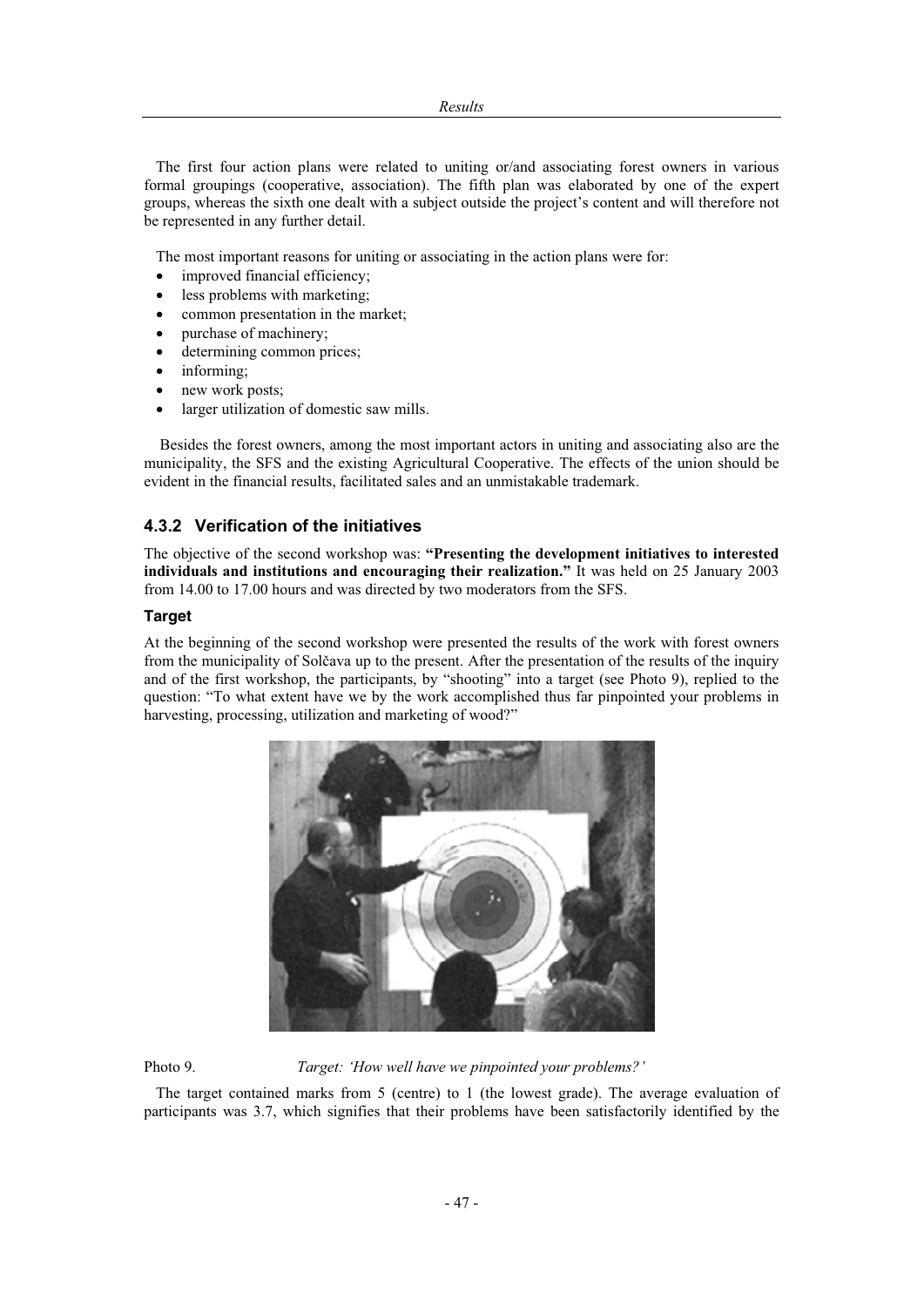The first four action plans were related to uniting or/and associating forest owners in various formal groupings (cooperative, association). The fifth plan was elaborated by one of the expert groups, whereas the sixth one dealt with a subject outside the project's content and will therefore not be represented in any further detail.

The most important reasons for uniting or associating in the action plans were for:

- improved financial efficiency;
- less problems with marketing;
- common presentation in the market;
- purchase of machinery;
- determining common prices;
- informing;
- new work posts;
- larger utilization of domestic saw mills.

Besides the forest owners, among the most important actors in uniting and associating also are the municipality, the SFS and the existing Agricultural Cooperative. The effects of the union should be evident in the financial results, facilitated sales and an unmistakable trademark.

### 4.3.2 Verification of the initiatives

The objective of the second workshop was: **"Presenting the development initiatives to interested individuals and institutions and encouraging their realization."** It was held on 25 January 2003 from 14.00 to 17.00 hours and was directed by two moderators from the SFS.

#### Target

At the beginning of the second workshop were presented the results of the work with forest owners from the municipality of Solčava up to the present. After the presentation of the results of the inquiry and of the first workshop, the participants, by "shooting" into a target (see Photo 9), replied to the question: "To what extent have we by the work accomplished thus far pinpointed your problems in harvesting, processing, utilization and marketing of wood?"

Photo 9. *Target: 'How well have we pinpointed your problems?'*

The target contained marks from 5 (centre) to 1 (the lowest grade). The average evaluation of participants was 3.7, which signifies that their problems have been satisfactorily identified by the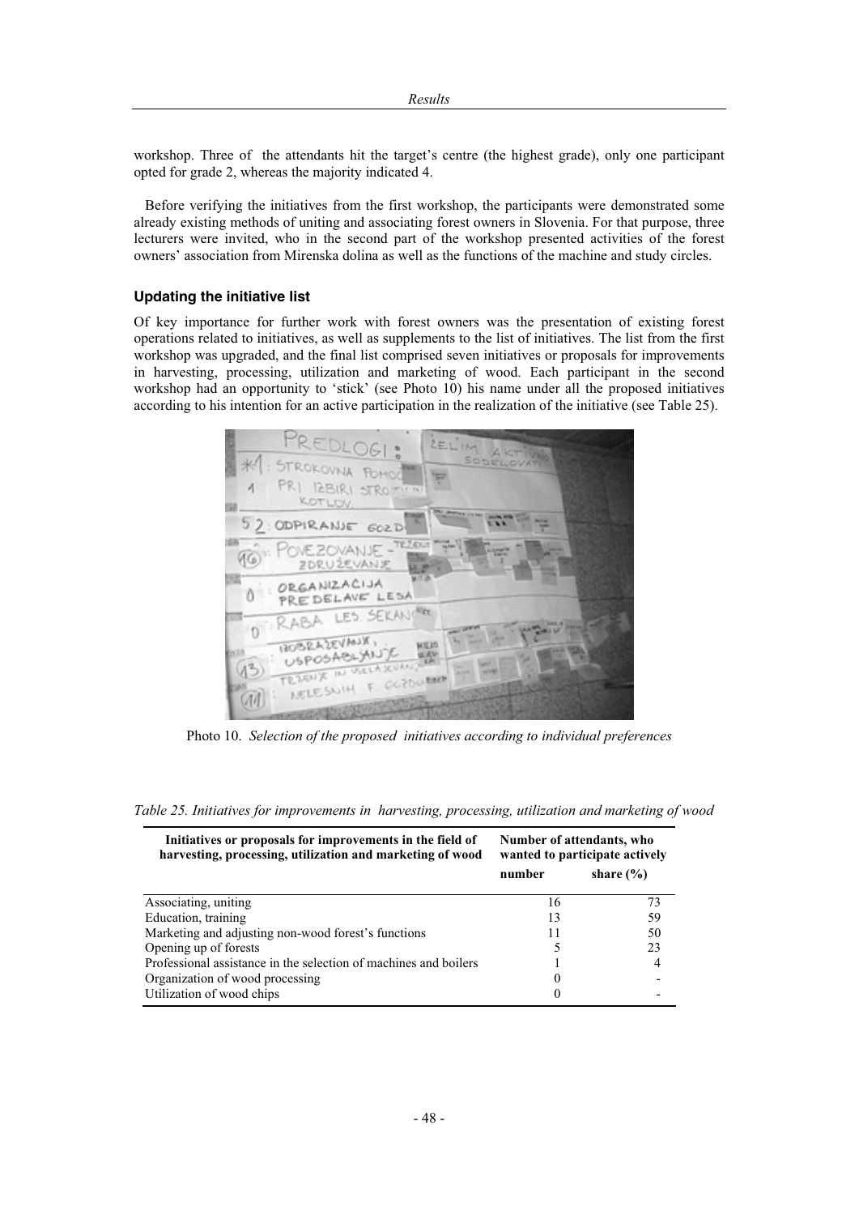workshop. Three of the attendants hit the target's centre (the highest grade), only one participant opted for grade 2, whereas the majority indicated 4.

Before verifying the initiatives from the first workshop, the participants were demonstrated some already existing methods of uniting and associating forest owners in Slovenia. For that purpose, three lecturers were invited, who in the second part of the workshop presented activities of the forest owners' association from Mirenska dolina as well as the functions of the machine and study circles.

### Updating the initiative list

Of key importance for further work with forest owners was the presentation of existing forest operations related to initiatives, as well as supplements to the list of initiatives. The list from the first workshop was upgraded, and the final list comprised seven initiatives or proposals for improvements in harvesting, processing, utilization and marketing of wood. Each participant in the second workshop had an opportunity to 'stick' (see Photo 10) his name under all the proposed initiatives according to his intention for an active participation in the realization of the initiative (see Table 25).

Photo 10. *Selection of the proposed initiatives according to individual preferences*

*Table 25. Initiatives for improvements in harvesting, processing, utilization and marketing of wood*

| Initiatives or proposals for improvements in the field of harvesting, processing, utilization and marketing of wood | Number of attendants, who wanted to participate actively | |
|---|---|---|
| | number | share (%) |
| Associating, uniting | 16 | 73 |
| Education, training | 13 | 59 |
| Marketing and adjusting non-wood forest's functions | 11 | 50 |
| Opening up of forests | 5 | 23 |
| Professional assistance in the selection of machines and boilers | 1 | 4 |
| Organization of wood processing | 0 | - |
| Utilization of wood chips | 0 | - |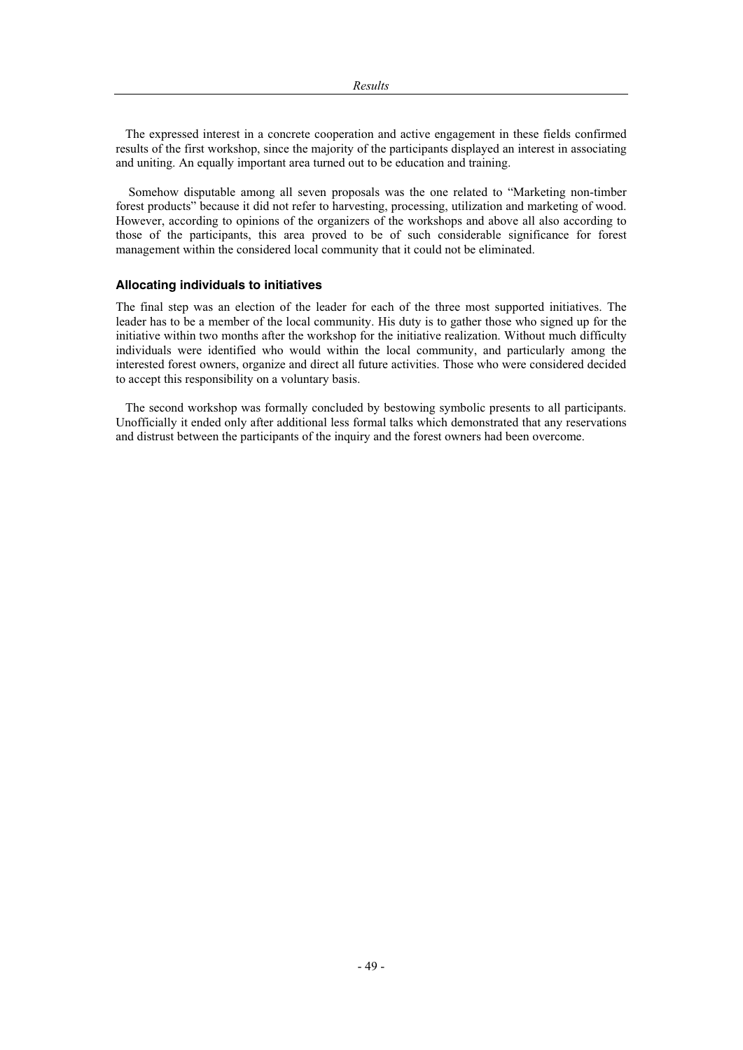The expressed interest in a concrete cooperation and active engagement in these fields confirmed results of the first workshop, since the majority of the participants displayed an interest in associating and uniting. An equally important area turned out to be education and training.

Somehow disputable among all seven proposals was the one related to "Marketing non-timber forest products" because it did not refer to harvesting, processing, utilization and marketing of wood. However, according to opinions of the organizers of the workshops and above all also according to those of the participants, this area proved to be of such considerable significance for forest management within the considered local community that it could not be eliminated.

### Allocating individuals to initiatives

The final step was an election of the leader for each of the three most supported initiatives. The leader has to be a member of the local community. His duty is to gather those who signed up for the initiative within two months after the workshop for the initiative realization. Without much difficulty individuals were identified who would within the local community, and particularly among the interested forest owners, organize and direct all future activities. Those who were considered decided to accept this responsibility on a voluntary basis.

The second workshop was formally concluded by bestowing symbolic presents to all participants. Unofficially it ended only after additional less formal talks which demonstrated that any reservations and distrust between the participants of the inquiry and the forest owners had been overcome.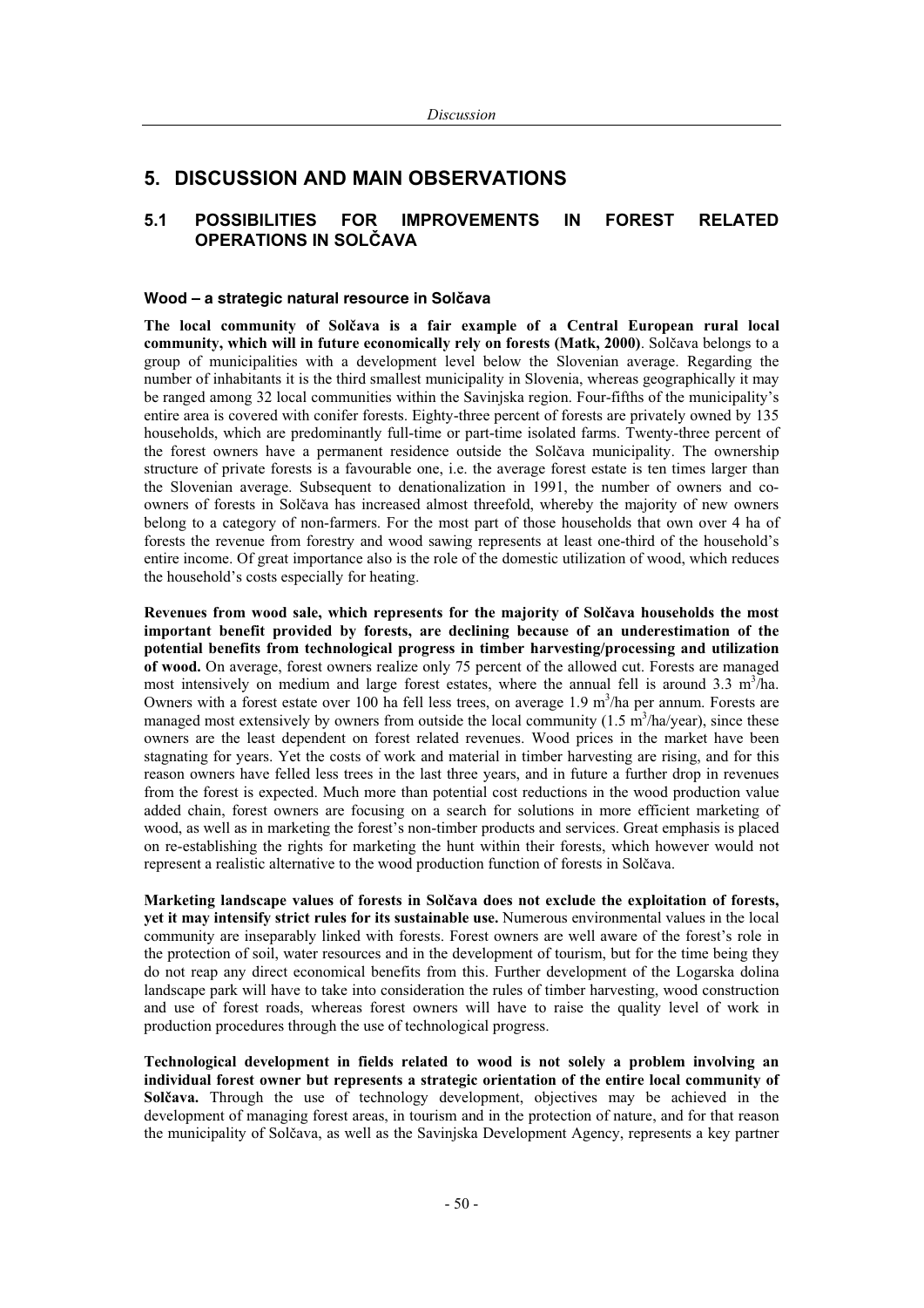# 5. DISCUSSION AND MAIN OBSERVATIONS

## 5.1 POSSIBILITIES FOR IMPROVEMENTS IN FOREST RELATED OPERATIONS IN SOLČAVA

### Wood – a strategic natural resource in Solčava

**The local community of Solčava is a fair example of a Central European rural local community, which will in future economically rely on forests (Matk, 2000)**. Solčava belongs to a group of municipalities with a development level below the Slovenian average. Regarding the number of inhabitants it is the third smallest municipality in Slovenia, whereas geographically it may be ranged among 32 local communities within the Savinjska region. Four-fifths of the municipality's entire area is covered with conifer forests. Eighty-three percent of forests are privately owned by 135 households, which are predominantly full-time or part-time isolated farms. Twenty-three percent of the forest owners have a permanent residence outside the Solčava municipality. The ownership structure of private forests is a favourable one, i.e. the average forest estate is ten times larger than the Slovenian average. Subsequent to denationalization in 1991, the number of owners and co-owners of forests in Solčava has increased almost threefold, whereby the majority of new owners belong to a category of non-farmers. For the most part of those households that own over 4 ha of forests the revenue from forestry and wood sawing represents at least one-third of the household's entire income. Of great importance also is the role of the domestic utilization of wood, which reduces the household's costs especially for heating.

**Revenues from wood sale, which represents for the majority of Solčava households the most important benefit provided by forests, are declining because of an underestimation of the potential benefits from technological progress in timber harvesting/processing and utilization of wood.** On average, forest owners realize only 75 percent of the allowed cut. Forests are managed most intensively on medium and large forest estates, where the annual fell is around 3.3 $m^3$/ha. Owners with a forest estate over 100 ha fell less trees, on average 1.9 $m^3$/ha per annum. Forests are managed most extensively by owners from outside the local community (1.5 $m^3$/ha/year), since these owners are the least dependent on forest related revenues. Wood prices in the market have been stagnating for years. Yet the costs of work and material in timber harvesting are rising, and for this reason owners have felled less trees in the last three years, and in future a further drop in revenues from the forest is expected. Much more than potential cost reductions in the wood production value added chain, forest owners are focusing on a search for solutions in more efficient marketing of wood, as well as in marketing the forest's non-timber products and services. Great emphasis is placed on re-establishing the rights for marketing the hunt within their forests, which however would not represent a realistic alternative to the wood production function of forests in Solčava.

**Marketing landscape values of forests in Solčava does not exclude the exploitation of forests, yet it may intensify strict rules for its sustainable use.** Numerous environmental values in the local community are inseparably linked with forests. Forest owners are well aware of the forest's role in the protection of soil, water resources and in the development of tourism, but for the time being they do not reap any direct economical benefits from this. Further development of the Logarska dolina landscape park will have to take into consideration the rules of timber harvesting, wood construction and use of forest roads, whereas forest owners will have to raise the quality level of work in production procedures through the use of technological progress.

**Technological development in fields related to wood is not solely a problem involving an individual forest owner but represents a strategic orientation of the entire local community of Solčava.** Through the use of technology development, objectives may be achieved in the development of managing forest areas, in tourism and in the protection of nature, and for that reason the municipality of Solčava, as well as the Savinjska Development Agency, represents a key partner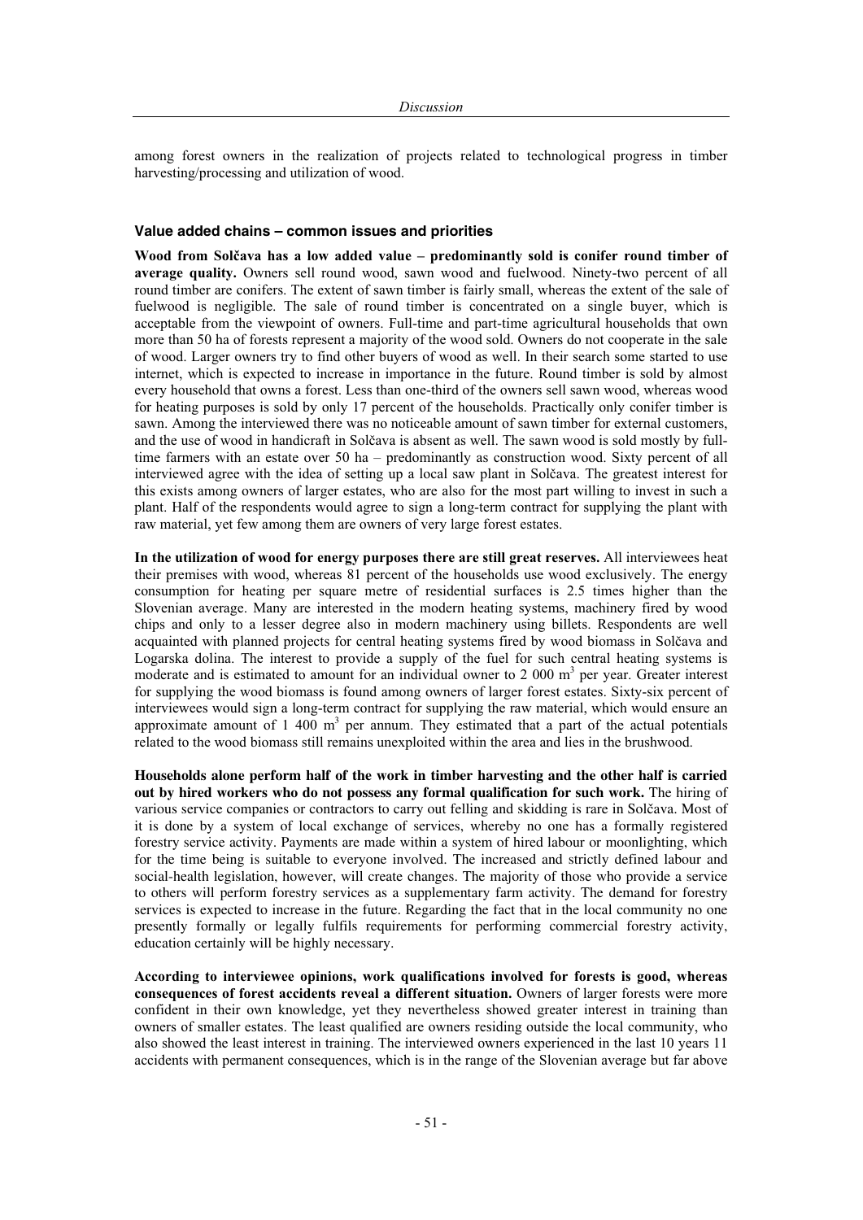among forest owners in the realization of projects related to technological progress in timber harvesting/processing and utilization of wood.

### Value added chains – common issues and priorities

**Wood from Solčava has a low added value – predominantly sold is conifer round timber of average quality.** Owners sell round wood, sawn wood and fuelwood. Ninety-two percent of all round timber are conifers. The extent of sawn timber is fairly small, whereas the extent of the sale of fuelwood is negligible. The sale of round timber is concentrated on a single buyer, which is acceptable from the viewpoint of owners. Full-time and part-time agricultural households that own more than 50 ha of forests represent a majority of the wood sold. Owners do not cooperate in the sale of wood. Larger owners try to find other buyers of wood as well. In their search some started to use internet, which is expected to increase in importance in the future. Round timber is sold by almost every household that owns a forest. Less than one-third of the owners sell sawn wood, whereas wood for heating purposes is sold by only 17 percent of the households. Practically only conifer timber is sawn. Among the interviewed there was no noticeable amount of sawn timber for external customers, and the use of wood in handicraft in Solčava is absent as well. The sawn wood is sold mostly by full-time farmers with an estate over 50 ha – predominantly as construction wood. Sixty percent of all interviewed agree with the idea of setting up a local saw plant in Solčava. The greatest interest for this exists among owners of larger estates, who are also for the most part willing to invest in such a plant. Half of the respondents would agree to sign a long-term contract for supplying the plant with raw material, yet few among them are owners of very large forest estates.

**In the utilization of wood for energy purposes there are still great reserves.** All interviewees heat their premises with wood, whereas 81 percent of the households use wood exclusively. The energy consumption for heating per square metre of residential surfaces is 2.5 times higher than the Slovenian average. Many are interested in the modern heating systems, machinery fired by wood chips and only to a lesser degree also in modern machinery using billets. Respondents are well acquainted with planned projects for central heating systems fired by wood biomass in Solčava and Logarska dolina. The interest to provide a supply of the fuel for such central heating systems is moderate and is estimated to amount for an individual owner to 2 000 $m^3$ per year. Greater interest for supplying the wood biomass is found among owners of larger forest estates. Sixty-six percent of interviewees would sign a long-term contract for supplying the raw material, which would ensure an approximate amount of 1 400 $m^3$ per annum. They estimated that a part of the actual potentials related to the wood biomass still remains unexploited within the area and lies in the brushwood.

**Households alone perform half of the work in timber harvesting and the other half is carried out by hired workers who do not possess any formal qualification for such work.** The hiring of various service companies or contractors to carry out felling and skidding is rare in Solčava. Most of it is done by a system of local exchange of services, whereby no one has a formally registered forestry service activity. Payments are made within a system of hired labour or moonlighting, which for the time being is suitable to everyone involved. The increased and strictly defined labour and social-health legislation, however, will create changes. The majority of those who provide a service to others will perform forestry services as a supplementary farm activity. The demand for forestry services is expected to increase in the future. Regarding the fact that in the local community no one presently formally or legally fulfils requirements for performing commercial forestry activity, education certainly will be highly necessary.

**According to interviewee opinions, work qualifications involved for forests is good, whereas consequences of forest accidents reveal a different situation.** Owners of larger forests were more confident in their own knowledge, yet they nevertheless showed greater interest in training than owners of smaller estates. The least qualified are owners residing outside the local community, who also showed the least interest in training. The interviewed owners experienced in the last 10 years 11 accidents with permanent consequences, which is in the range of the Slovenian average but far above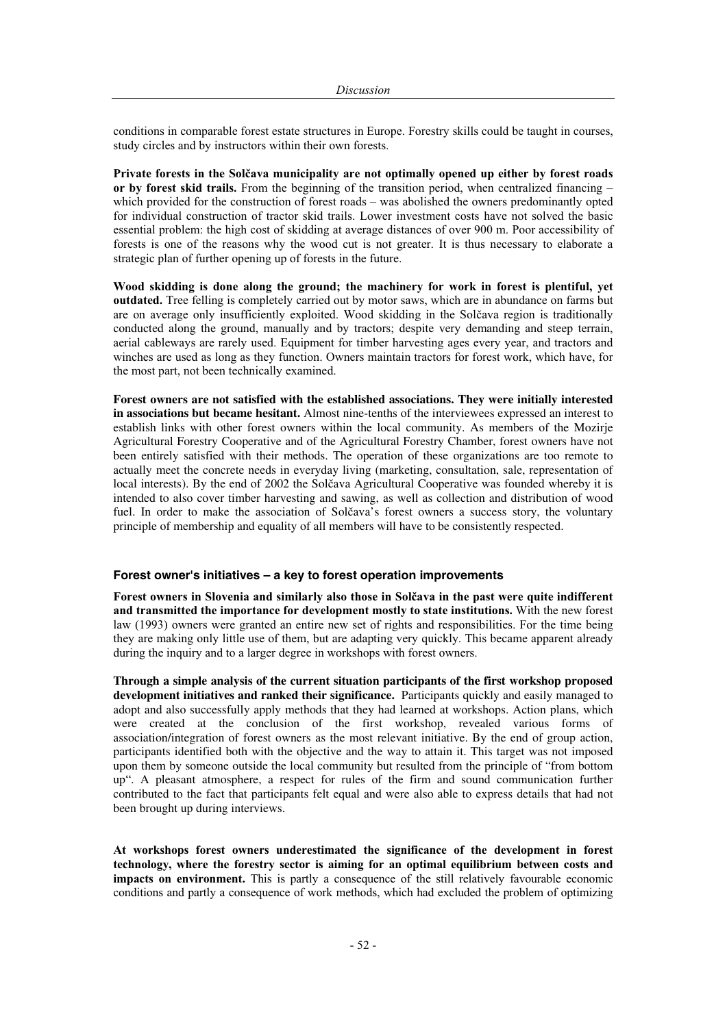conditions in comparable forest estate structures in Europe. Forestry skills could be taught in courses, study circles and by instructors within their own forests.

**Private forests in the Solčava municipality are not optimally opened up either by forest roads or by forest skid trails.** From the beginning of the transition period, when centralized financing – which provided for the construction of forest roads – was abolished the owners predominantly opted for individual construction of tractor skid trails. Lower investment costs have not solved the basic essential problem: the high cost of skidding at average distances of over 900 m. Poor accessibility of forests is one of the reasons why the wood cut is not greater. It is thus necessary to elaborate a strategic plan of further opening up of forests in the future.

**Wood skidding is done along the ground; the machinery for work in forest is plentiful, yet outdated.** Tree felling is completely carried out by motor saws, which are in abundance on farms but are on average only insufficiently exploited. Wood skidding in the Solčava region is traditionally conducted along the ground, manually and by tractors; despite very demanding and steep terrain, aerial cableways are rarely used. Equipment for timber harvesting ages every year, and tractors and winches are used as long as they function. Owners maintain tractors for forest work, which have, for the most part, not been technically examined.

**Forest owners are not satisfied with the established associations. They were initially interested in associations but became hesitant.** Almost nine-tenths of the interviewees expressed an interest to establish links with other forest owners within the local community. As members of the Mozirje Agricultural Forestry Cooperative and of the Agricultural Forestry Chamber, forest owners have not been entirely satisfied with their methods. The operation of these organizations are too remote to actually meet the concrete needs in everyday living (marketing, consultation, sale, representation of local interests). By the end of 2002 the Solčava Agricultural Cooperative was founded whereby it is intended to also cover timber harvesting and sawing, as well as collection and distribution of wood fuel. In order to make the association of Solčava's forest owners a success story, the voluntary principle of membership and equality of all members will have to be consistently respected.

### Forest owner's initiatives – a key to forest operation improvements

**Forest owners in Slovenia and similarly also those in Solčava in the past were quite indifferent and transmitted the importance for development mostly to state institutions.** With the new forest law (1993) owners were granted an entire new set of rights and responsibilities. For the time being they are making only little use of them, but are adapting very quickly. This became apparent already during the inquiry and to a larger degree in workshops with forest owners.

**Through a simple analysis of the current situation participants of the first workshop proposed development initiatives and ranked their significance.** Participants quickly and easily managed to adopt and also successfully apply methods that they had learned at workshops. Action plans, which were created at the conclusion of the first workshop, revealed various forms of association/integration of forest owners as the most relevant initiative. By the end of group action, participants identified both with the objective and the way to attain it. This target was not imposed upon them by someone outside the local community but resulted from the principle of "from bottom up". A pleasant atmosphere, a respect for rules of the firm and sound communication further contributed to the fact that participants felt equal and were also able to express details that had not been brought up during interviews.

**At workshops forest owners underestimated the significance of the development in forest technology, where the forestry sector is aiming for an optimal equilibrium between costs and impacts on environment.** This is partly a consequence of the still relatively favourable economic conditions and partly a consequence of work methods, which had excluded the problem of optimizing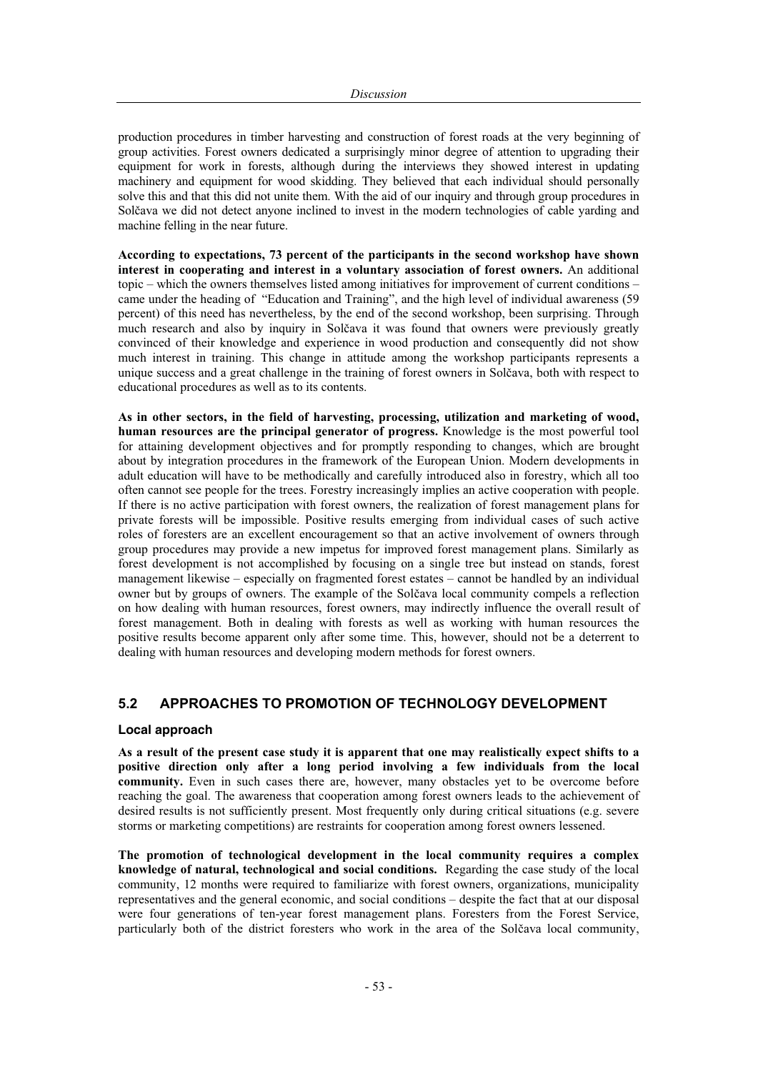production procedures in timber harvesting and construction of forest roads at the very beginning of group activities. Forest owners dedicated a surprisingly minor degree of attention to upgrading their equipment for work in forests, although during the interviews they showed interest in updating machinery and equipment for wood skidding. They believed that each individual should personally solve this and that this did not unite them. With the aid of our inquiry and through group procedures in Solčava we did not detect anyone inclined to invest in the modern technologies of cable yarding and machine felling in the near future.

**According to expectations, 73 percent of the participants in the second workshop have shown interest in cooperating and interest in a voluntary association of forest owners.** An additional topic – which the owners themselves listed among initiatives for improvement of current conditions – came under the heading of "Education and Training", and the high level of individual awareness (59 percent) of this need has nevertheless, by the end of the second workshop, been surprising. Through much research and also by inquiry in Solčava it was found that owners were previously greatly convinced of their knowledge and experience in wood production and consequently did not show much interest in training. This change in attitude among the workshop participants represents a unique success and a great challenge in the training of forest owners in Solčava, both with respect to educational procedures as well as to its contents.

**As in other sectors, in the field of harvesting, processing, utilization and marketing of wood, human resources are the principal generator of progress.** Knowledge is the most powerful tool for attaining development objectives and for promptly responding to changes, which are brought about by integration procedures in the framework of the European Union. Modern developments in adult education will have to be methodically and carefully introduced also in forestry, which all too often cannot see people for the trees. Forestry increasingly implies an active cooperation with people. If there is no active participation with forest owners, the realization of forest management plans for private forests will be impossible. Positive results emerging from individual cases of such active roles of foresters are an excellent encouragement so that an active involvement of owners through group procedures may provide a new impetus for improved forest management plans. Similarly as forest development is not accomplished by focusing on a single tree but instead on stands, forest management likewise – especially on fragmented forest estates – cannot be handled by an individual owner but by groups of owners. The example of the Solčava local community compels a reflection on how dealing with human resources, forest owners, may indirectly influence the overall result of forest management. Both in dealing with forests as well as working with human resources the positive results become apparent only after some time. This, however, should not be a deterrent to dealing with human resources and developing modern methods for forest owners.

## 5.2 APPROACHES TO PROMOTION OF TECHNOLOGY DEVELOPMENT

### Local approach

**As a result of the present case study it is apparent that one may realistically expect shifts to a positive direction only after a long period involving a few individuals from the local community.** Even in such cases there are, however, many obstacles yet to be overcome before reaching the goal. The awareness that cooperation among forest owners leads to the achievement of desired results is not sufficiently present. Most frequently only during critical situations (e.g. severe storms or marketing competitions) are restraints for cooperation among forest owners lessened.

**The promotion of technological development in the local community requires a complex knowledge of natural, technological and social conditions.** Regarding the case study of the local community, 12 months were required to familiarize with forest owners, organizations, municipality representatives and the general economic, and social conditions – despite the fact that at our disposal were four generations of ten-year forest management plans. Foresters from the Forest Service, particularly both of the district foresters who work in the area of the Solčava local community,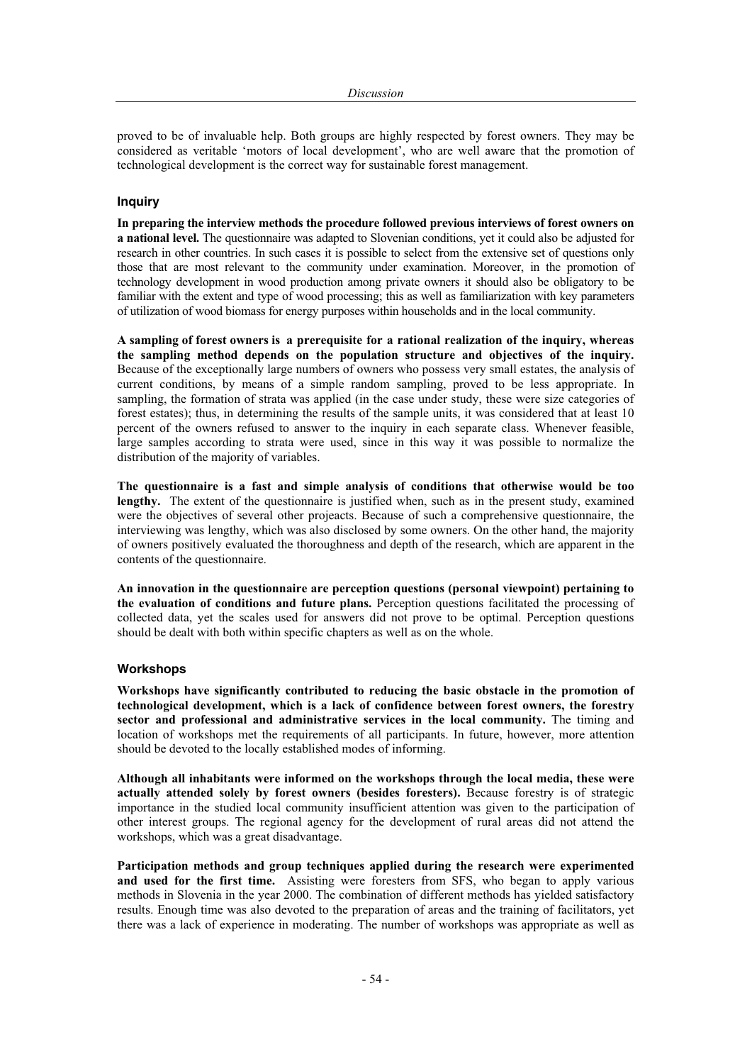proved to be of invaluable help. Both groups are highly respected by forest owners. They may be considered as veritable 'motors of local development', who are well aware that the promotion of technological development is the correct way for sustainable forest management.

### Inquiry

**In preparing the interview methods the procedure followed previous interviews of forest owners on a national level.** The questionnaire was adapted to Slovenian conditions, yet it could also be adjusted for research in other countries. In such cases it is possible to select from the extensive set of questions only those that are most relevant to the community under examination. Moreover, in the promotion of technology development in wood production among private owners it should also be obligatory to be familiar with the extent and type of wood processing; this as well as familiarization with key parameters of utilization of wood biomass for energy purposes within households and in the local community.

**A sampling of forest owners is a prerequisite for a rational realization of the inquiry, whereas the sampling method depends on the population structure and objectives of the inquiry.** Because of the exceptionally large numbers of owners who possess very small estates, the analysis of current conditions, by means of a simple random sampling, proved to be less appropriate. In sampling, the formation of strata was applied (in the case under study, these were size categories of forest estates); thus, in determining the results of the sample units, it was considered that at least 10 percent of the owners refused to answer to the inquiry in each separate class. Whenever feasible, large samples according to strata were used, since in this way it was possible to normalize the distribution of the majority of variables.

**The questionnaire is a fast and simple analysis of conditions that otherwise would be too lengthy.** The extent of the questionnaire is justified when, such as in the present study, examined were the objectives of several other projeacts. Because of such a comprehensive questionnaire, the interviewing was lengthy, which was also disclosed by some owners. On the other hand, the majority of owners positively evaluated the thoroughness and depth of the research, which are apparent in the contents of the questionnaire.

**An innovation in the questionnaire are perception questions (personal viewpoint) pertaining to the evaluation of conditions and future plans.** Perception questions facilitated the processing of collected data, yet the scales used for answers did not prove to be optimal. Perception questions should be dealt with both within specific chapters as well as on the whole.

### Workshops

**Workshops have significantly contributed to reducing the basic obstacle in the promotion of technological development, which is a lack of confidence between forest owners, the forestry sector and professional and administrative services in the local community.** The timing and location of workshops met the requirements of all participants. In future, however, more attention should be devoted to the locally established modes of informing.

**Although all inhabitants were informed on the workshops through the local media, these were actually attended solely by forest owners (besides foresters).** Because forestry is of strategic importance in the studied local community insufficient attention was given to the participation of other interest groups. The regional agency for the development of rural areas did not attend the workshops, which was a great disadvantage.

**Participation methods and group techniques applied during the research were experimented and used for the first time.** Assisting were foresters from SFS, who began to apply various methods in Slovenia in the year 2000. The combination of different methods has yielded satisfactory results. Enough time was also devoted to the preparation of areas and the training of facilitators, yet there was a lack of experience in moderating. The number of workshops was appropriate as well as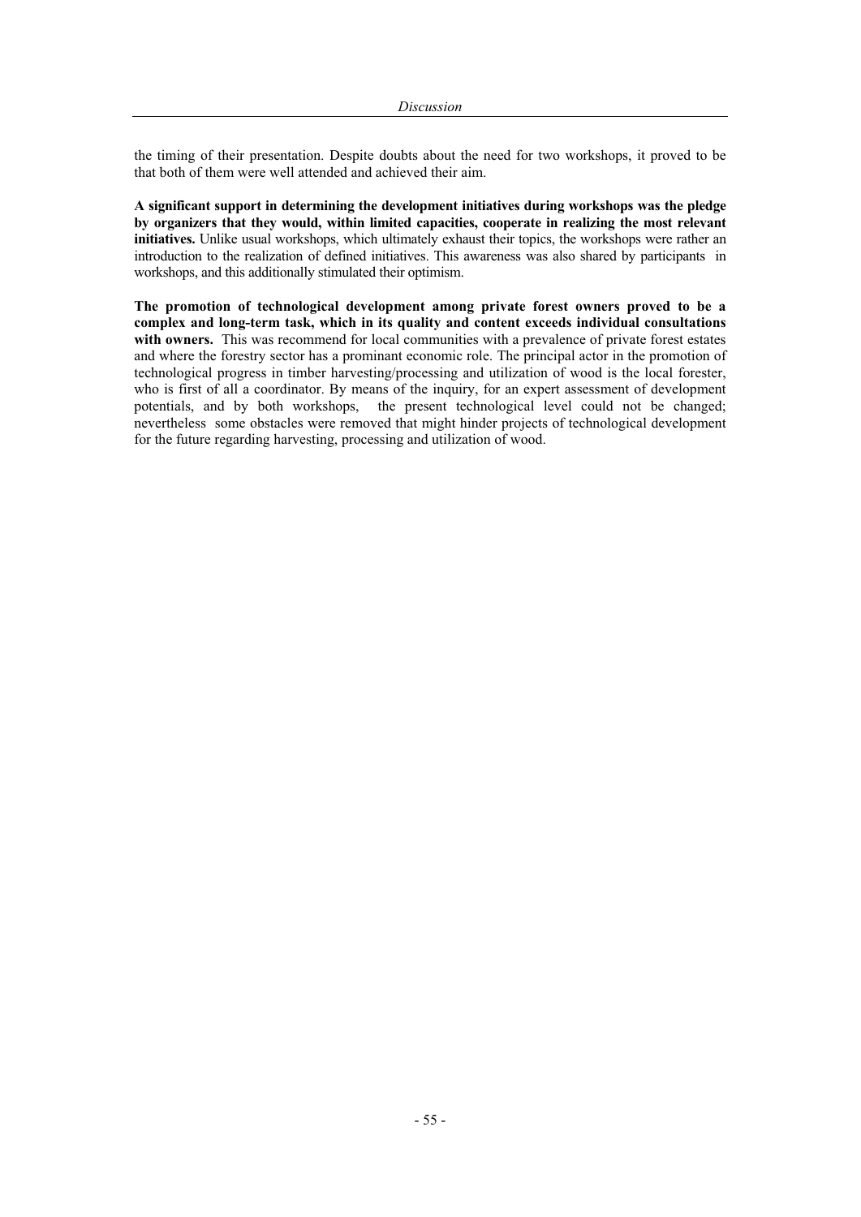the timing of their presentation. Despite doubts about the need for two workshops, it proved to be that both of them were well attended and achieved their aim.

**A significant support in determining the development initiatives during workshops was the pledge by organizers that they would, within limited capacities, cooperate in realizing the most relevant initiatives.** Unlike usual workshops, which ultimately exhaust their topics, the workshops were rather an introduction to the realization of defined initiatives. This awareness was also shared by participants in workshops, and this additionally stimulated their optimism.

**The promotion of technological development among private forest owners proved to be a complex and long-term task, which in its quality and content exceeds individual consultations with owners.** This was recommend for local communities with a prevalence of private forest estates and where the forestry sector has a prominant economic role. The principal actor in the promotion of technological progress in timber harvesting/processing and utilization of wood is the local forester, who is first of all a coordinator. By means of the inquiry, for an expert assessment of development potentials, and by both workshops, the present technological level could not be changed; nevertheless some obstacles were removed that might hinder projects of technological development for the future regarding harvesting, processing and utilization of wood.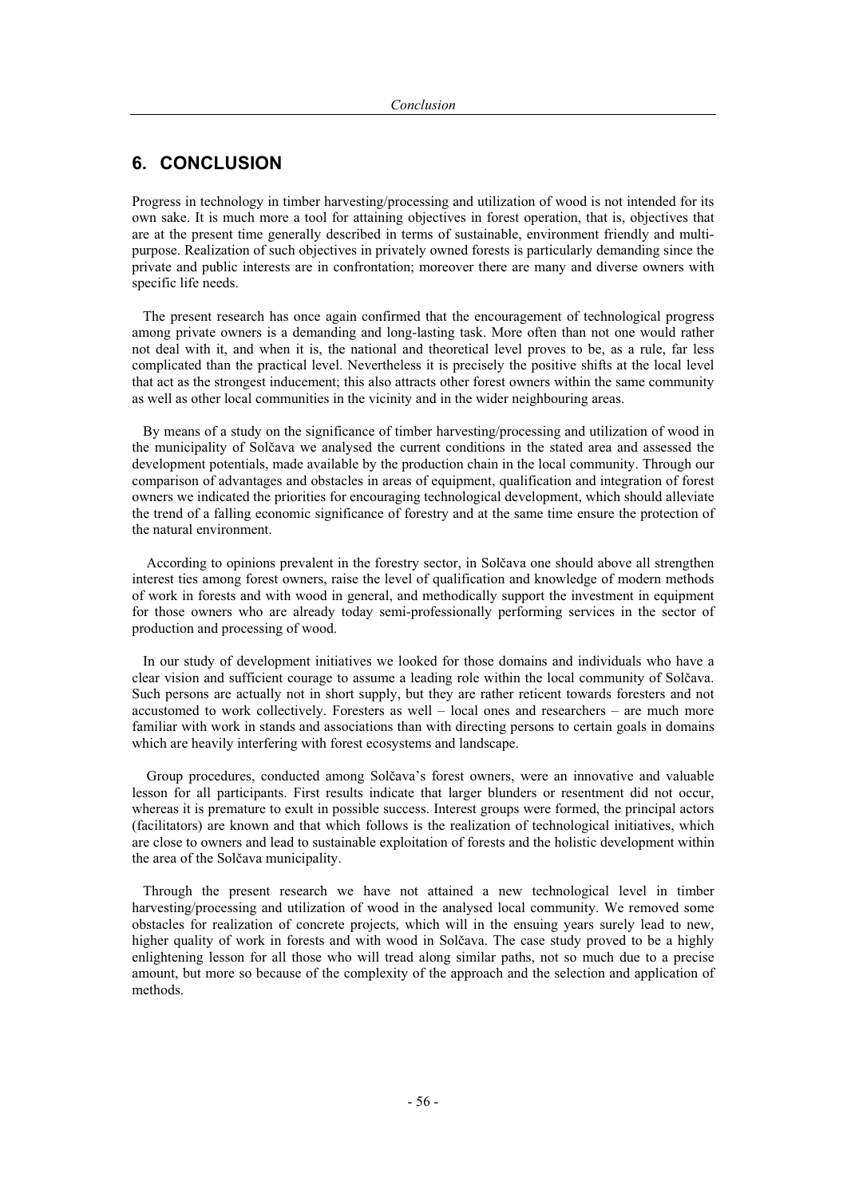## 6. CONCLUSION

Progress in technology in timber harvesting/processing and utilization of wood is not intended for its own sake. It is much more a tool for attaining objectives in forest operation, that is, objectives that are at the present time generally described in terms of sustainable, environment friendly and multi-purpose. Realization of such objectives in privately owned forests is particularly demanding since the private and public interests are in confrontation; moreover there are many and diverse owners with specific life needs.

The present research has once again confirmed that the encouragement of technological progress among private owners is a demanding and long-lasting task. More often than not one would rather not deal with it, and when it is, the national and theoretical level proves to be, as a rule, far less complicated than the practical level. Nevertheless it is precisely the positive shifts at the local level that act as the strongest inducement; this also attracts other forest owners within the same community as well as other local communities in the vicinity and in the wider neighbouring areas.

By means of a study on the significance of timber harvesting/processing and utilization of wood in the municipality of Solčava we analysed the current conditions in the stated area and assessed the development potentials, made available by the production chain in the local community. Through our comparison of advantages and obstacles in areas of equipment, qualification and integration of forest owners we indicated the priorities for encouraging technological development, which should alleviate the trend of a falling economic significance of forestry and at the same time ensure the protection of the natural environment.

According to opinions prevalent in the forestry sector, in Solčava one should above all strengthen interest ties among forest owners, raise the level of qualification and knowledge of modern methods of work in forests and with wood in general, and methodically support the investment in equipment for those owners who are already today semi-professionally performing services in the sector of production and processing of wood.

In our study of development initiatives we looked for those domains and individuals who have a clear vision and sufficient courage to assume a leading role within the local community of Solčava. Such persons are actually not in short supply, but they are rather reticent towards foresters and not accustomed to work collectively. Foresters as well – local ones and researchers – are much more familiar with work in stands and associations than with directing persons to certain goals in domains which are heavily interfering with forest ecosystems and landscape.

Group procedures, conducted among Solčava's forest owners, were an innovative and valuable lesson for all participants. First results indicate that larger blunders or resentment did not occur, whereas it is premature to exult in possible success. Interest groups were formed, the principal actors (facilitators) are known and that which follows is the realization of technological initiatives, which are close to owners and lead to sustainable exploitation of forests and the holistic development within the area of the Solčava municipality.

Through the present research we have not attained a new technological level in timber harvesting/processing and utilization of wood in the analysed local community. We removed some obstacles for realization of concrete projects, which will in the ensuing years surely lead to new, higher quality of work in forests and with wood in Solčava. The case study proved to be a highly enlightening lesson for all those who will tread along similar paths, not so much due to a precise amount, but more so because of the complexity of the approach and the selection and application of methods.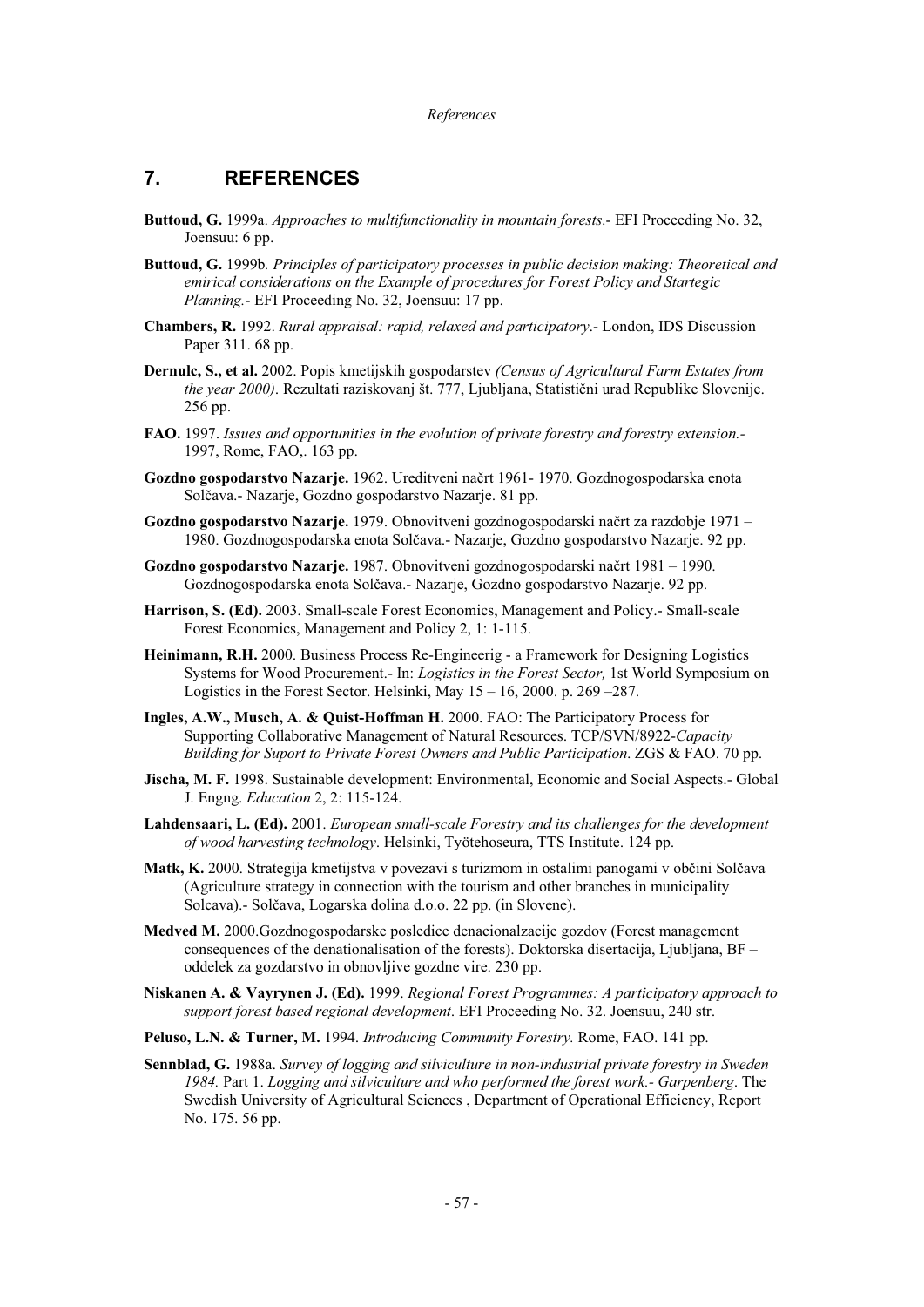## 7. REFERENCES

**Buttoud, G.** 1999a. *Approaches to multifunctionality in mountain forests*.- EFI Proceeding No. 32, Joensuu: 6 pp.

**Buttoud, G.** 1999b. *Principles of participatory processes in public decision making: Theoretical and emirical considerations on the Example of procedures for Forest Policy and Startegic Planning*.- EFI Proceeding No. 32, Joensuu: 17 pp.

**Chambers, R.** 1992. *Rural appraisal: rapid, relaxed and participatory*.- London, IDS Discussion Paper 311. 68 pp.

**Dernulc, S., et al.** 2002. Popis kmetijskih gospodarstev *(Census of Agricultural Farm Estates from the year 2000)*. Rezultati raziskovanj št. 777, Ljubljana, Statistični urad Republike Slovenije. 256 pp.

**FAO.** 1997. *Issues and opportunities in the evolution of private forestry and forestry extension.-* 1997, Rome, FAO,. 163 pp.

**Gozdno gospodarstvo Nazarje.** 1962. Ureditveni načrt 1961- 1970. Gozdnogospodarska enota Solčava.- Nazarje, Gozdno gospodarstvo Nazarje. 81 pp.

**Gozdno gospodarstvo Nazarje.** 1979. Obnovitveni gozdnogospodarski načrt za razdobje 1971 – 1980. Gozdnogospodarska enota Solčava.- Nazarje, Gozdno gospodarstvo Nazarje. 92 pp.

**Gozdno gospodarstvo Nazarje.** 1987. Obnovitveni gozdnogospodarski načrt 1981 – 1990. Gozdnogospodarska enota Solčava.- Nazarje, Gozdno gospodarstvo Nazarje. 92 pp.

**Harrison, S. (Ed).** 2003. Small-scale Forest Economics, Management and Policy.- Small-scale Forest Economics, Management and Policy 2, 1: 1-115.

**Heinimann, R.H.** 2000. Business Process Re-Engineerig - a Framework for Designing Logistics Systems for Wood Procurement.- In: *Logistics in the Forest Sector,* 1st World Symposium on Logistics in the Forest Sector. Helsinki, May 15 – 16, 2000. p. 269 –287.

**Ingles, A.W., Musch, A. & Quist-Hoffman H.** 2000. FAO: The Participatory Process for Supporting Collaborative Management of Natural Resources. TCP/SVN/8922-*Capacity Building for Suport to Private Forest Owners and Public Participation*. ZGS & FAO. 70 pp.

**Jischa, M. F.** 1998. Sustainable development: Environmental, Economic and Social Aspects.- Global J. Engng. *Education* 2, 2: 115-124.

**Lahdensaari, L. (Ed).** 2001. *European small-scale Forestry and its challenges for the development of wood harvesting technology*. Helsinki, Työtehoseura, TTS Institute. 124 pp.

**Matk, K.** 2000. Strategija kmetijstva v povezavi s turizmom in ostalimi panogami v občini Solčava (Agriculture strategy in connection with the tourism and other branches in municipality Solcava).- Solčava, Logarska dolina d.o.o. 22 pp. (in Slovene).

**Medved M.** 2000.Gozdnogospodarske posledice denacionalzacije gozdov (Forest management consequences of the denationalisation of the forests). Doktorska disertacija, Ljubljana, BF – oddelek za gozdarstvo in obnovljive gozdne vire. 230 pp.

**Niskanen A. & Vayrynen J. (Ed).** 1999. *Regional Forest Programmes: A participatory approach to support forest based regional development*. EFI Proceeding No. 32. Joensuu, 240 str.

**Peluso, L.N. & Turner, M.** 1994. *Introducing Community Forestry.* Rome, FAO. 141 pp.

**Sennblad, G.** 1988a. *Survey of logging and silviculture in non-industrial private forestry in Sweden 1984.* Part 1. *Logging and silviculture and who performed the forest work.- Garpenberg*. The Swedish University of Agricultural Sciences , Department of Operational Efficiency, Report No. 175. 56 pp.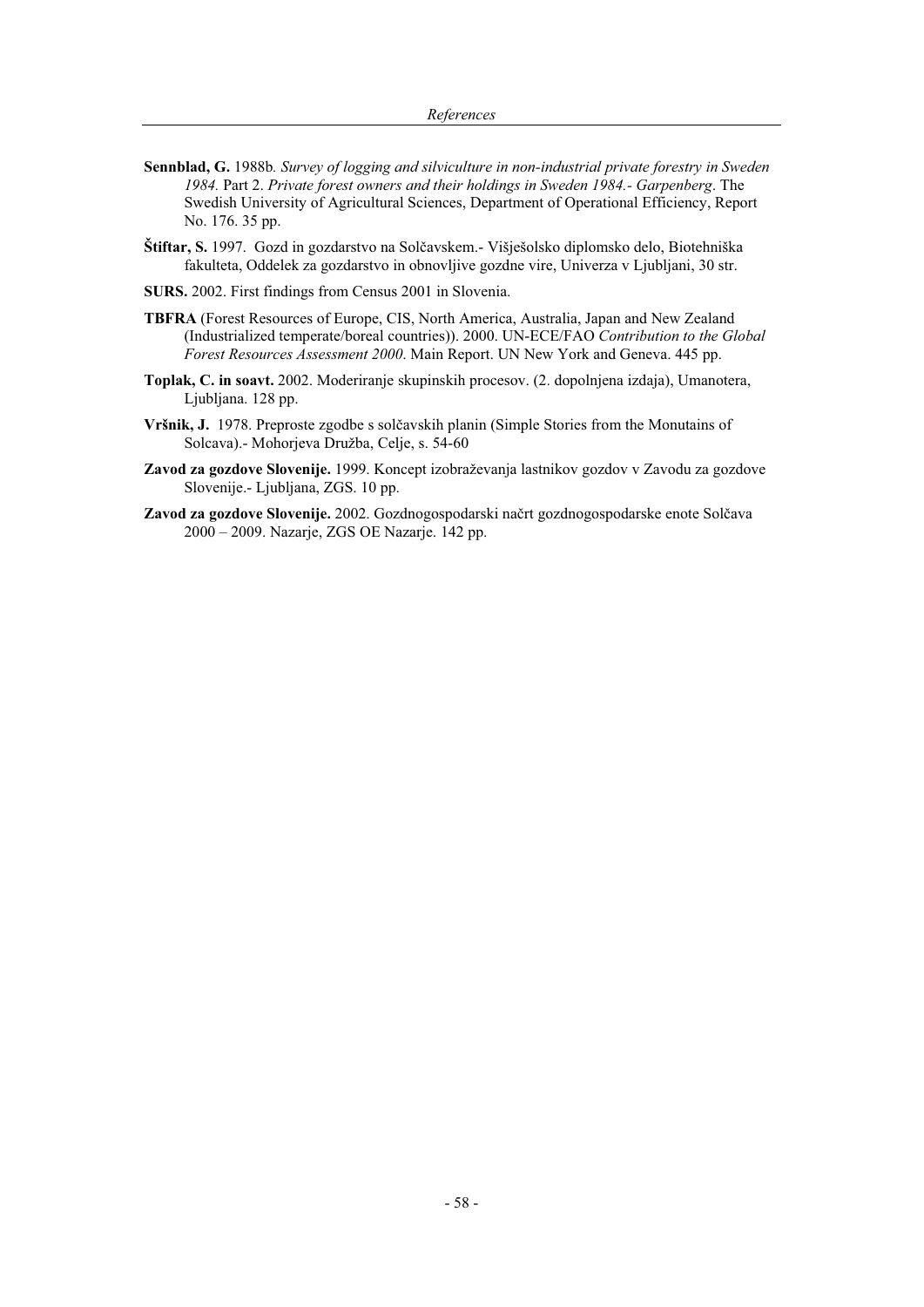**Sennblad, G.** 1988b. *Survey of logging and silviculture in non-industrial private forestry in Sweden 1984.* Part 2. *Private forest owners and their holdings in Sweden 1984.- Garpenberg*. The Swedish University of Agricultural Sciences, Department of Operational Efficiency, Report No. 176. 35 pp.

**Štiftar, S.** 1997. Gozd in gozdarstvo na Solčavskem.- Višješolsko diplomsko delo, Biotehniška fakulteta, Oddelek za gozdarstvo in obnovljive gozdne vire, Univerza v Ljubljani, 30 str.

**SURS.** 2002. First findings from Census 2001 in Slovenia.

**TBFRA** (Forest Resources of Europe, CIS, North America, Australia, Japan and New Zealand (Industrialized temperate/boreal countries)). 2000. UN-ECE/FAO *Contribution to the Global Forest Resources Assessment 2000*. Main Report. UN New York and Geneva. 445 pp.

**Toplak, C. in soavt.** 2002. Moderiranje skupinskih procesov. (2. dopolnjena izdaja), Umanotera, Ljubljana. 128 pp.

**Vršnik, J.** 1978. Preproste zgodbe s solčavskih planin (Simple Stories from the Monutains of Solcava).- Mohorjeva Družba, Celje, s. 54-60

**Zavod za gozdove Slovenije.** 1999. Koncept izobraževanja lastnikov gozdov v Zavodu za gozdove Slovenije.- Ljubljana, ZGS. 10 pp.

**Zavod za gozdove Slovenije.** 2002. Gozdnogospodarski načrt gozdnogospodarske enote Solčava 2000 – 2009. Nazarje, ZGS OE Nazarje. 142 pp.